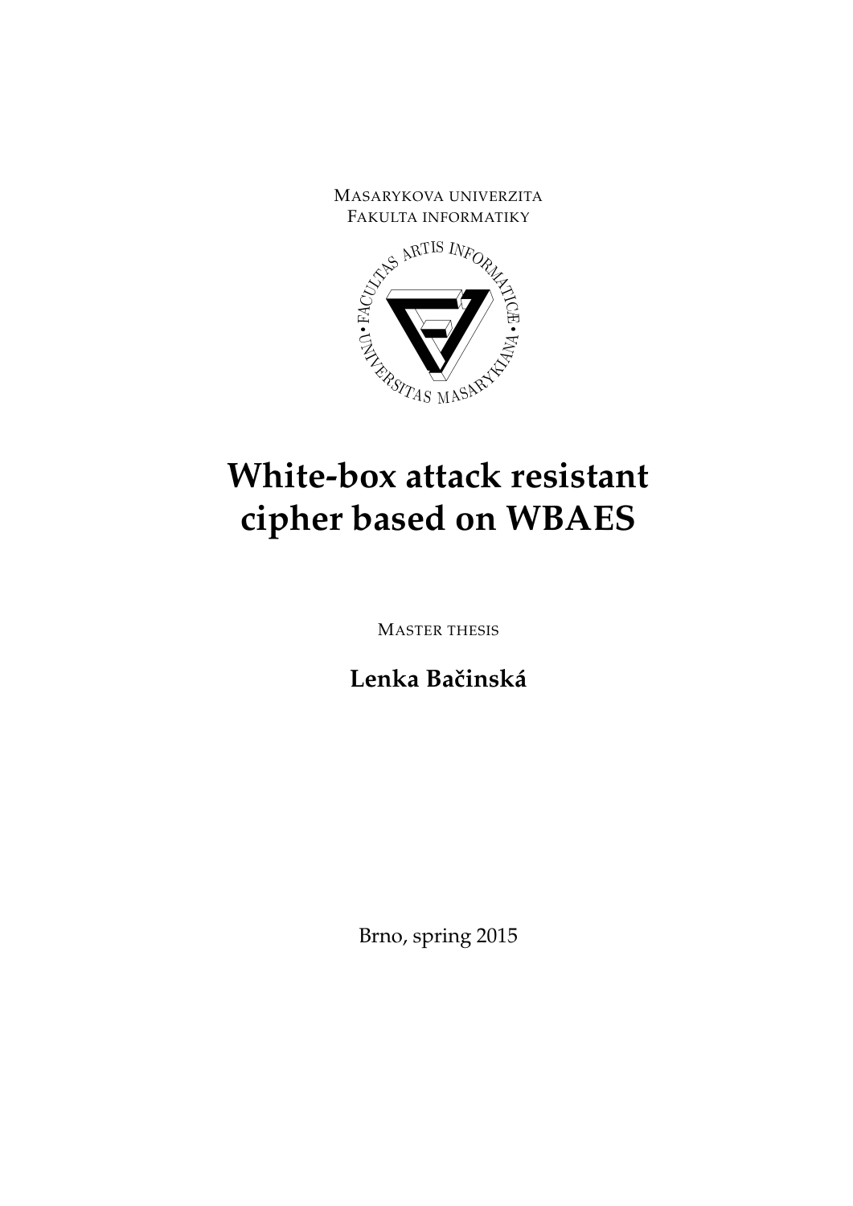Masarykova univerzita
Fakulta informatiky

# White-box attack resistant cipher based on WBAES

Master thesis

**Lenka Bačinská**

Brno, spring 2015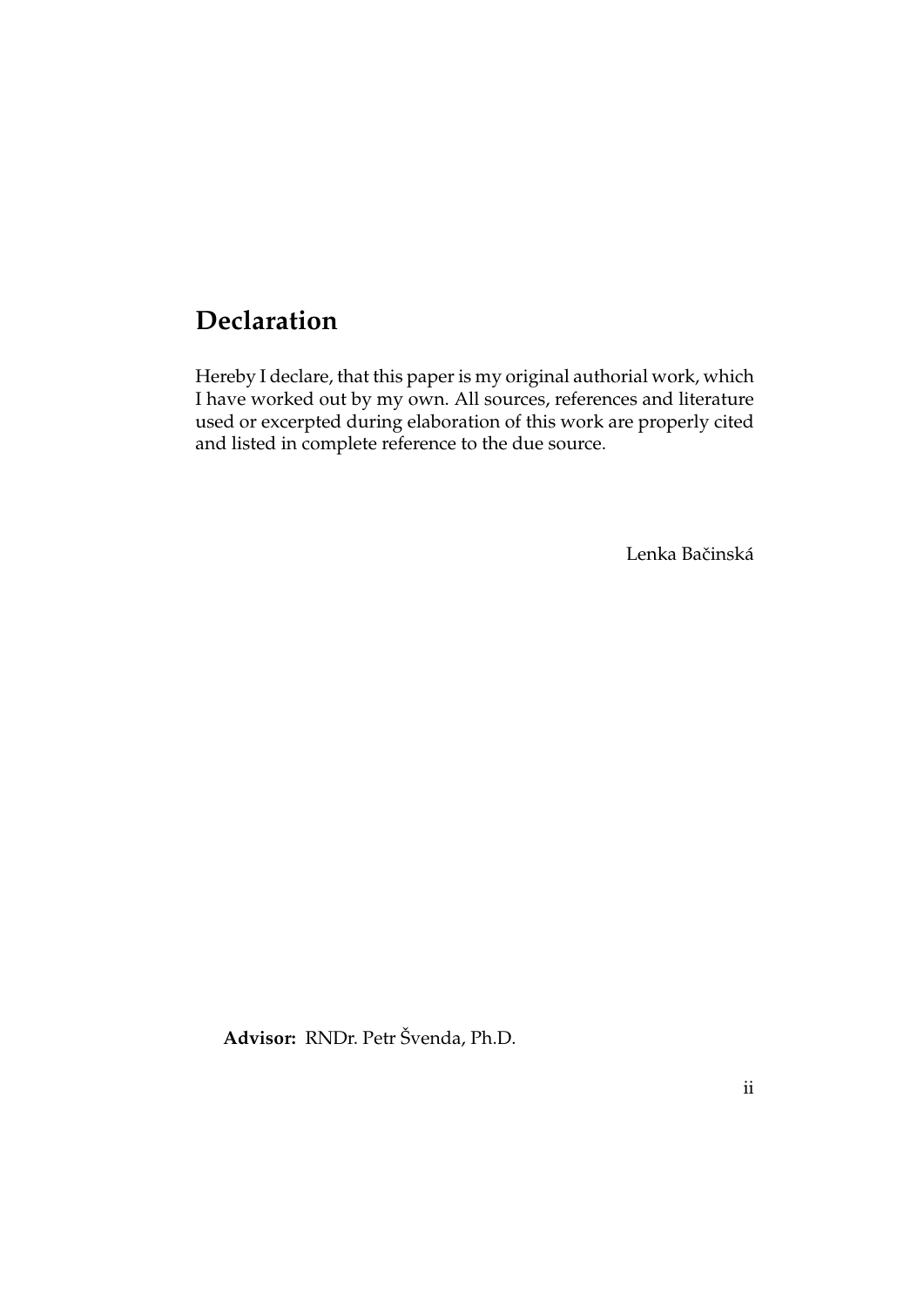# Declaration

Hereby I declare, that this paper is my original authorial work, which I have worked out by my own. All sources, references and literature used or excerpted during elaboration of this work are properly cited and listed in complete reference to the due source.

Lenka Bačinská

**Advisor:** RNDr. Petr Švenda, Ph.D.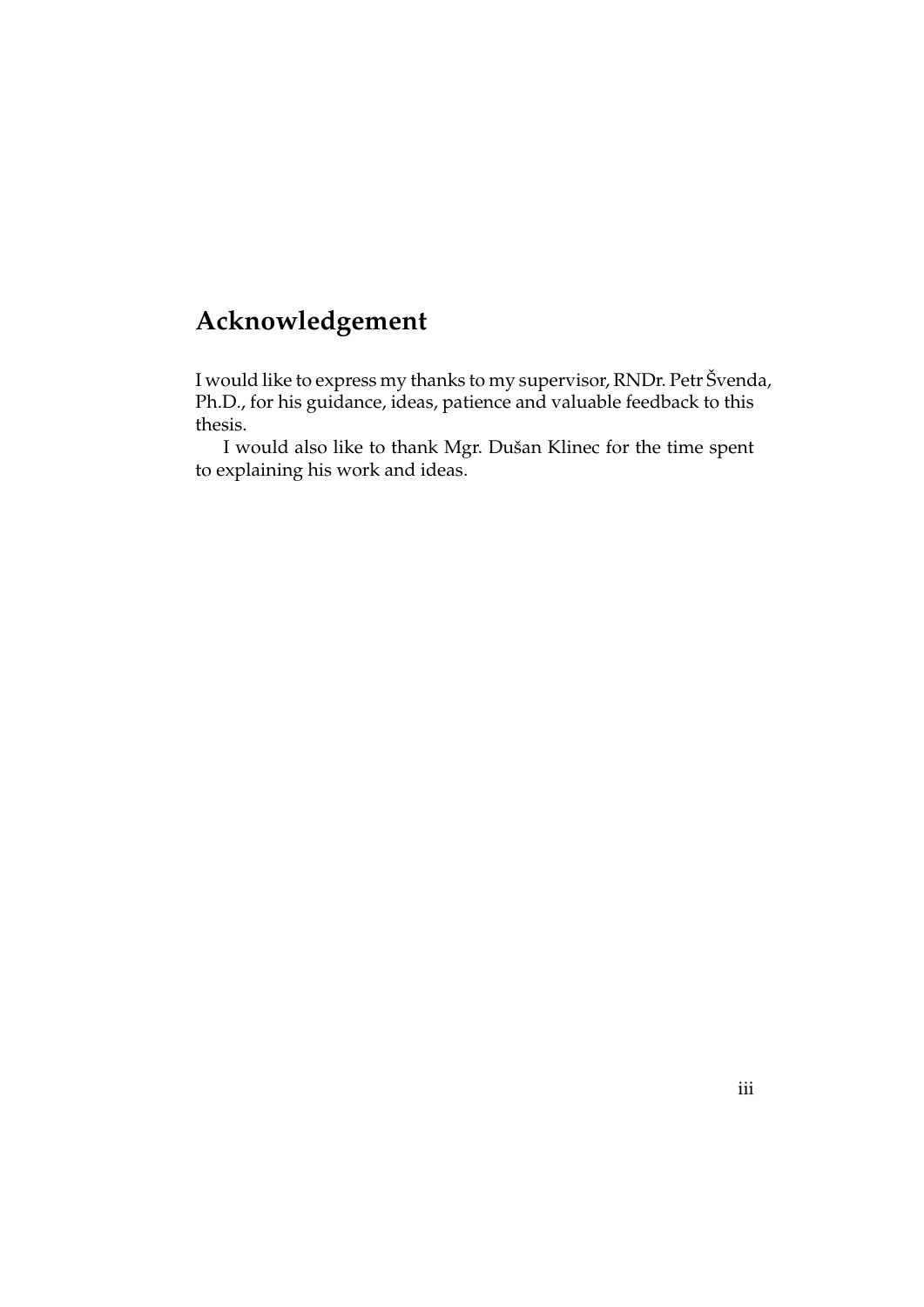# Acknowledgement

I would like to express my thanks to my supervisor, RNDr. Petr Švenda, Ph.D., for his guidance, ideas, patience and valuable feedback to this thesis.

I would also like to thank Mgr. Dušan Klinec for the time spent to explaining his work and ideas.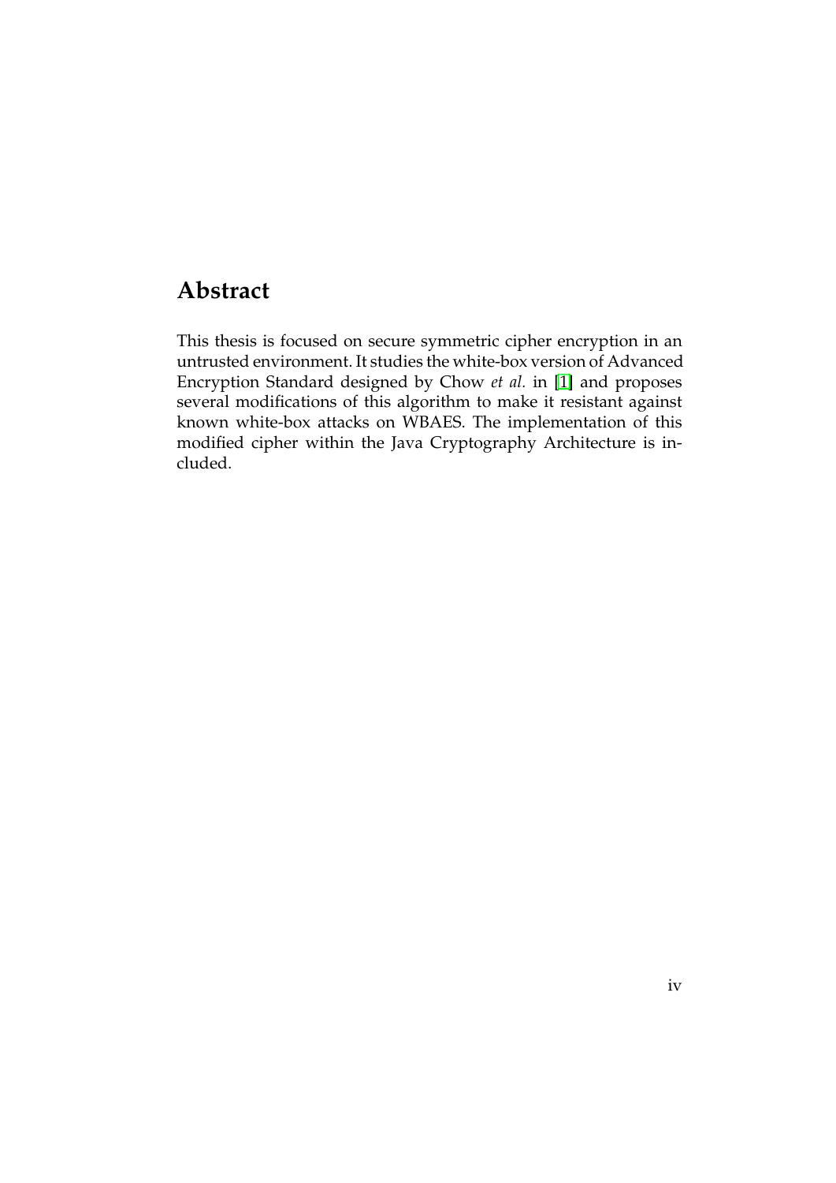# Abstract

This thesis is focused on secure symmetric cipher encryption in an untrusted environment. It studies the white-box version of Advanced Encryption Standard designed by Chow *et al.* in [1] and proposes several modifications of this algorithm to make it resistant against known white-box attacks on WBAES. The implementation of this modified cipher within the Java Cryptography Architecture is included.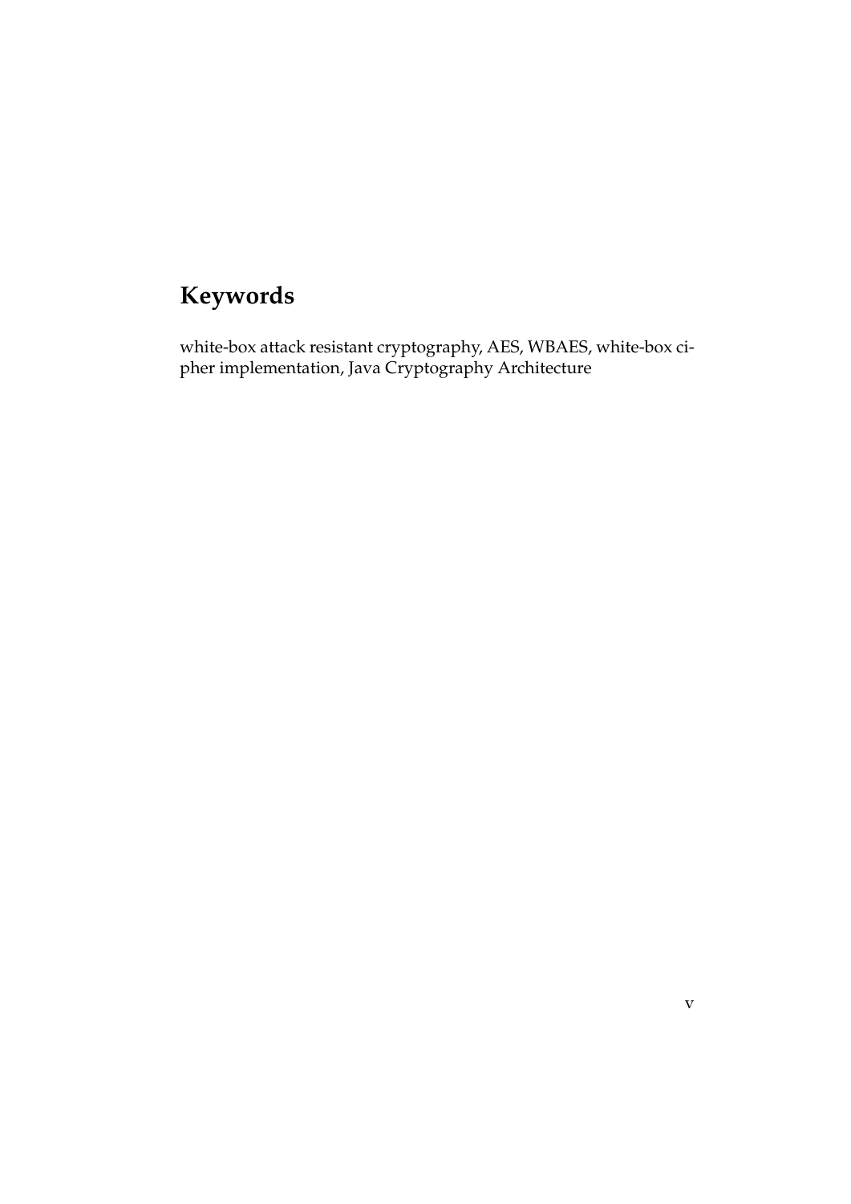# Keywords

white-box attack resistant cryptography, AES, WBAES, white-box cipher implementation, Java Cryptography Architecture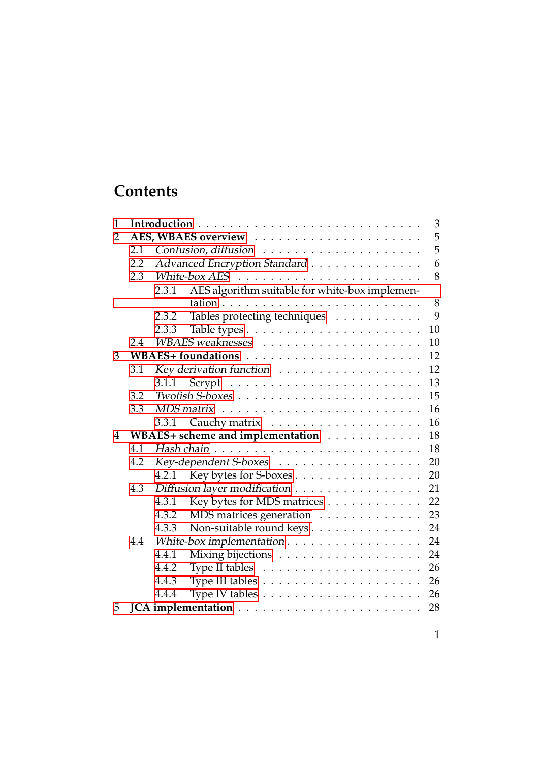# Contents

- 1 **Introduction** ... 3
- 2 **AES, WBAES overview** ... 5
  - 2.1 *Confusion, diffusion* ... 5
  - 2.2 *Advanced Encryption Standard* ... 6
  - 2.3 *White-box AES* ... 8
    - 2.3.1 AES algorithm suitable for white-box implementation ... 8
    - 2.3.2 Tables protecting techniques ... 9
    - 2.3.3 Table types ... 10
  - 2.4 *WBAES weaknesses* ... 10
- 3 **WBAES+ foundations** ... 12
  - 3.1 *Key derivation function* ... 12
    - 3.1.1 Scrypt ... 13
  - 3.2 *Twofish S-boxes* ... 15
  - 3.3 *MDS matrix* ... 16
    - 3.3.1 Cauchy matrix ... 16
- 4 **WBAES+ scheme and implementation** ... 18
  - 4.1 *Hash chain* ... 18
  - 4.2 *Key-dependent S-boxes* ... 20
    - 4.2.1 Key bytes for S-boxes ... 20
  - 4.3 *Diffusion layer modification* ... 21
    - 4.3.1 Key bytes for MDS matrices ... 22
    - 4.3.2 MDS matrices generation ... 23
    - 4.3.3 Non-suitable round keys ... 24
  - 4.4 *White-box implementation* ... 24
    - 4.4.1 Mixing bijections ... 24
    - 4.4.2 Type II tables ... 26
    - 4.4.3 Type III tables ... 26
    - 4.4.4 Type IV tables ... 26
- 5 **JCA implementation** ... 28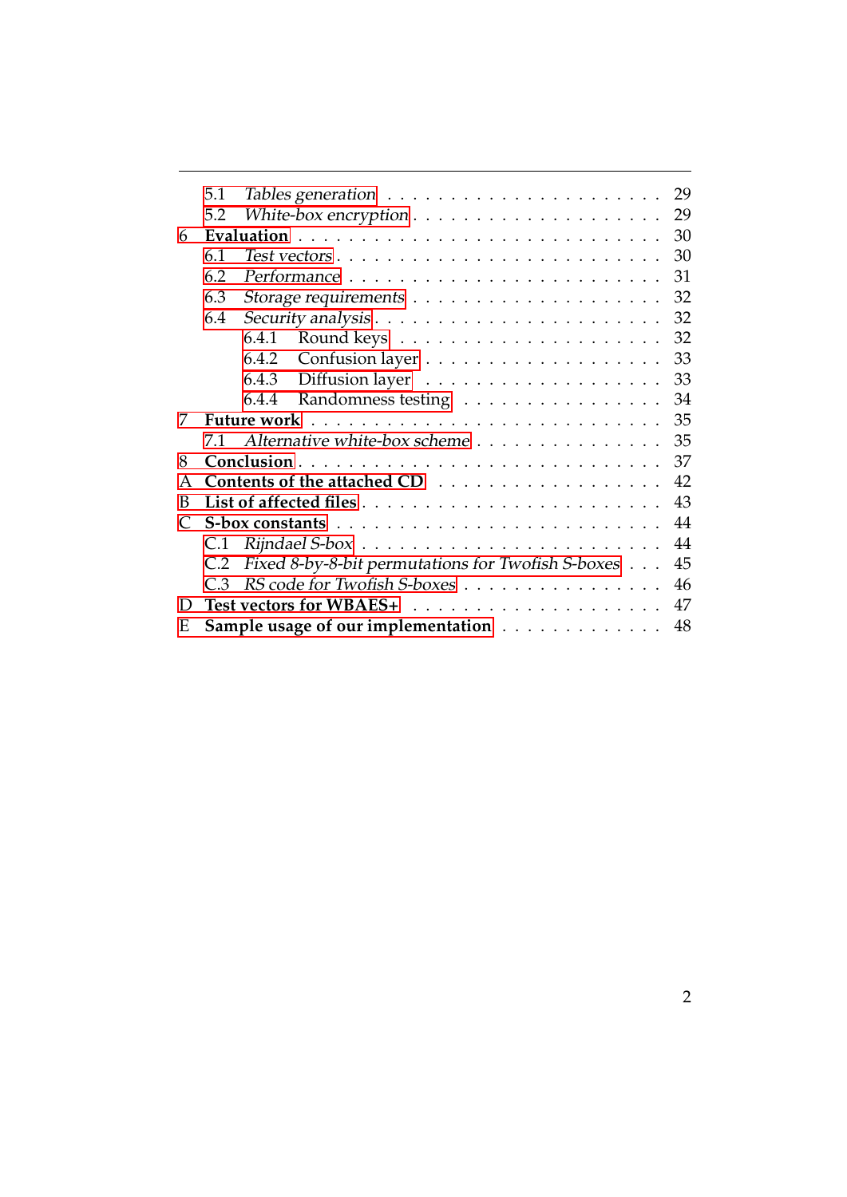- 5.1 *Tables generation* . . . . . . . . . . . . . . . . . . . . . 29
- 5.2 *White-box encryption* . . . . . . . . . . . . . . . . . . . 29

**6 Evaluation** . . . . . . . . . . . . . . . . . . . . . . . . . . . 30

- 6.1 *Test vectors* . . . . . . . . . . . . . . . . . . . . . . . . 30
- 6.2 *Performance* . . . . . . . . . . . . . . . . . . . . . . . . 31
- 6.3 *Storage requirements* . . . . . . . . . . . . . . . . . . . 32
- 6.4 *Security analysis* . . . . . . . . . . . . . . . . . . . . . . 32
  - 6.4.1 Round keys . . . . . . . . . . . . . . . . . . . . . 32
  - 6.4.2 Confusion layer . . . . . . . . . . . . . . . . . . . 33
  - 6.4.3 Diffusion layer . . . . . . . . . . . . . . . . . . . 33
  - 6.4.4 Randomness testing . . . . . . . . . . . . . . . . 34

**7 Future work** . . . . . . . . . . . . . . . . . . . . . . . . . . 35

- 7.1 *Alternative white-box scheme* . . . . . . . . . . . . . . . 35

**8 Conclusion** . . . . . . . . . . . . . . . . . . . . . . . . . . . 37

**A Contents of the attached CD** . . . . . . . . . . . . . . . . . . 42

**B List of affected files** . . . . . . . . . . . . . . . . . . . . . . 43

**C S-box constants** . . . . . . . . . . . . . . . . . . . . . . . . . 44

- C.1 *Rijndael S-box* . . . . . . . . . . . . . . . . . . . . . . . 44
- C.2 *Fixed 8-by-8-bit permutations for Twofish S-boxes* . . . 45
- C.3 *RS code for Twofish S-boxes* . . . . . . . . . . . . . . . . 46

**D Test vectors for WBAES+** . . . . . . . . . . . . . . . . . . . . 47

**E Sample usage of our implementation** . . . . . . . . . . . . . . 48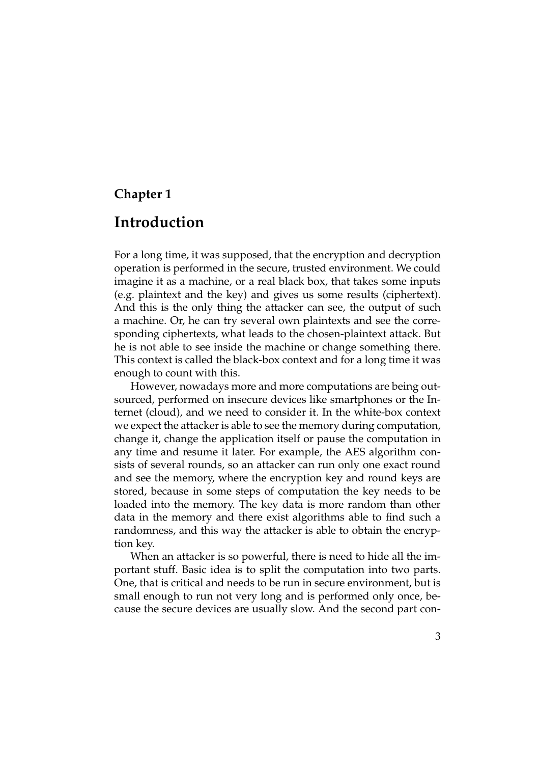# Chapter 1

# Introduction

For a long time, it was supposed, that the encryption and decryption operation is performed in the secure, trusted environment. We could imagine it as a machine, or a real black box, that takes some inputs (e.g. plaintext and the key) and gives us some results (ciphertext). And this is the only thing the attacker can see, the output of such a machine. Or, he can try several own plaintexts and see the corresponding ciphertexts, what leads to the chosen-plaintext attack. But he is not able to see inside the machine or change something there. This context is called the black-box context and for a long time it was enough to count with this.

However, nowadays more and more computations are being outsourced, performed on insecure devices like smartphones or the Internet (cloud), and we need to consider it. In the white-box context we expect the attacker is able to see the memory during computation, change it, change the application itself or pause the computation in any time and resume it later. For example, the AES algorithm consists of several rounds, so an attacker can run only one exact round and see the memory, where the encryption key and round keys are stored, because in some steps of computation the key needs to be loaded into the memory. The key data is more random than other data in the memory and there exist algorithms able to find such a randomness, and this way the attacker is able to obtain the encryption key.

When an attacker is so powerful, there is need to hide all the important stuff. Basic idea is to split the computation into two parts. One, that is critical and needs to be run in secure environment, but is small enough to run not very long and is performed only once, because the secure devices are usually slow. And the second part con-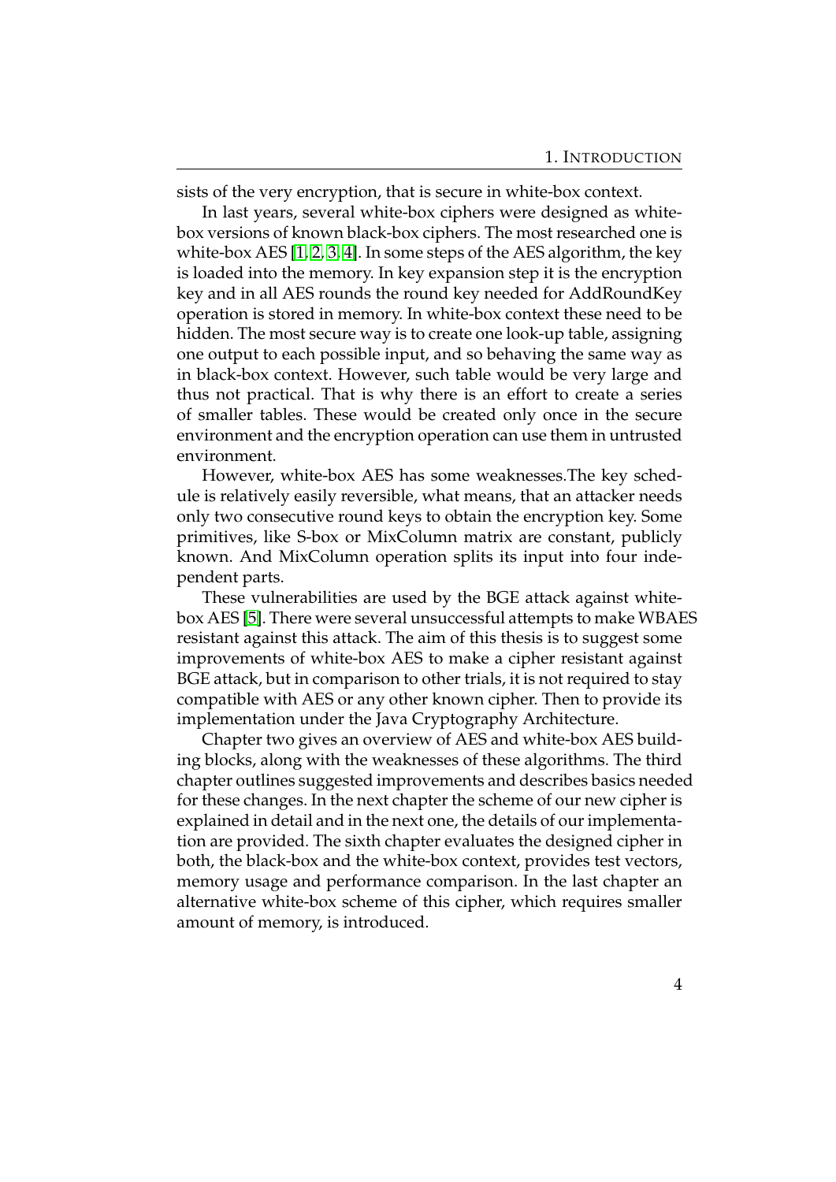sists of the very encryption, that is secure in white-box context.

In last years, several white-box ciphers were designed as white-box versions of known black-box ciphers. The most researched one is white-box AES [1, 2, 3, 4]. In some steps of the AES algorithm, the key is loaded into the memory. In key expansion step it is the encryption key and in all AES rounds the round key needed for AddRoundKey operation is stored in memory. In white-box context these need to be hidden. The most secure way is to create one look-up table, assigning one output to each possible input, and so behaving the same way as in black-box context. However, such table would be very large and thus not practical. That is why there is an effort to create a series of smaller tables. These would be created only once in the secure environment and the encryption operation can use them in untrusted environment.

However, white-box AES has some weaknesses.The key schedule is relatively easily reversible, what means, that an attacker needs only two consecutive round keys to obtain the encryption key. Some primitives, like S-box or MixColumn matrix are constant, publicly known. And MixColumn operation splits its input into four independent parts.

These vulnerabilities are used by the BGE attack against white-box AES [5]. There were several unsuccessful attempts to make WBAES resistant against this attack. The aim of this thesis is to suggest some improvements of white-box AES to make a cipher resistant against BGE attack, but in comparison to other trials, it is not required to stay compatible with AES or any other known cipher. Then to provide its implementation under the Java Cryptography Architecture.

Chapter two gives an overview of AES and white-box AES building blocks, along with the weaknesses of these algorithms. The third chapter outlines suggested improvements and describes basics needed for these changes. In the next chapter the scheme of our new cipher is explained in detail and in the next one, the details of our implementation are provided. The sixth chapter evaluates the designed cipher in both, the black-box and the white-box context, provides test vectors, memory usage and performance comparison. In the last chapter an alternative white-box scheme of this cipher, which requires smaller amount of memory, is introduced.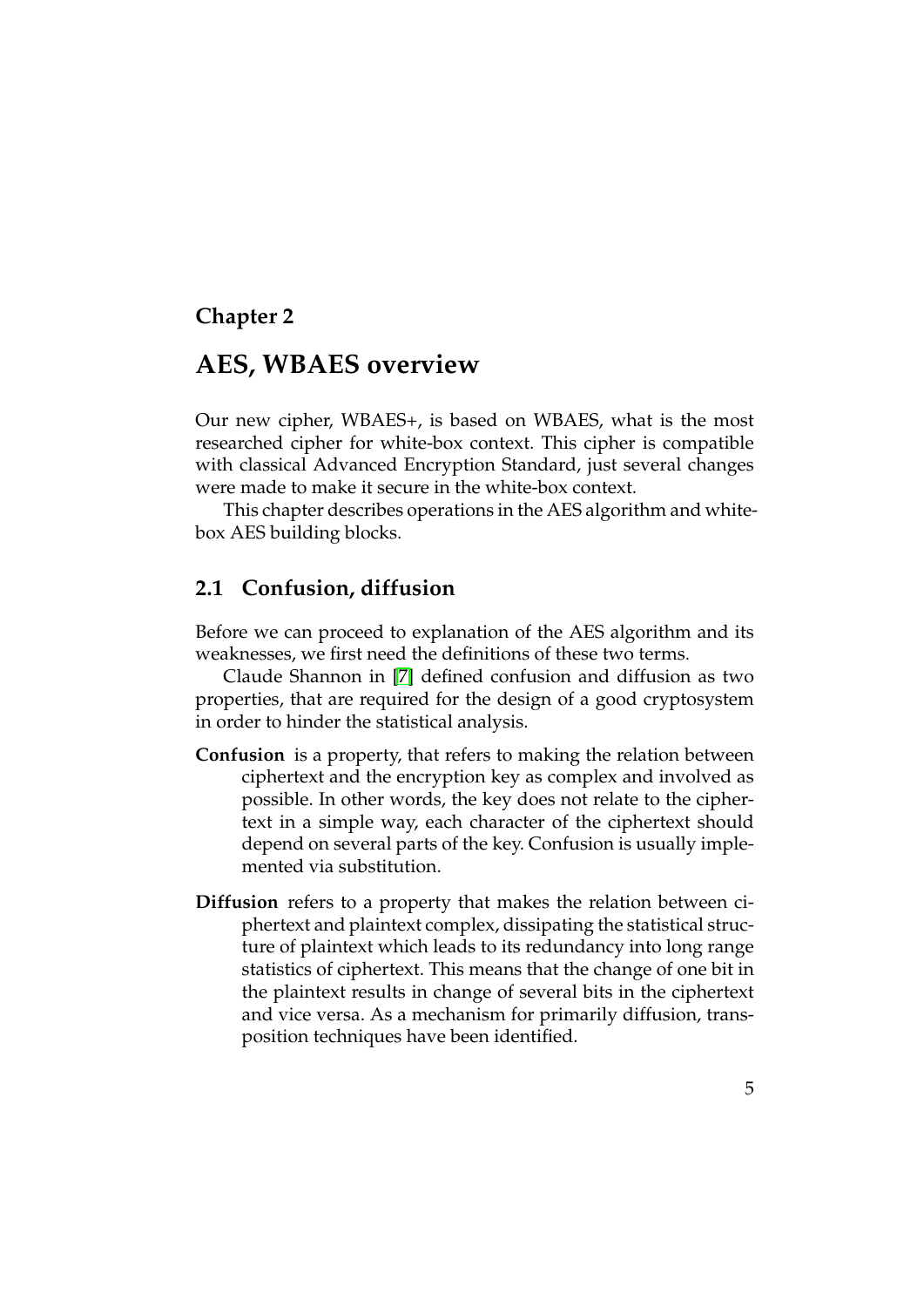# Chapter 2

# AES, WBAES overview

Our new cipher, WBAES+, is based on WBAES, what is the most researched cipher for white-box context. This cipher is compatible with classical Advanced Encryption Standard, just several changes were made to make it secure in the white-box context.

This chapter describes operations in the AES algorithm and white-box AES building blocks.

## 2.1 Confusion, diffusion

Before we can proceed to explanation of the AES algorithm and its weaknesses, we first need the definitions of these two terms.

Claude Shannon in [7] defined confusion and diffusion as two properties, that are required for the design of a good cryptosystem in order to hinder the statistical analysis.

**Confusion** is a property, that refers to making the relation between ciphertext and the encryption key as complex and involved as possible. In other words, the key does not relate to the ciphertext in a simple way, each character of the ciphertext should depend on several parts of the key. Confusion is usually implemented via substitution.

**Diffusion** refers to a property that makes the relation between ciphertext and plaintext complex, dissipating the statistical structure of plaintext which leads to its redundancy into long range statistics of ciphertext. This means that the change of one bit in the plaintext results in change of several bits in the ciphertext and vice versa. As a mechanism for primarily diffusion, transposition techniques have been identified.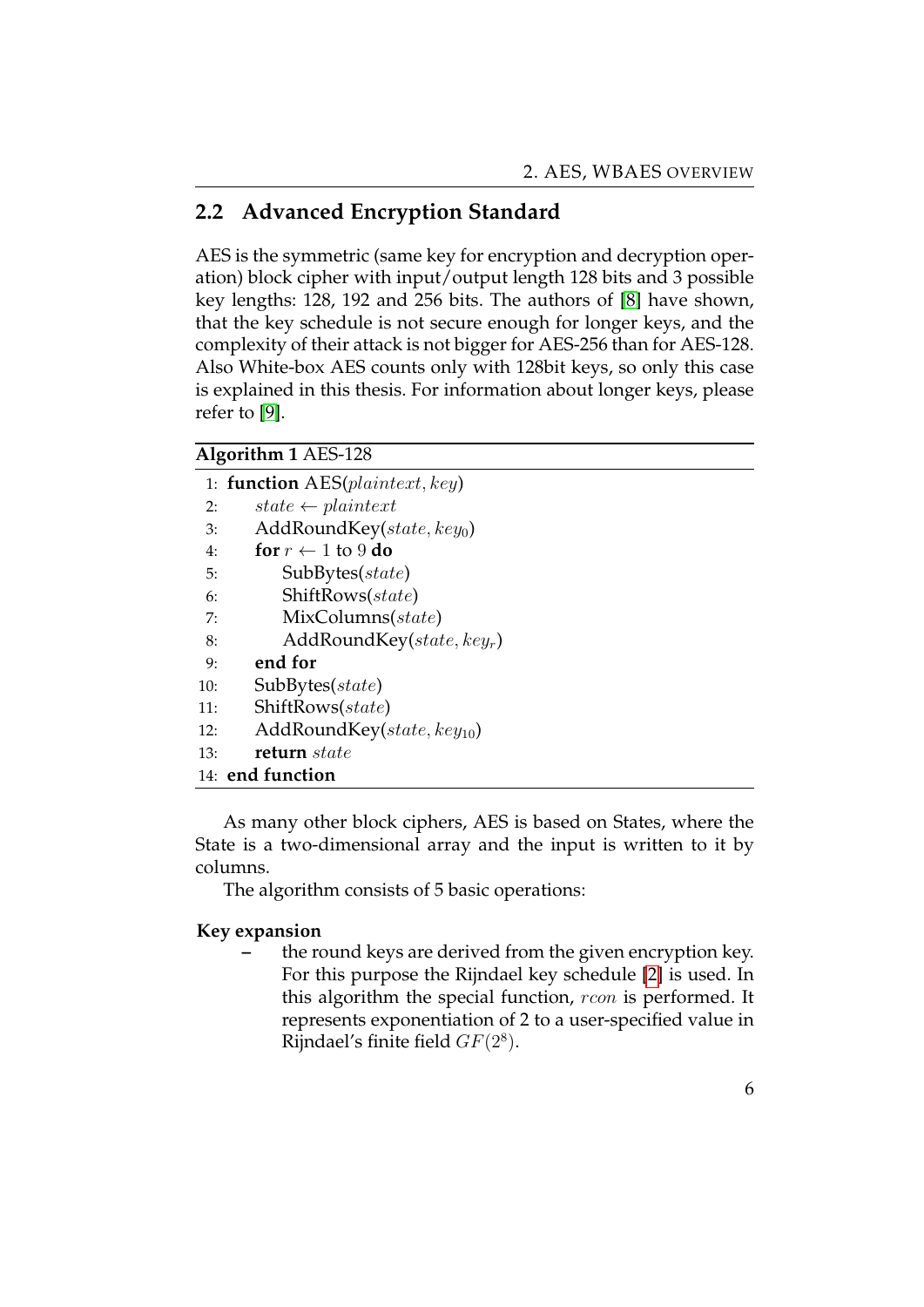## 2.2 Advanced Encryption Standard

AES is the symmetric (same key for encryption and decryption operation) block cipher with input/output length 128 bits and 3 possible key lengths: 128, 192 and 256 bits. The authors of [8] have shown, that the key schedule is not secure enough for longer keys, and the complexity of their attack is not bigger for AES-256 than for AES-128. Also White-box AES counts only with 128bit keys, so only this case is explained in this thesis. For information about longer keys, please refer to [9].

**Algorithm 1** AES-128

```
 1: function AES(plaintext, key)
 2:     state ← plaintext
 3:     AddRoundKey(state, key_0)
 4:     for r ← 1 to 9 do
 5:         SubBytes(state)
 6:         ShiftRows(state)
 7:         MixColumns(state)
 8:         AddRoundKey(state, key_r)
 9:     end for
10:     SubBytes(state)
11:     ShiftRows(state)
12:     AddRoundKey(state, key_10)
13:     return state
14: end function
```

As many other block ciphers, AES is based on States, where the State is a two-dimensional array and the input is written to it by columns.

The algorithm consists of 5 basic operations:

**Key expansion**

– the round keys are derived from the given encryption key. For this purpose the Rijndael key schedule [2] is used. In this algorithm the special function, $rcon$ is performed. It represents exponentiation of 2 to a user-specified value in Rijndael's finite field $GF(2^8)$.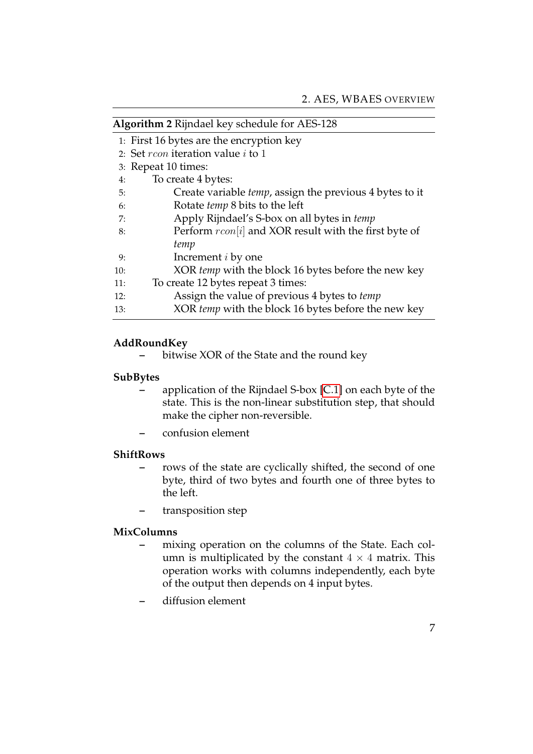**Algorithm 2** Rijndael key schedule for AES-128

```
1:  First 16 bytes are the encryption key
2:  Set rcon iteration value i to 1
3:  Repeat 10 times:
4:      To create 4 bytes:
5:          Create variable temp, assign the previous 4 bytes to it
6:          Rotate temp 8 bits to the left
7:          Apply Rijndael's S-box on all bytes in temp
8:          Perform rcon[i] and XOR result with the first byte of
            temp
9:          Increment i by one
10:         XOR temp with the block 16 bytes before the new key
11:     To create 12 bytes repeat 3 times:
12:         Assign the value of previous 4 bytes to temp
13:         XOR temp with the block 16 bytes before the new key
```

**AddRoundKey**

- bitwise XOR of the State and the round key

**SubBytes**

- application of the Rijndael S-box [C.1] on each byte of the state. This is the non-linear substitution step, that should make the cipher non-reversible.
- confusion element

**ShiftRows**

- rows of the state are cyclically shifted, the second of one byte, third of two bytes and fourth one of three bytes to the left.
- transposition step

**MixColumns**

- mixing operation on the columns of the State. Each column is multiplicated by the constant $4 \times 4$ matrix. This operation works with columns independently, each byte of the output then depends on 4 input bytes.
- diffusion element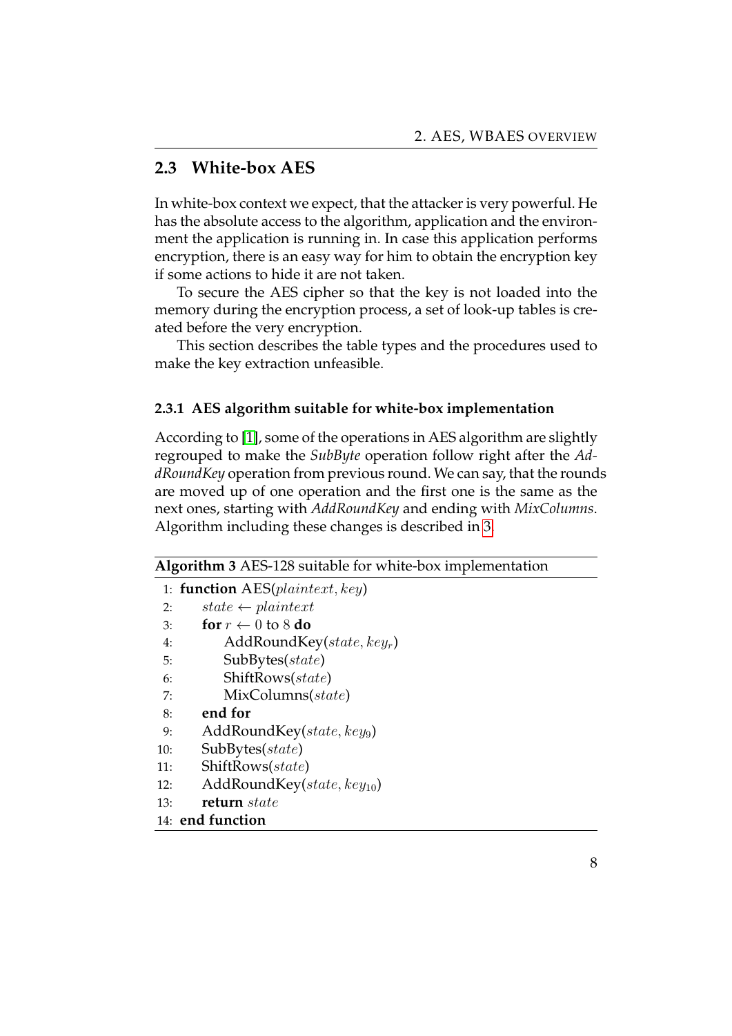## 2.3 White-box AES

In white-box context we expect, that the attacker is very powerful. He has the absolute access to the algorithm, application and the environment the application is running in. In case this application performs encryption, there is an easy way for him to obtain the encryption key if some actions to hide it are not taken.

To secure the AES cipher so that the key is not loaded into the memory during the encryption process, a set of look-up tables is created before the very encryption.

This section describes the table types and the procedures used to make the key extraction unfeasible.

### 2.3.1 AES algorithm suitable for white-box implementation

According to [1], some of the operations in AES algorithm are slightly regrouped to make the *SubByte* operation follow right after the *AddRoundKey* operation from previous round. We can say, that the rounds are moved up of one operation and the first one is the same as the next ones, starting with *AddRoundKey* and ending with *MixColumns*. Algorithm including these changes is described in 3.

**Algorithm 3** AES-128 suitable for white-box implementation

```
1:  function AES(plaintext, key)
2:      state ← plaintext
3:      for r ← 0 to 8 do
4:          AddRoundKey(state, key_r)
5:          SubBytes(state)
6:          ShiftRows(state)
7:          MixColumns(state)
8:      end for
9:      AddRoundKey(state, key_9)
10:     SubBytes(state)
11:     ShiftRows(state)
12:     AddRoundKey(state, key_10)
13:     return state
14: end function
```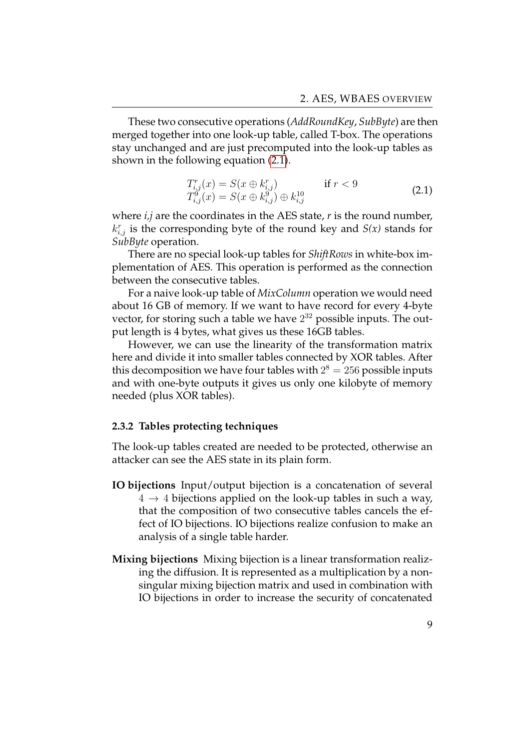These two consecutive operations (*AddRoundKey*, *SubByte*) are then merged together into one look-up table, called T-box. The operations stay unchanged and are just precomputed into the look-up tables as shown in the following equation (2.1).

$$
\begin{aligned}
T^r_{i,j}(x) &= S(x \oplus k^r_{i,j}) \qquad \text{if } r < 9 \\
T^9_{i,j}(x) &= S(x \oplus k^9_{i,j}) \oplus k^{10}_{i,j}
\end{aligned}
\tag{2.1}
$$

where *i,j* are the coordinates in the AES state, *r* is the round number, $k^r_{i,j}$ is the corresponding byte of the round key and *S(x)* stands for *SubByte* operation.

There are no special look-up tables for *ShiftRows* in white-box implementation of AES. This operation is performed as the connection between the consecutive tables.

For a naive look-up table of *MixColumn* operation we would need about 16 GB of memory. If we want to have record for every 4-byte vector, for storing such a table we have $2^{32}$ possible inputs. The output length is 4 bytes, what gives us these 16GB tables.

However, we can use the linearity of the transformation matrix here and divide it into smaller tables connected by XOR tables. After this decomposition we have four tables with $2^8 = 256$ possible inputs and with one-byte outputs it gives us only one kilobyte of memory needed (plus XOR tables).

### 2.3.2 Tables protecting techniques

The look-up tables created are needed to be protected, otherwise an attacker can see the AES state in its plain form.

**IO bijections** Input/output bijection is a concatenation of several $4 \rightarrow 4$ bijections applied on the look-up tables in such a way, that the composition of two consecutive tables cancels the effect of IO bijections. IO bijections realize confusion to make an analysis of a single table harder.

**Mixing bijections** Mixing bijection is a linear transformation realizing the diffusion. It is represented as a multiplication by a nonsingular mixing bijection matrix and used in combination with IO bijections in order to increase the security of concatenated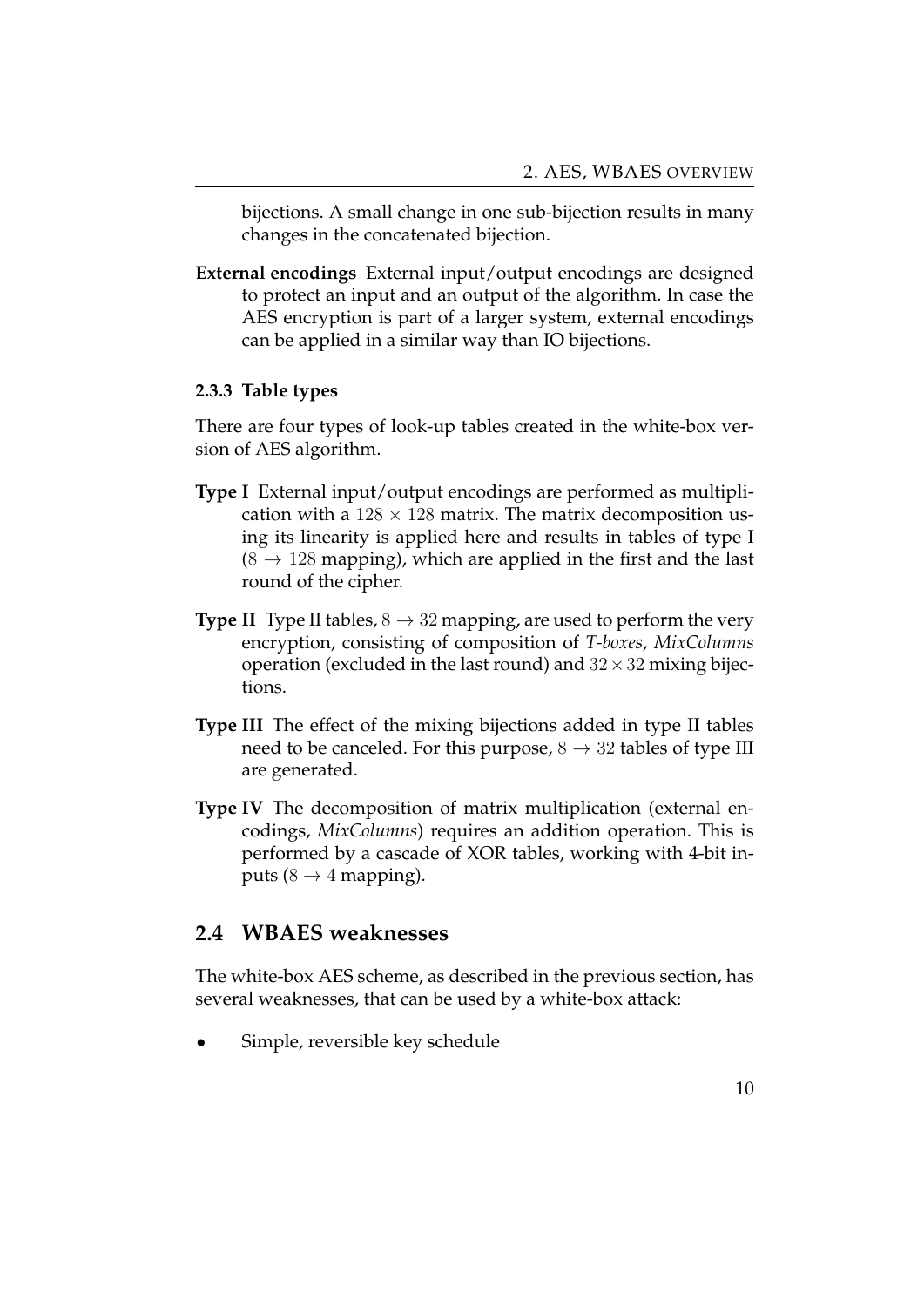bijections. A small change in one sub-bijection results in many changes in the concatenated bijection.

**External encodings** External input/output encodings are designed to protect an input and an output of the algorithm. In case the AES encryption is part of a larger system, external encodings can be applied in a similar way than IO bijections.

### 2.3.3 Table types

There are four types of look-up tables created in the white-box version of AES algorithm.

**Type I** External input/output encodings are performed as multiplication with a $128 \times 128$ matrix. The matrix decomposition using its linearity is applied here and results in tables of type I ($8 \to 128$ mapping), which are applied in the first and the last round of the cipher.

**Type II** Type II tables, $8 \to 32$ mapping, are used to perform the very encryption, consisting of composition of *T-boxes*, *MixColumns* operation (excluded in the last round) and $32 \times 32$ mixing bijections.

**Type III** The effect of the mixing bijections added in type II tables need to be canceled. For this purpose, $8 \to 32$ tables of type III are generated.

**Type IV** The decomposition of matrix multiplication (external encodings, *MixColumns*) requires an addition operation. This is performed by a cascade of XOR tables, working with 4-bit inputs ($8 \to 4$ mapping).

## 2.4 WBAES weaknesses

The white-box AES scheme, as described in the previous section, has several weaknesses, that can be used by a white-box attack:

- Simple, reversible key schedule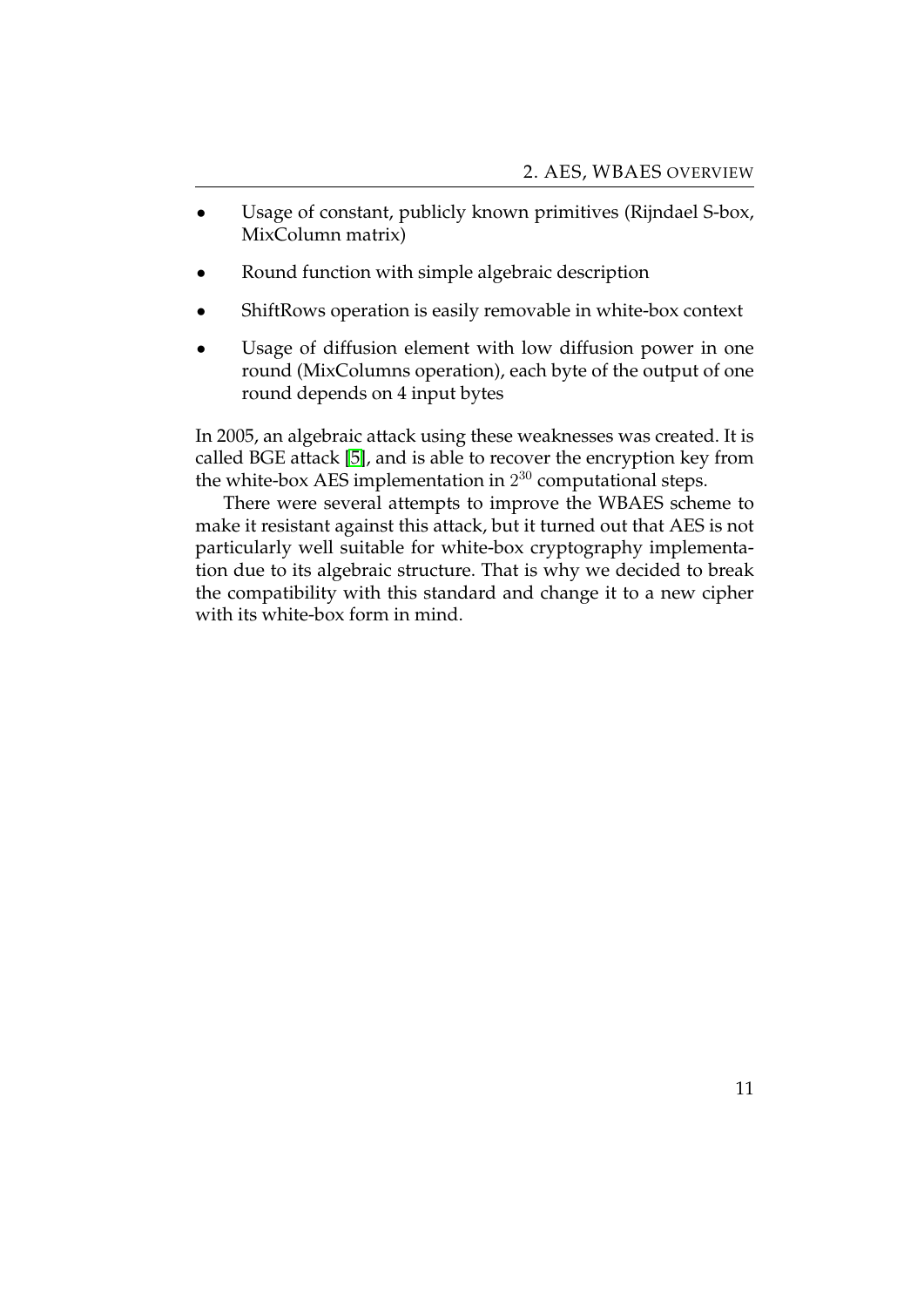- Usage of constant, publicly known primitives (Rijndael S-box, MixColumn matrix)
- Round function with simple algebraic description
- ShiftRows operation is easily removable in white-box context
- Usage of diffusion element with low diffusion power in one round (MixColumns operation), each byte of the output of one round depends on 4 input bytes

In 2005, an algebraic attack using these weaknesses was created. It is called BGE attack [5], and is able to recover the encryption key from the white-box AES implementation in $2^{30}$ computational steps.

There were several attempts to improve the WBAES scheme to make it resistant against this attack, but it turned out that AES is not particularly well suitable for white-box cryptography implementation due to its algebraic structure. That is why we decided to break the compatibility with this standard and change it to a new cipher with its white-box form in mind.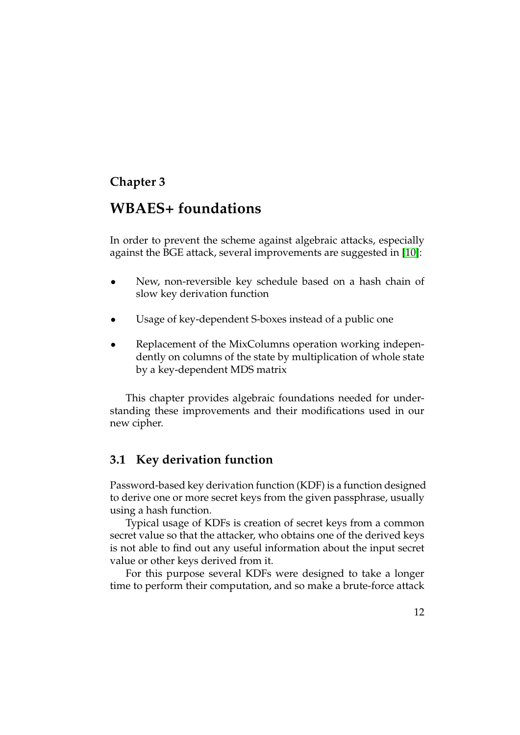# Chapter 3

# WBAES+ foundations

In order to prevent the scheme against algebraic attacks, especially against the BGE attack, several improvements are suggested in [10]:

- New, non-reversible key schedule based on a hash chain of slow key derivation function
- Usage of key-dependent S-boxes instead of a public one
- Replacement of the MixColumns operation working independently on columns of the state by multiplication of whole state by a key-dependent MDS matrix

This chapter provides algebraic foundations needed for understanding these improvements and their modifications used in our new cipher.

## 3.1 Key derivation function

Password-based key derivation function (KDF) is a function designed to derive one or more secret keys from the given passphrase, usually using a hash function.

Typical usage of KDFs is creation of secret keys from a common secret value so that the attacker, who obtains one of the derived keys is not able to find out any useful information about the input secret value or other keys derived from it.

For this purpose several KDFs were designed to take a longer time to perform their computation, and so make a brute-force attack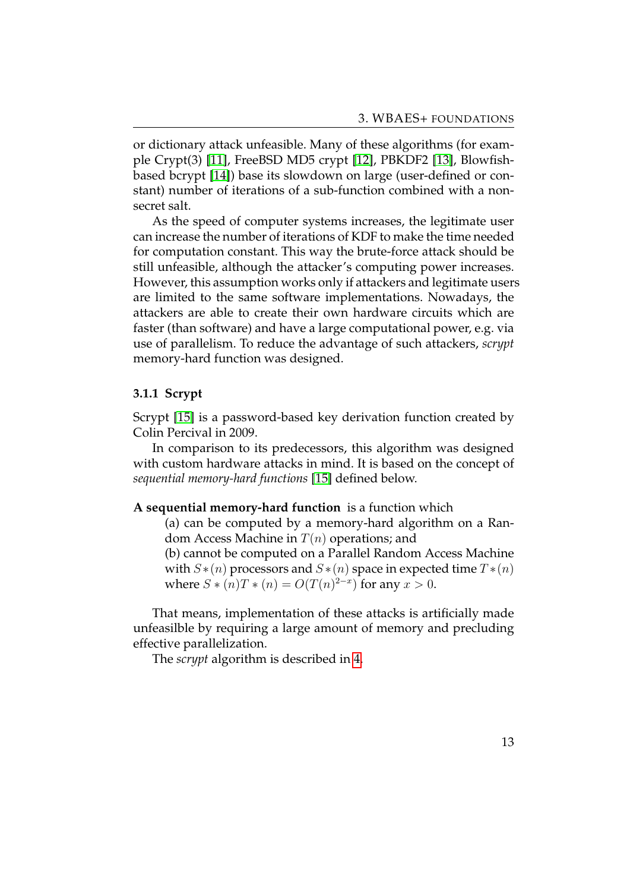or dictionary attack unfeasible. Many of these algorithms (for example Crypt(3) [11], FreeBSD MD5 crypt [12], PBKDF2 [13], Blowfish-based bcrypt [14]) base its slowdown on large (user-defined or constant) number of iterations of a sub-function combined with a non-secret salt.

As the speed of computer systems increases, the legitimate user can increase the number of iterations of KDF to make the time needed for computation constant. This way the brute-force attack should be still unfeasible, although the attacker's computing power increases. However, this assumption works only if attackers and legitimate users are limited to the same software implementations. Nowadays, the attackers are able to create their own hardware circuits which are faster (than software) and have a large computational power, e.g. via use of parallelism. To reduce the advantage of such attackers, *scrypt* memory-hard function was designed.

### 3.1.1 Scrypt

Scrypt [15] is a password-based key derivation function created by Colin Percival in 2009.

In comparison to its predecessors, this algorithm was designed with custom hardware attacks in mind. It is based on the concept of *sequential memory-hard functions* [15] defined below.

**A sequential memory-hard function** is a function which
(a) can be computed by a memory-hard algorithm on a Random Access Machine in $T(n)$ operations; and
(b) cannot be computed on a Parallel Random Access Machine with $S*(n)$ processors and $S*(n)$ space in expected time $T*(n)$ where $S*(n)T*(n) = O(T(n)^{2-x})$ for any $x > 0$.

That means, implementation of these attacks is artificially made unfeasilble by requiring a large amount of memory and precluding effective parallelization.

The *scrypt* algorithm is described in 4.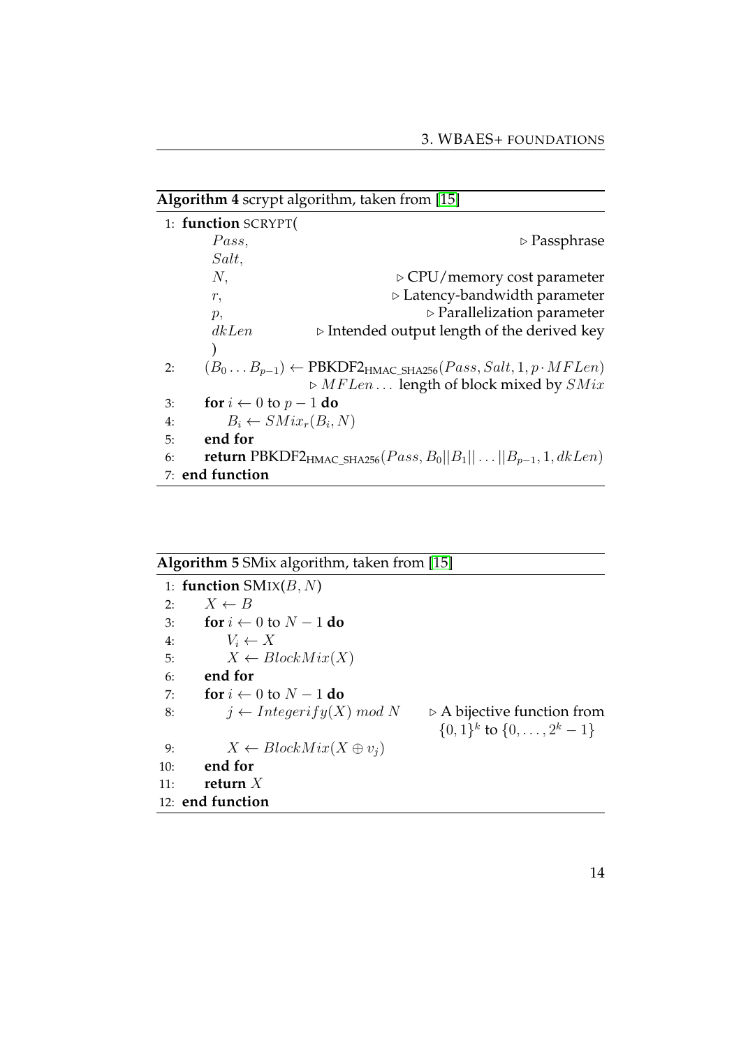**Algorithm 4** scrypt algorithm, taken from [15]

```
1: function SCRYPT(
       Pass,                         ▷ Passphrase
       Salt,
       N,                            ▷ CPU/memory cost parameter
       r,                            ▷ Latency-bandwidth parameter
       p,                            ▷ Parallelization parameter
       dkLen                         ▷ Intended output length of the derived key
   )
2:     (B_0 ... B_{p-1}) ← PBKDF2_HMAC_SHA256(Pass, Salt, 1, p · MFLen)
                                     ▷ MFLen ... length of block mixed by SMix
3:     for i ← 0 to p − 1 do
4:         B_i ← SMix_r(B_i, N)
5:     end for
6:     return PBKDF2_HMAC_SHA256(Pass, B_0||B_1|| ... ||B_{p-1}, 1, dkLen)
7: end function
```

**Algorithm 5** SMix algorithm, taken from [15]

```
 1: function SMIX(B, N)
 2:     X ← B
 3:     for i ← 0 to N − 1 do
 4:         V_i ← X
 5:         X ← BlockMix(X)
 6:     end for
 7:     for i ← 0 to N − 1 do
 8:         j ← Integerify(X) mod N      ▷ A bijective function from
                                           {0,1}^k to {0, ..., 2^k − 1}
 9:         X ← BlockMix(X ⊕ v_j)
10:     end for
11:     return X
12: end function
```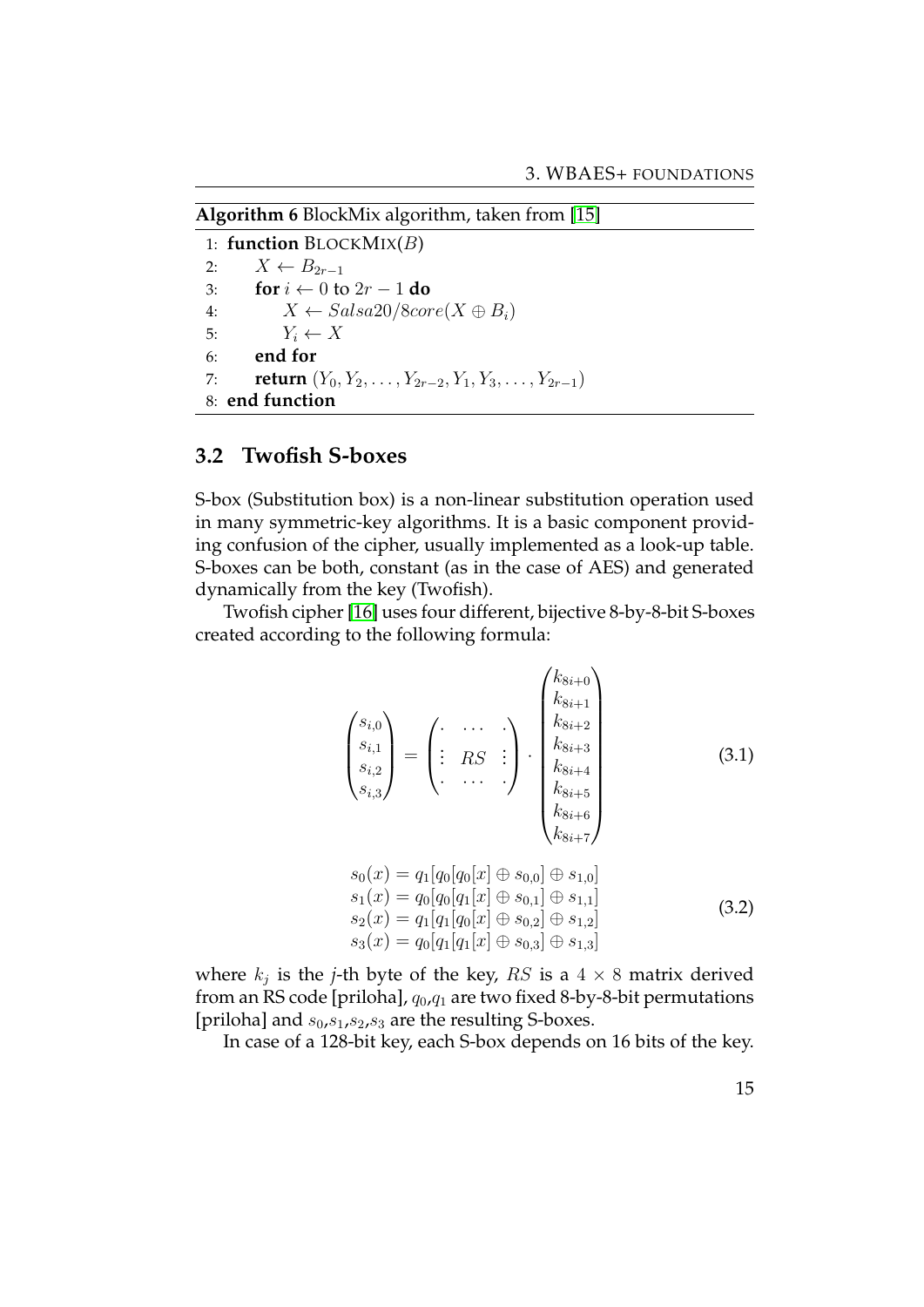**Algorithm 6** BlockMix algorithm, taken from [15]

```
1: function BLOCKMIX(B)
2:     X ← B_{2r−1}
3:     for i ← 0 to 2r − 1 do
4:         X ← Salsa20/8core(X ⊕ B_i)
5:         Y_i ← X
6:     end for
7:     return (Y_0, Y_2, ..., Y_{2r−2}, Y_1, Y_3, ..., Y_{2r−1})
8: end function
```

## 3.2 Twofish S-boxes

S-box (Substitution box) is a non-linear substitution operation used in many symmetric-key algorithms. It is a basic component providing confusion of the cipher, usually implemented as a look-up table. S-boxes can be both, constant (as in the case of AES) and generated dynamically from the key (Twofish).

Twofish cipher [16] uses four different, bijective 8-by-8-bit S-boxes created according to the following formula:

$$\begin{pmatrix} s_{i,0} \\ s_{i,1} \\ s_{i,2} \\ s_{i,3} \end{pmatrix} = \begin{pmatrix} . & \cdots & . \\ \vdots & RS & \vdots \\ . & \cdots & . \end{pmatrix} \cdot \begin{pmatrix} k_{8i+0} \\ k_{8i+1} \\ k_{8i+2} \\ k_{8i+3} \\ k_{8i+4} \\ k_{8i+5} \\ k_{8i+6} \\ k_{8i+7} \end{pmatrix} \tag{3.1}$$

$$\begin{aligned} s_0(x) &= q_1[q_0[q_0[x] \oplus s_{0,0}] \oplus s_{1,0}] \\ s_1(x) &= q_0[q_0[q_1[x] \oplus s_{0,1}] \oplus s_{1,1}] \\ s_2(x) &= q_1[q_1[q_0[x] \oplus s_{0,2}] \oplus s_{1,2}] \\ s_3(x) &= q_0[q_1[q_1[x] \oplus s_{0,3}] \oplus s_{1,3}] \end{aligned} \tag{3.2}$$

where $k_j$ is the *j*-th byte of the key, $RS$ is a $4 \times 8$ matrix derived from an RS code [priloha], $q_0$,$q_1$ are two fixed 8-by-8-bit permutations [priloha] and $s_0$,$s_1$,$s_2$,$s_3$ are the resulting S-boxes.

In case of a 128-bit key, each S-box depends on 16 bits of the key.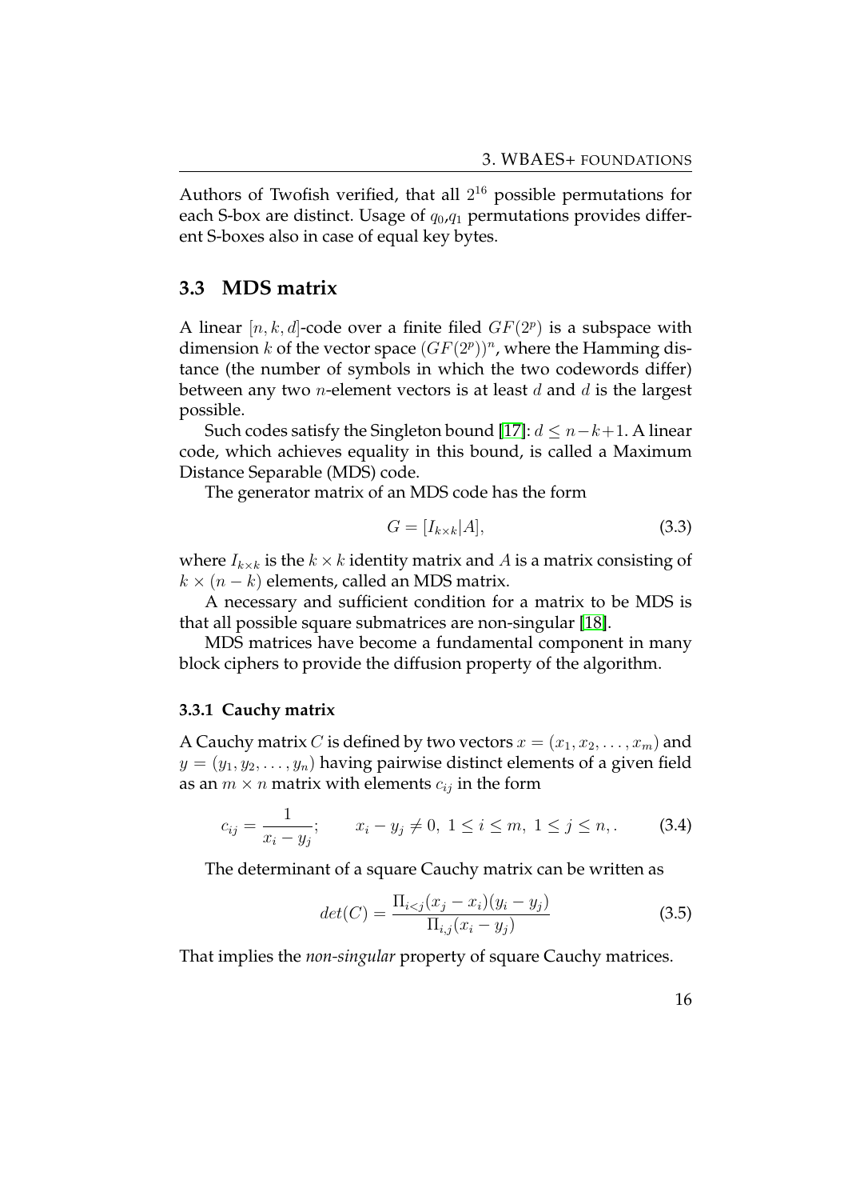Authors of Twofish verified, that all $2^{16}$ possible permutations for each S-box are distinct. Usage of $q_0$,$q_1$ permutations provides different S-boxes also in case of equal key bytes.

## 3.3 MDS matrix

A linear $[n, k, d]$-code over a finite filed $GF(2^p)$ is a subspace with dimension $k$ of the vector space $(GF(2^p))^n$, where the Hamming distance (the number of symbols in which the two codewords differ) between any two $n$-element vectors is at least $d$ and $d$ is the largest possible.

Such codes satisfy the Singleton bound [17]: $d \leq n-k+1$. A linear code, which achieves equality in this bound, is called a Maximum Distance Separable (MDS) code.

The generator matrix of an MDS code has the form

$$G = [I_{k \times k}|A], \tag{3.3}$$

where $I_{k \times k}$ is the $k \times k$ identity matrix and $A$ is a matrix consisting of $k \times (n-k)$ elements, called an MDS matrix.

A necessary and sufficient condition for a matrix to be MDS is that all possible square submatrices are non-singular [18].

MDS matrices have become a fundamental component in many block ciphers to provide the diffusion property of the algorithm.

### 3.3.1 Cauchy matrix

A Cauchy matrix $C$ is defined by two vectors $x = (x_1, x_2, \ldots, x_m)$ and $y = (y_1, y_2, \ldots, y_n)$ having pairwise distinct elements of a given field as an $m \times n$ matrix with elements $c_{ij}$ in the form

$$c_{ij} = \frac{1}{x_i - y_j}; \qquad x_i - y_j \neq 0,\ 1 \leq i \leq m,\ 1 \leq j \leq n, . \tag{3.4}$$

The determinant of a square Cauchy matrix can be written as

$$det(C) = \frac{\Pi_{i<j}(x_j - x_i)(y_i - y_j)}{\Pi_{i,j}(x_i - y_j)} \tag{3.5}$$

That implies the *non-singular* property of square Cauchy matrices.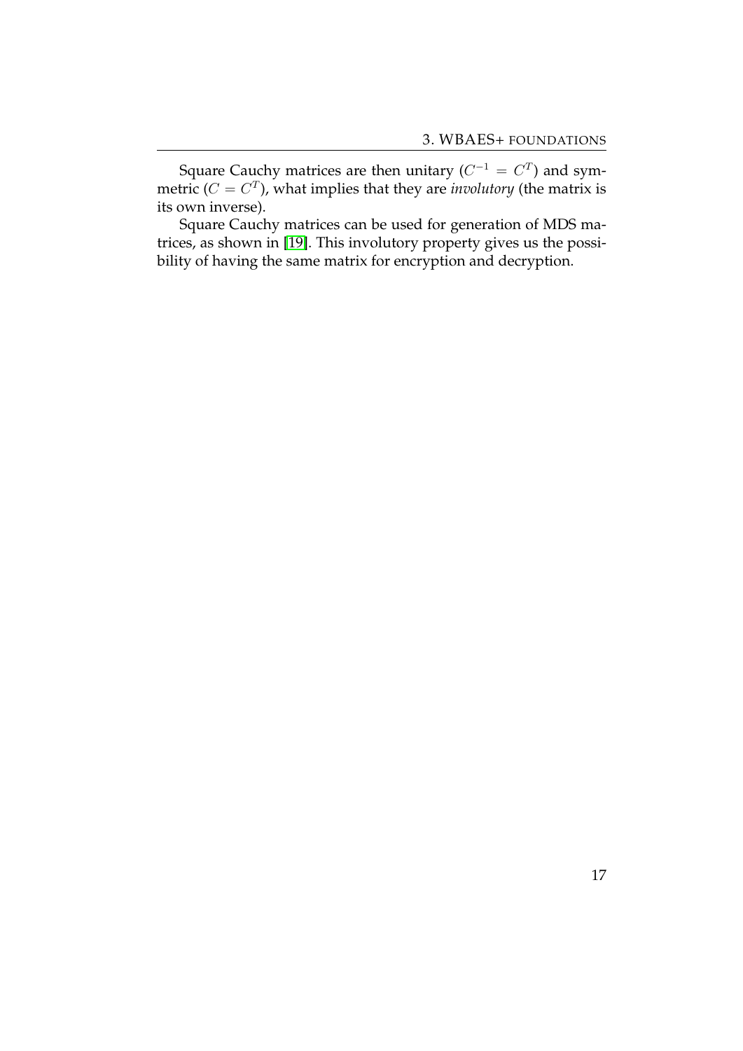Square Cauchy matrices are then unitary ($C^{-1} = C^T$) and symmetric ($C = C^T$), what implies that they are *involutory* (the matrix is its own inverse).

Square Cauchy matrices can be used for generation of MDS matrices, as shown in [19]. This involutory property gives us the possibility of having the same matrix for encryption and decryption.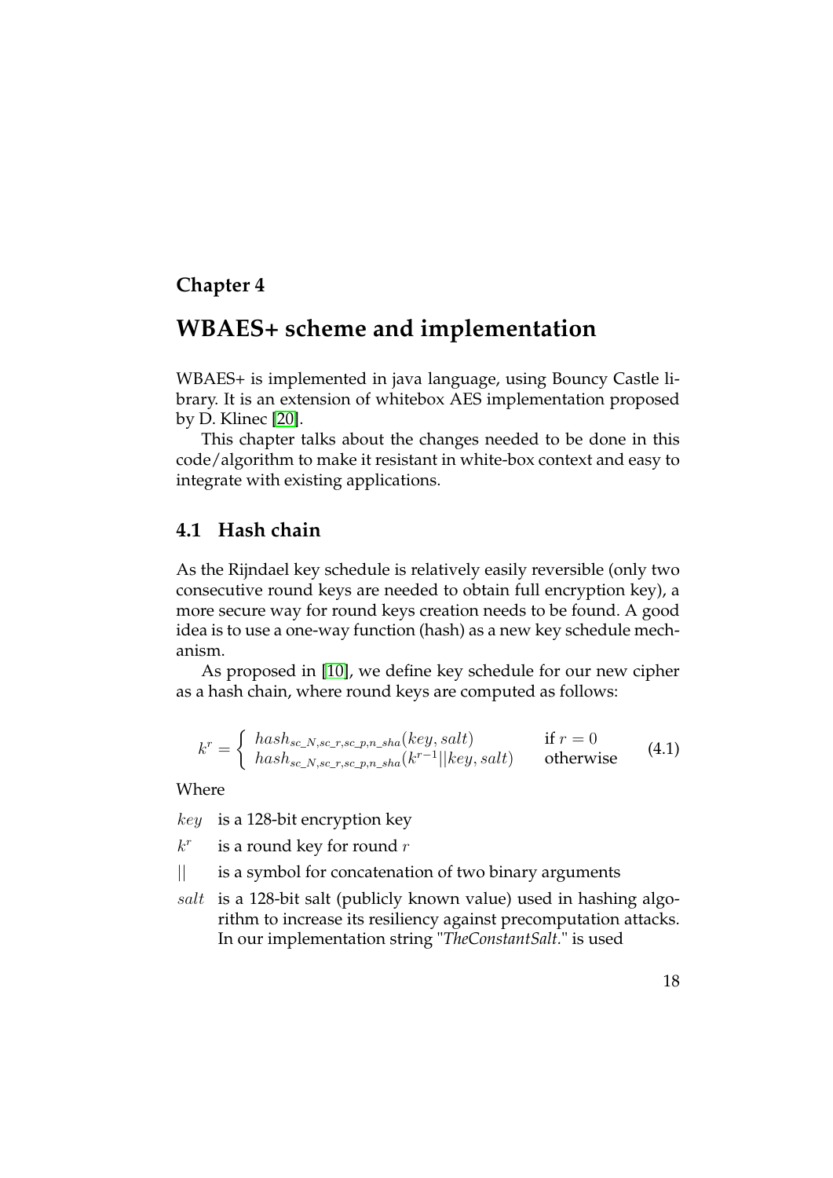# Chapter 4

# WBAES+ scheme and implementation

WBAES+ is implemented in java language, using Bouncy Castle library. It is an extension of whitebox AES implementation proposed by D. Klinec [20].

This chapter talks about the changes needed to be done in this code/algorithm to make it resistant in white-box context and easy to integrate with existing applications.

## 4.1 Hash chain

As the Rijndael key schedule is relatively easily reversible (only two consecutive round keys are needed to obtain full encryption key), a more secure way for round keys creation needs to be found. A good idea is to use a one-way function (hash) as a new key schedule mechanism.

As proposed in [10], we define key schedule for our new cipher as a hash chain, where round keys are computed as follows:

$$k^r = \begin{cases} hash_{sc\_N, sc\_r, sc\_p, n\_sha}(key, salt) & \text{if } r = 0 \\ hash_{sc\_N, sc\_r, sc\_p, n\_sha}(k^{r-1} || key, salt) & \text{otherwise} \end{cases} \tag{4.1}$$

Where

- $key$ is a 128-bit encryption key
- $k^r$ is a round key for round $r$
- $||$ is a symbol for concatenation of two binary arguments
- $salt$ is a 128-bit salt (publicly known value) used in hashing algorithm to increase its resiliency against precomputation attacks. In our implementation string "*TheConstantSalt.*" is used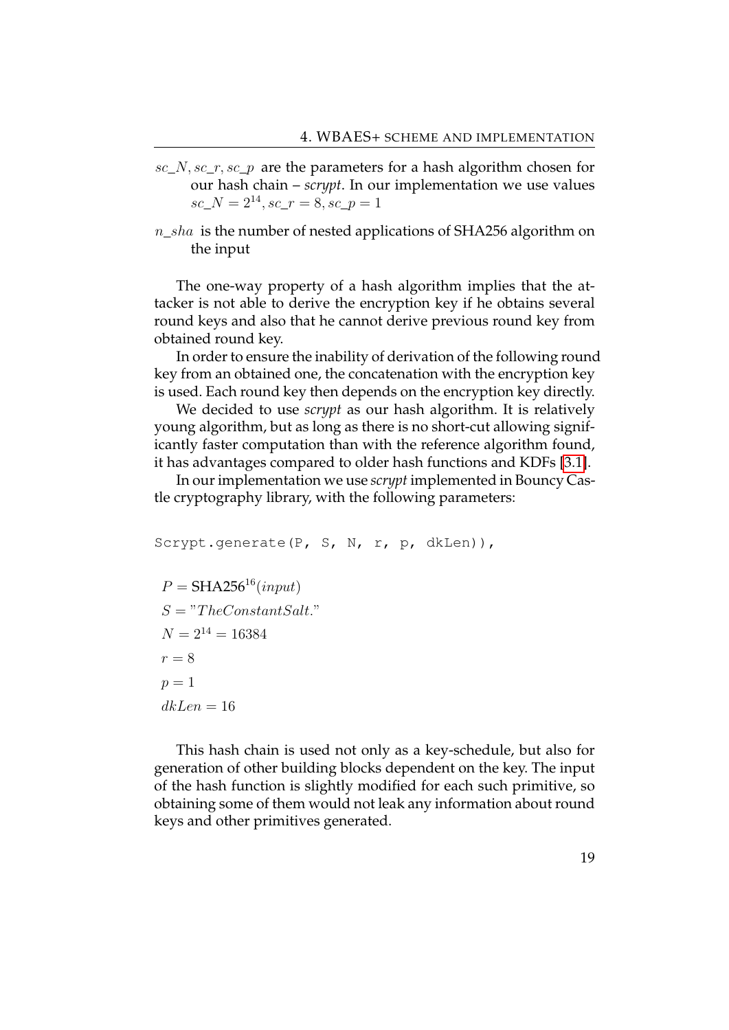$sc\_N, sc\_r, sc\_p$ are the parameters for a hash algorithm chosen for our hash chain – *scrypt*. In our implementation we use values $sc\_N = 2^{14}, sc\_r = 8, sc\_p = 1$

$n\_sha$ is the number of nested applications of SHA256 algorithm on the input

The one-way property of a hash algorithm implies that the attacker is not able to derive the encryption key if he obtains several round keys and also that he cannot derive previous round key from obtained round key.

In order to ensure the inability of derivation of the following round key from an obtained one, the concatenation with the encryption key is used. Each round key then depends on the encryption key directly.

We decided to use *scrypt* as our hash algorithm. It is relatively young algorithm, but as long as there is no short-cut allowing significantly faster computation than with the reference algorithm found, it has advantages compared to older hash functions and KDFs [3.1].

In our implementation we use *scrypt* implemented in Bouncy Castle cryptography library, with the following parameters:

```
Scrypt.generate(P, S, N, r, p, dkLen)),
```

$P = \text{SHA256}^{16}(input)$

$S = "TheConstantSalt."$

$N = 2^{14} = 16384$

$r = 8$

$p = 1$

$dkLen = 16$

This hash chain is used not only as a key-schedule, but also for generation of other building blocks dependent on the key. The input of the hash function is slightly modified for each such primitive, so obtaining some of them would not leak any information about round keys and other primitives generated.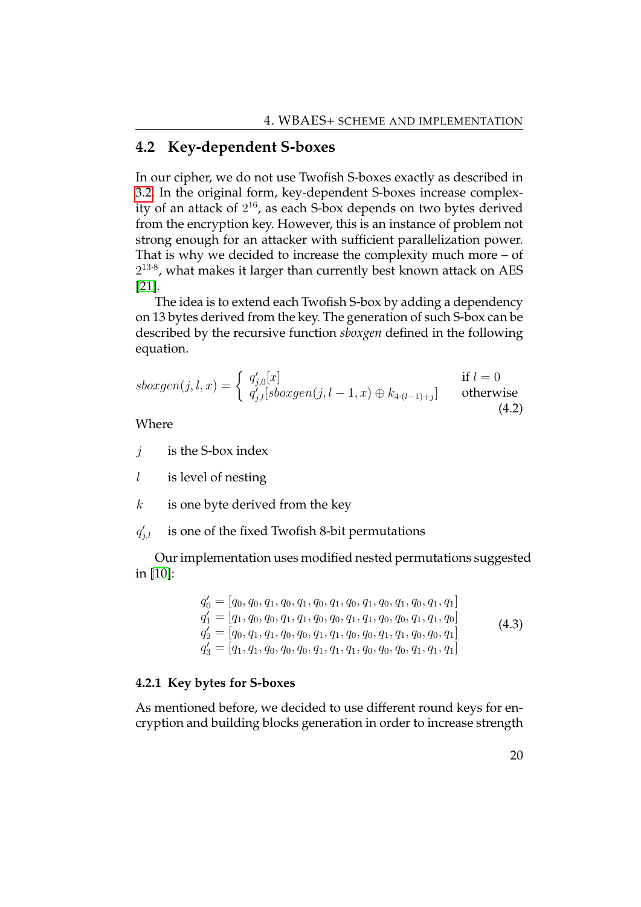## 4.2 Key-dependent S-boxes

In our cipher, we do not use Twofish S-boxes exactly as described in 3.2. In the original form, key-dependent S-boxes increase complexity of an attack of $2^{16}$, as each S-box depends on two bytes derived from the encryption key. However, this is an instance of problem not strong enough for an attacker with sufficient parallelization power. That is why we decided to increase the complexity much more – of $2^{13 \cdot 8}$, what makes it larger than currently best known attack on AES [21].

The idea is to extend each Twofish S-box by adding a dependency on 13 bytes derived from the key. The generation of such S-box can be described by the recursive function *sboxgen* defined in the following equation.

$$sboxgen(j,l,x) = \begin{cases} q'_{j,0}[x] & \text{if } l = 0 \\ q'_{j,l}[sboxgen(j,l-1,x) \oplus k_{4 \cdot (l-1)+j}] & \text{otherwise} \end{cases} \tag{4.2}$$

Where

- $j$ is the S-box index
- $l$ is level of nesting
- $k$ is one byte derived from the key
- $q'_{j,l}$ is one of the fixed Twofish 8-bit permutations

Our implementation uses modified nested permutations suggested in [10]:

$$\begin{aligned} q'_0 &= [q_0, q_0, q_1, q_0, q_1, q_0, q_1, q_0, q_1, q_0, q_1, q_0, q_1, q_1] \\ q'_1 &= [q_1, q_0, q_0, q_1, q_1, q_0, q_0, q_1, q_1, q_0, q_0, q_1, q_1, q_0] \\ q'_2 &= [q_0, q_1, q_1, q_0, q_0, q_1, q_1, q_0, q_0, q_1, q_1, q_0, q_0, q_1] \\ q'_3 &= [q_1, q_1, q_0, q_0, q_0, q_1, q_1, q_1, q_0, q_0, q_0, q_1, q_1, q_1] \end{aligned} \tag{4.3}$$

### 4.2.1 Key bytes for S-boxes

As mentioned before, we decided to use different round keys for encryption and building blocks generation in order to increase strength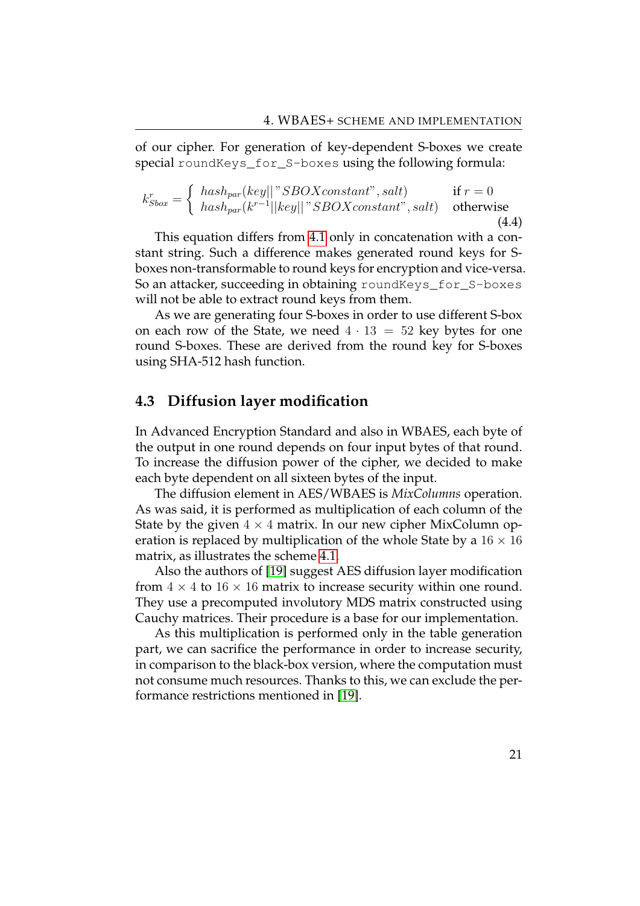of our cipher. For generation of key-dependent S-boxes we create special `roundKeys_for_S-boxes` using the following formula:

$$k^r_{Sbox} = \begin{cases} hash_{par}(key||"SBOXconstant", salt) & \text{if } r = 0 \\ hash_{par}(k^{r-1}||key||"SBOXconstant", salt) & \text{otherwise} \end{cases} \tag{4.4}$$

This equation differs from 4.1 only in concatenation with a constant string. Such a difference makes generated round keys for S-boxes non-transformable to round keys for encryption and vice-versa. So an attacker, succeeding in obtaining `roundKeys_for_S-boxes` will not be able to extract round keys from them.

As we are generating four S-boxes in order to use different S-box on each row of the State, we need $4 \cdot 13 = 52$ key bytes for one round S-boxes. These are derived from the round key for S-boxes using SHA-512 hash function.

## 4.3 Diffusion layer modification

In Advanced Encryption Standard and also in WBAES, each byte of the output in one round depends on four input bytes of that round. To increase the diffusion power of the cipher, we decided to make each byte dependent on all sixteen bytes of the input.

The diffusion element in AES/WBAES is *MixColumns* operation. As was said, it is performed as multiplication of each column of the State by the given $4 \times 4$ matrix. In our new cipher MixColumn operation is replaced by multiplication of the whole State by a $16 \times 16$ matrix, as illustrates the scheme 4.1.

Also the authors of [19] suggest AES diffusion layer modification from $4 \times 4$ to $16 \times 16$ matrix to increase security within one round. They use a precomputed involutory MDS matrix constructed using Cauchy matrices. Their procedure is a base for our implementation.

As this multiplication is performed only in the table generation part, we can sacrifice the performance in order to increase security, in comparison to the black-box version, where the computation must not consume much resources. Thanks to this, we can exclude the performance restrictions mentioned in [19].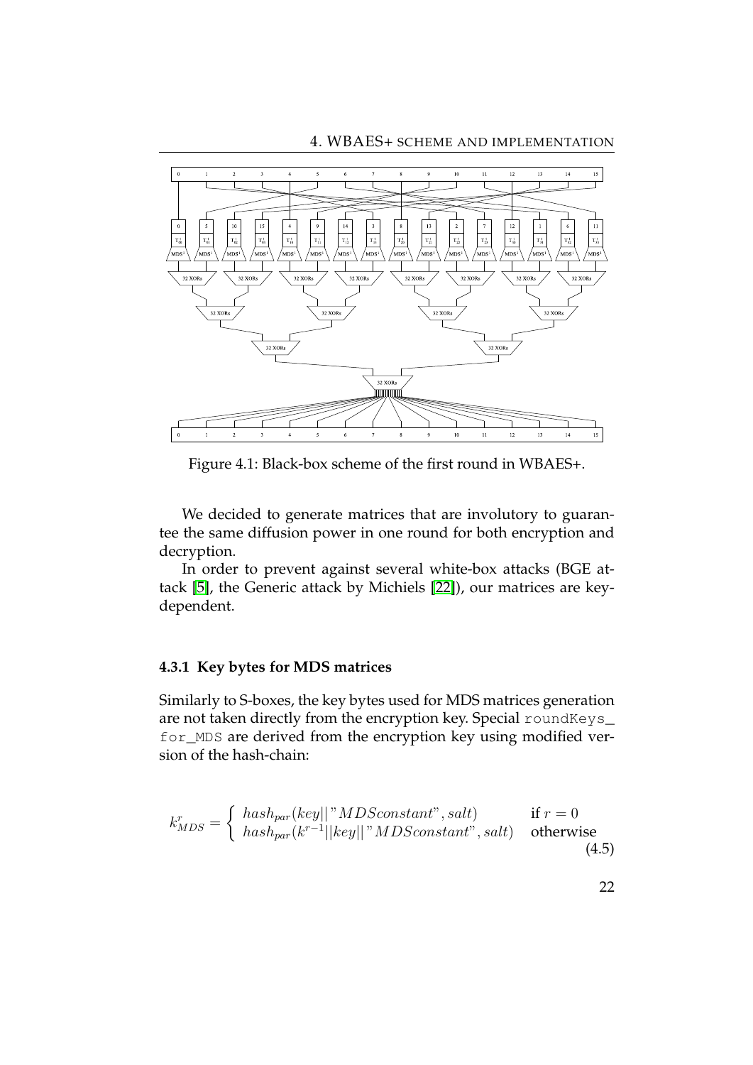0 1 2 3 4 5 6 7 8 9 10 11 12 13 14 15

0 5 10 15 4 9 14 3 8 13 2 7 12 1 6 11

MDS' MDS' MDS' MDS' MDS' MDS' MDS' MDS' MDS' MDS' MDS' MDS' MDS' MDS' MDS' MDS'

32 XORs 32 XORs 32 XORs 32 XORs 32 XORs 32 XORs 32 XORs 32 XORs

32 XORs 32 XORs 32 XORs 32 XORs

32 XORs 32 XORs

32 XORs

0 1 2 3 4 5 6 7 8 9 10 11 12 13 14 15

Figure 4.1: Black-box scheme of the first round in WBAES+.

We decided to generate matrices that are involutory to guarantee the same diffusion power in one round for both encryption and decryption.

In order to prevent against several white-box attacks (BGE attack [5], the Generic attack by Michiels [22]), our matrices are key-dependent.

### 4.3.1 Key bytes for MDS matrices

Similarly to S-boxes, the key bytes used for MDS matrices generation are not taken directly from the encryption key. Special `roundKeys_for_MDS` are derived from the encryption key using modified version of the hash-chain:

$$k^r_{MDS} = \begin{cases} hash_{par}(key||\text{"}MDSconstant\text{"}, salt) & \text{if } r = 0 \\ hash_{par}(k^{r-1}||key||\text{"}MDSconstant\text{"}, salt) & \text{otherwise} \end{cases} \quad (4.5)$$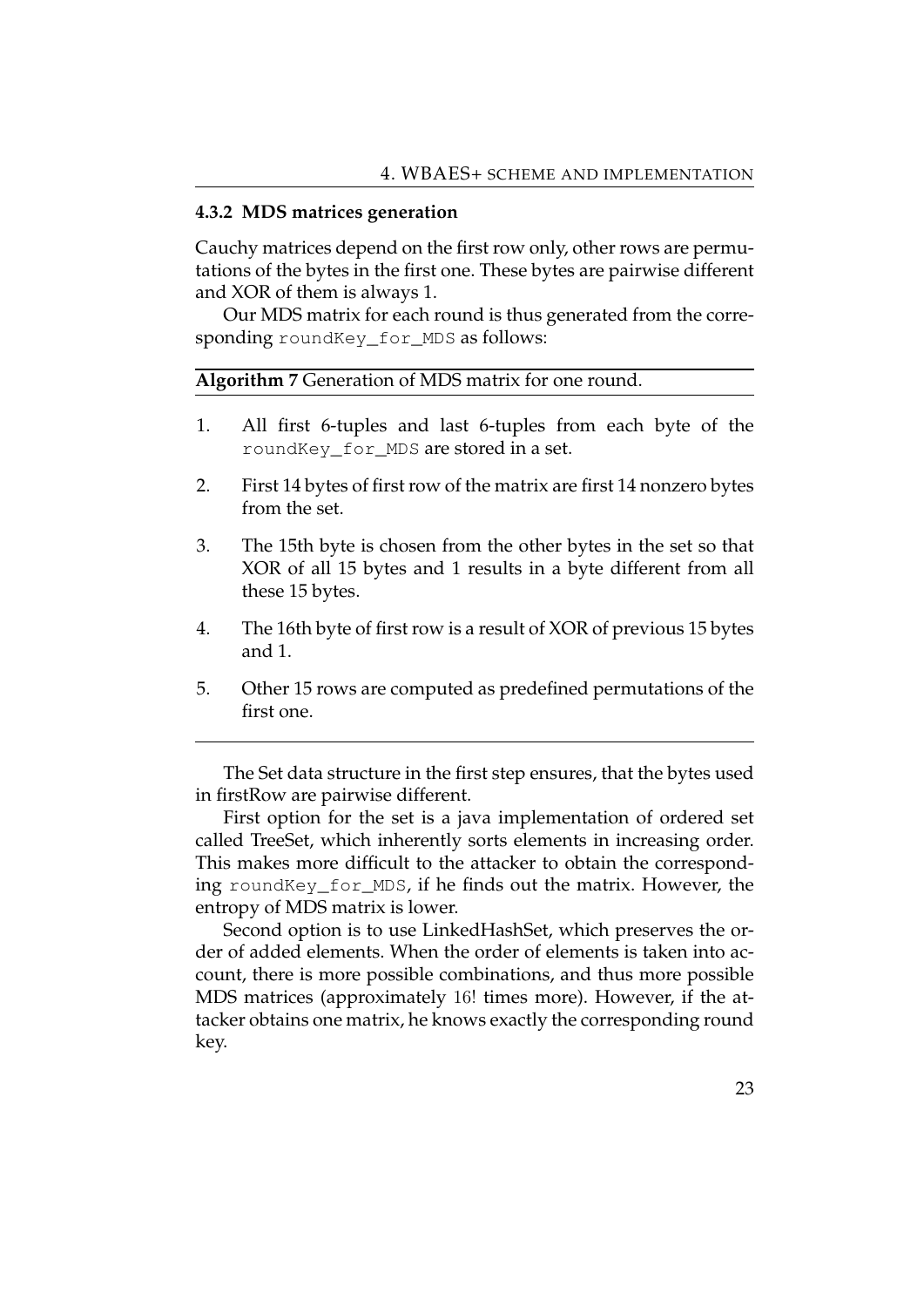### 4.3.2 MDS matrices generation

Cauchy matrices depend on the first row only, other rows are permutations of the bytes in the first one. These bytes are pairwise different and XOR of them is always 1.

Our MDS matrix for each round is thus generated from the corresponding `roundKey_for_MDS` as follows:

**Algorithm 7** Generation of MDS matrix for one round.

1. All first 6-tuples and last 6-tuples from each byte of the `roundKey_for_MDS` are stored in a set.
2. First 14 bytes of first row of the matrix are first 14 nonzero bytes from the set.
3. The 15th byte is chosen from the other bytes in the set so that XOR of all 15 bytes and 1 results in a byte different from all these 15 bytes.
4. The 16th byte of first row is a result of XOR of previous 15 bytes and 1.
5. Other 15 rows are computed as predefined permutations of the first one.

The Set data structure in the first step ensures, that the bytes used in firstRow are pairwise different.

First option for the set is a java implementation of ordered set called TreeSet, which inherently sorts elements in increasing order. This makes more difficult to the attacker to obtain the corresponding `roundKey_for_MDS`, if he finds out the matrix. However, the entropy of MDS matrix is lower.

Second option is to use LinkedHashSet, which preserves the order of added elements. When the order of elements is taken into account, there is more possible combinations, and thus more possible MDS matrices (approximately $16!$ times more). However, if the attacker obtains one matrix, he knows exactly the corresponding round key.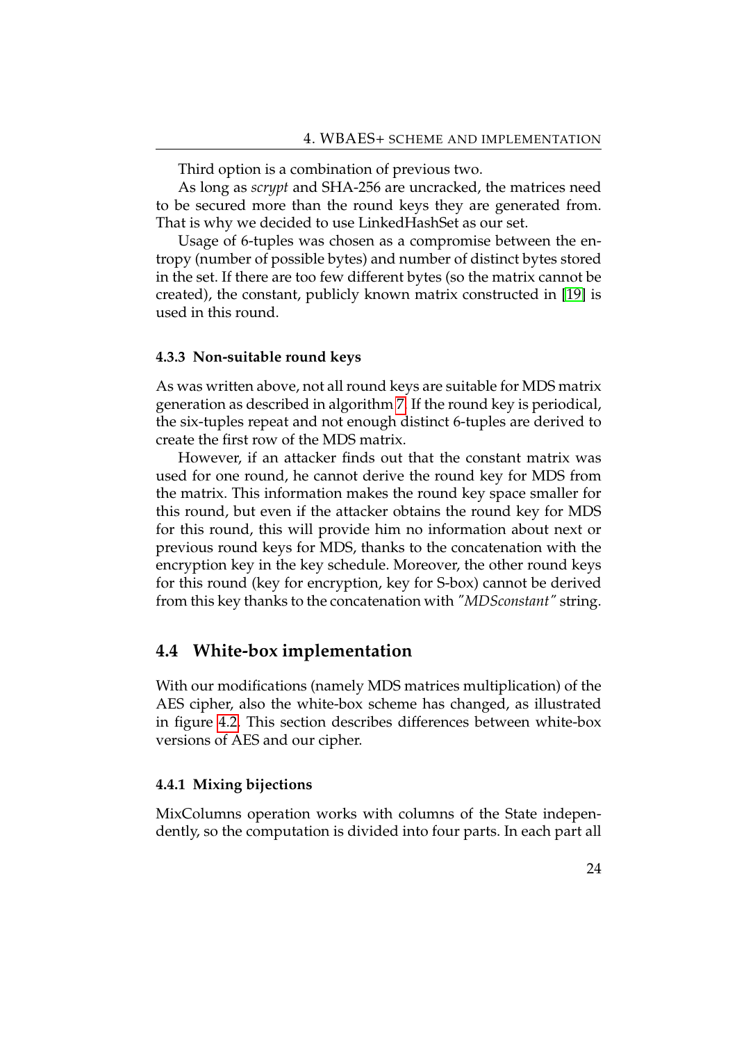Third option is a combination of previous two.

As long as *scrypt* and SHA-256 are uncracked, the matrices need to be secured more than the round keys they are generated from. That is why we decided to use LinkedHashSet as our set.

Usage of 6-tuples was chosen as a compromise between the entropy (number of possible bytes) and number of distinct bytes stored in the set. If there are too few different bytes (so the matrix cannot be created), the constant, publicly known matrix constructed in [19] is used in this round.

### 4.3.3 Non-suitable round keys

As was written above, not all round keys are suitable for MDS matrix generation as described in algorithm 7. If the round key is periodical, the six-tuples repeat and not enough distinct 6-tuples are derived to create the first row of the MDS matrix.

However, if an attacker finds out that the constant matrix was used for one round, he cannot derive the round key for MDS from the matrix. This information makes the round key space smaller for this round, but even if the attacker obtains the round key for MDS for this round, this will provide him no information about next or previous round keys for MDS, thanks to the concatenation with the encryption key in the key schedule. Moreover, the other round keys for this round (key for encryption, key for S-box) cannot be derived from this key thanks to the concatenation with *"MDSconstant"* string.

## 4.4 White-box implementation

With our modifications (namely MDS matrices multiplication) of the AES cipher, also the white-box scheme has changed, as illustrated in figure 4.2. This section describes differences between white-box versions of AES and our cipher.

### 4.4.1 Mixing bijections

MixColumns operation works with columns of the State independently, so the computation is divided into four parts. In each part all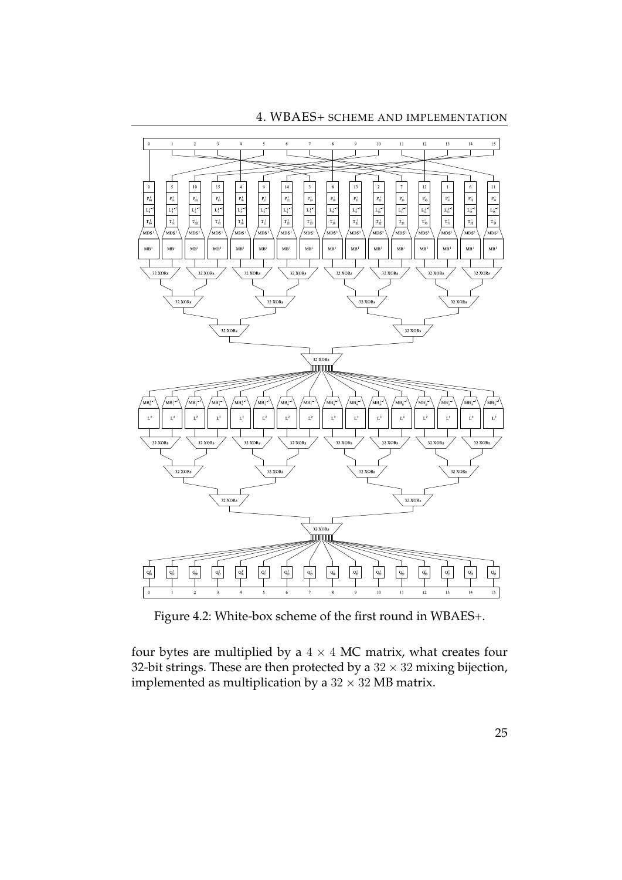0 1 2 3 4 5 6 7 8 9 10 11 12 13 14 15

0 5 10 15 4 9 14 3 8 13 2 7 12 1 6 11

$P^1_{00}$ $P^1_{01}$ $P^1_{02}$ $P^1_{03}$ $P^1_{10}$ $P^1_{11}$ $P^1_{12}$ $P^1_{13}$ $P^1_{20}$ $P^1_{21}$ $P^1_{22}$ $P^1_{23}$ $P^1_{30}$ $P^1_{31}$ $P^1_{32}$ $P^1_{33}$

$L_0^{-1}$ $L_1^{-1}$ $L_2^{-1}$ $L_3^{-1}$ $L_4^{-1}$ $L_5^{-1}$ $L_6^{-1}$ $L_7^{-1}$ $L_8^{-1}$ $L_9^{-1}$ $L_{10}^{-1}$ $L_{11}^{-1}$ $L_{12}^{-1}$ $L_{13}^{-1}$ $L_{14}^{-1}$ $L_{15}^{-1}$

$T^1_{00}$ $T^1_{01}$ $T^1_{02}$ $T^1_{03}$ $T^1_{10}$ $T^1_{11}$ $T^1_{12}$ $T^1_{13}$ $T^1_{20}$ $T^1_{21}$ $T^1_{22}$ $T^1_{23}$ $T^1_{30}$ $T^1_{31}$ $T^1_{32}$ $T^1_{33}$

$MDS^1$ (×16)

$MB^1$ (×16)

32 XORs

$MB_0^{1^{-1}}$ $MB_1^{1^{-1}}$ $MB_2^{1^{-1}}$ $MB_3^{1^{-1}}$ $MB_4^{1^{-1}}$ $MB_5^{1^{-1}}$ $MB_6^{1^{-1}}$ $MB_7^{1^{-1}}$ $MB_8^{1^{-1}}$ $MB_9^{1^{-1}}$ $MB_{10}^{1^{-1}}$ $MB_{11}^{1^{-1}}$ $MB_{12}^{1^{-1}}$ $MB_{13}^{1^{-1}}$ $MB_{14}^{1^{-1}}$ $MB_{15}^{1^{-1}}$

$L^2$ (×16)

32 XORs

$Q^1_{00}$ $Q^1_{01}$ $Q^1_{02}$ $Q^1_{03}$ $Q^1_{10}$ $Q^1_{11}$ $Q^1_{12}$ $Q^1_{13}$ $Q^1_{20}$ $Q^1_{21}$ $Q^1_{22}$ $Q^1_{23}$ $Q^1_{30}$ $Q^1_{31}$ $Q^1_{32}$ $Q^1_{33}$

0 1 2 3 4 5 6 7 8 9 10 11 12 13 14 15

Figure 4.2: White-box scheme of the first round in WBAES+.

four bytes are multiplied by a $4 \times 4$ MC matrix, what creates four 32-bit strings. These are then protected by a $32 \times 32$ mixing bijection, implemented as multiplication by a $32 \times 32$ MB matrix.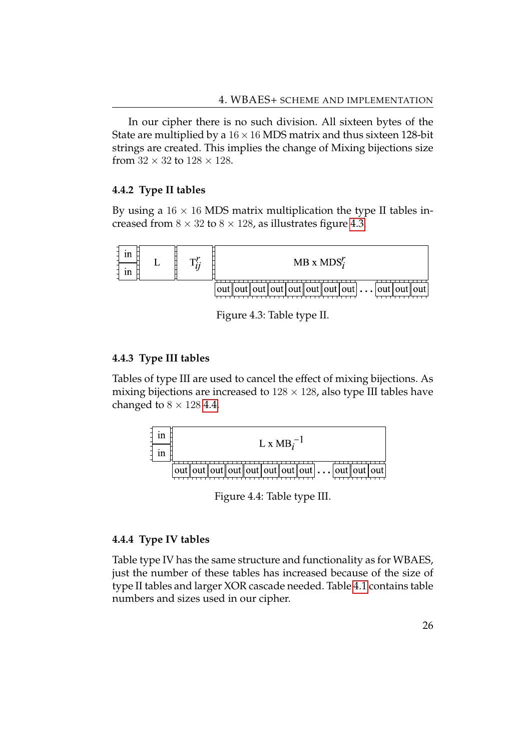In our cipher there is no such division. All sixteen bytes of the State are multiplied by a $16 \times 16$ MDS matrix and thus sixteen 128-bit strings are created. This implies the change of Mixing bijections size from $32 \times 32$ to $128 \times 128$.

### 4.4.2 Type II tables

By using a $16 \times 16$ MDS matrix multiplication the type II tables increased from $8 \times 32$ to $8 \times 128$, as illustrates figure 4.3.

in
in
L
$T_{ij}^r$
MB x $MDS_i^r$
out out out out out out out out ... out out out

Figure 4.3: Table type II.

### 4.4.3 Type III tables

Tables of type III are used to cancel the effect of mixing bijections. As mixing bijections are increased to $128 \times 128$, also type III tables have changed to $8 \times 128$ 4.4.

in
in
L x $MB_i^{-1}$
out out out out out out out out ... out out out

Figure 4.4: Table type III.

### 4.4.4 Type IV tables

Table type IV has the same structure and functionality as for WBAES, just the number of these tables has increased because of the size of type II tables and larger XOR cascade needed. Table 4.1 contains table numbers and sizes used in our cipher.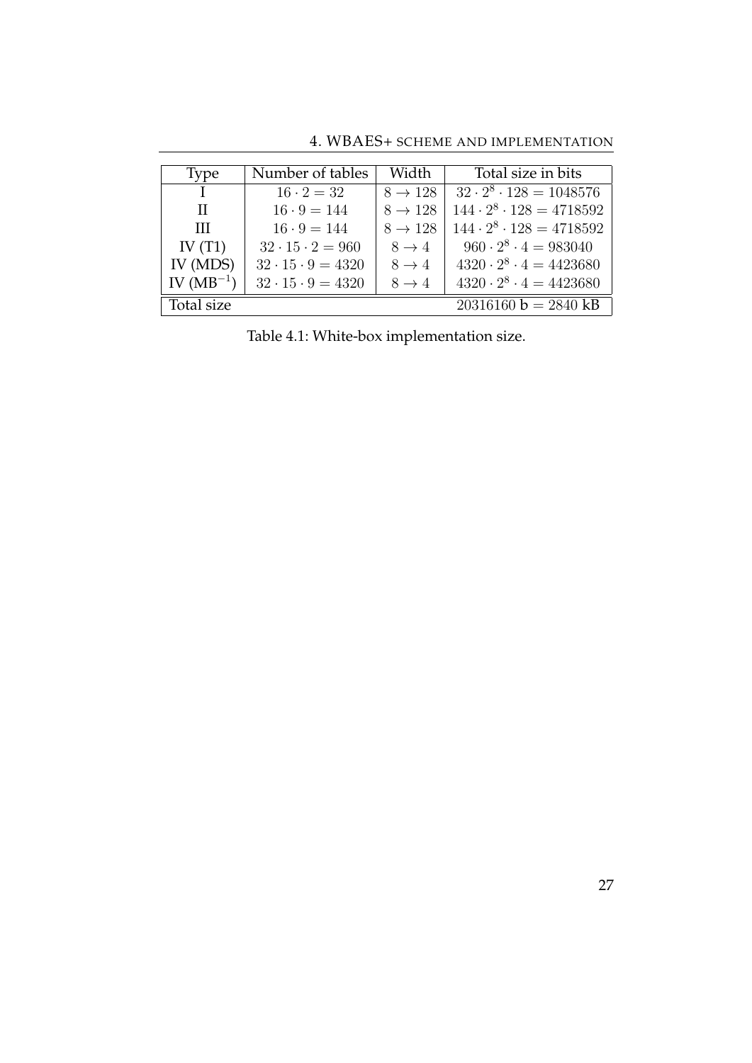| Type | Number of tables | Width | Total size in bits |
|---|---|---|---|
| I | $16 \cdot 2 = 32$ | $8 \to 128$ | $32 \cdot 2^8 \cdot 128 = 1048576$ |
| II | $16 \cdot 9 = 144$ | $8 \to 128$ | $144 \cdot 2^8 \cdot 128 = 4718592$ |
| III | $16 \cdot 9 = 144$ | $8 \to 128$ | $144 \cdot 2^8 \cdot 128 = 4718592$ |
| IV (T1) | $32 \cdot 15 \cdot 2 = 960$ | $8 \to 4$ | $960 \cdot 2^8 \cdot 4 = 983040$ |
| IV (MDS) | $32 \cdot 15 \cdot 9 = 4320$ | $8 \to 4$ | $4320 \cdot 2^8 \cdot 4 = 4423680$ |
| IV ($MB^{-1}$) | $32 \cdot 15 \cdot 9 = 4320$ | $8 \to 4$ | $4320 \cdot 2^8 \cdot 4 = 4423680$ |
| Total size | | | $20316160$ b $= 2840$ kB |

Table 4.1: White-box implementation size.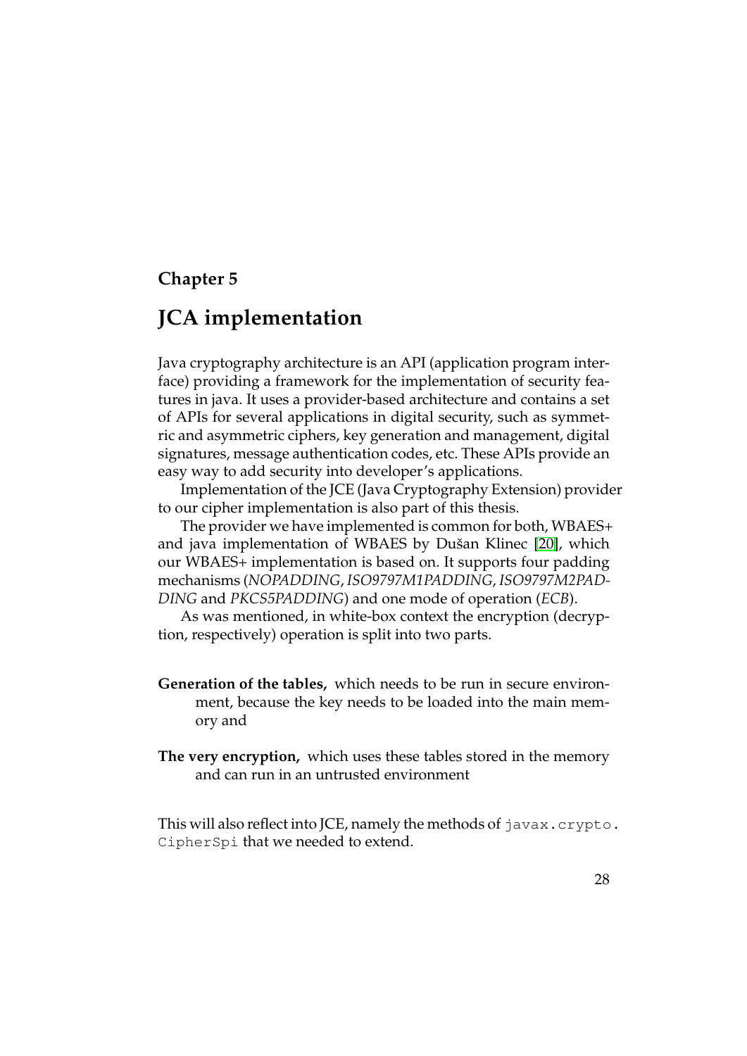# Chapter 5

# JCA implementation

Java cryptography architecture is an API (application program interface) providing a framework for the implementation of security features in java. It uses a provider-based architecture and contains a set of APIs for several applications in digital security, such as symmetric and asymmetric ciphers, key generation and management, digital signatures, message authentication codes, etc. These APIs provide an easy way to add security into developer's applications.

Implementation of the JCE (Java Cryptography Extension) provider to our cipher implementation is also part of this thesis.

The provider we have implemented is common for both, WBAES+ and java implementation of WBAES by Dušan Klinec [20], which our WBAES+ implementation is based on. It supports four padding mechanisms (*NOPADDING*, *ISO9797M1PADDING*, *ISO9797M2PADDING* and *PKCS5PADDING*) and one mode of operation (*ECB*).

As was mentioned, in white-box context the encryption (decryption, respectively) operation is split into two parts.

**Generation of the tables,** which needs to be run in secure environment, because the key needs to be loaded into the main memory and

**The very encryption,** which uses these tables stored in the memory and can run in an untrusted environment

This will also reflect into JCE, namely the methods of `javax.crypto.CipherSpi` that we needed to extend.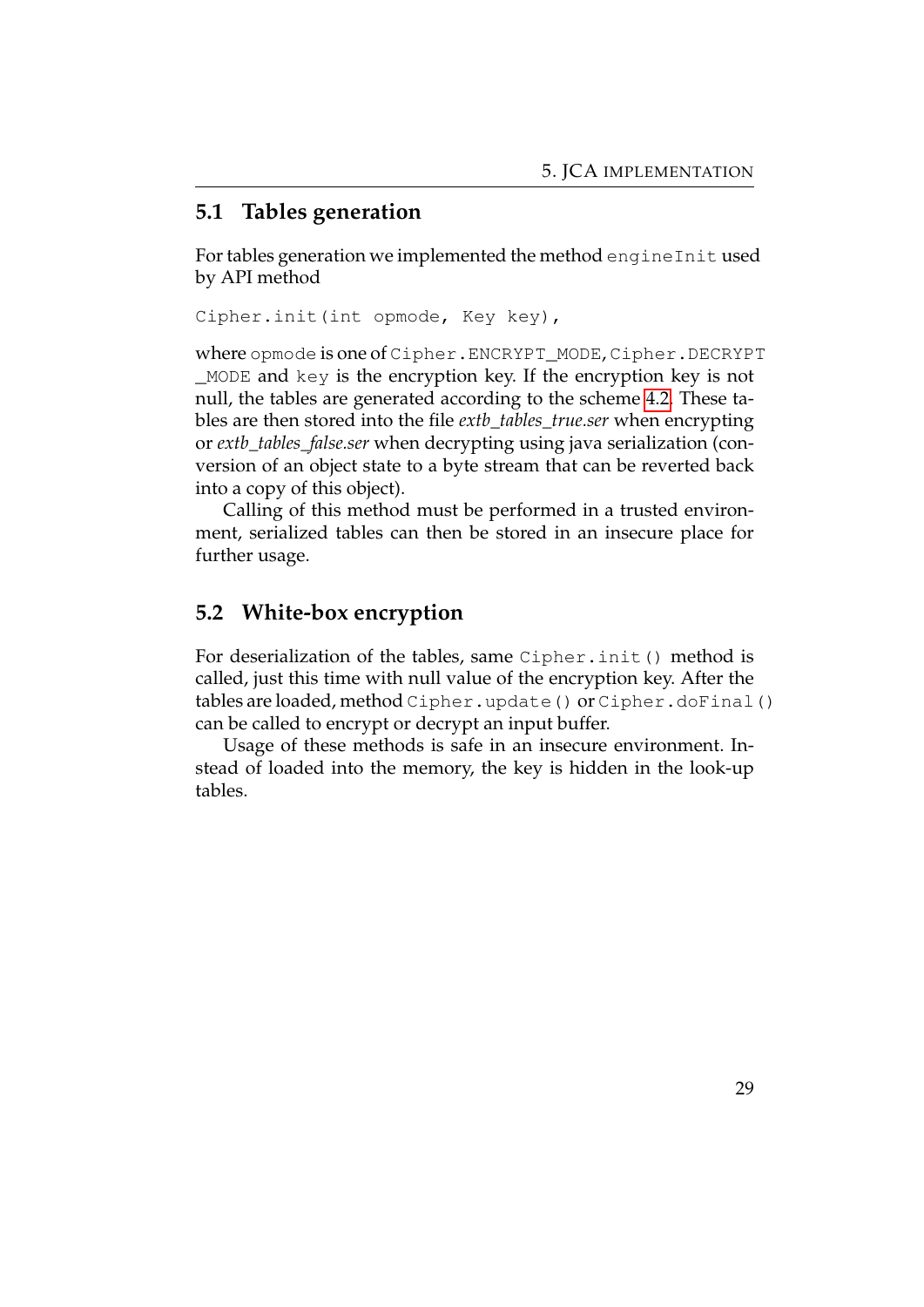## 5.1 Tables generation

For tables generation we implemented the method `engineInit` used by API method

```
Cipher.init(int opmode, Key key),
```

where `opmode` is one of `Cipher.ENCRYPT_MODE`, `Cipher.DECRYPT_MODE` and `key` is the encryption key. If the encryption key is not null, the tables are generated according to the scheme 4.2. These tables are then stored into the file *extb_tables_true.ser* when encrypting or *extb_tables_false.ser* when decrypting using java serialization (conversion of an object state to a byte stream that can be reverted back into a copy of this object).

Calling of this method must be performed in a trusted environment, serialized tables can then be stored in an insecure place for further usage.

## 5.2 White-box encryption

For deserialization of the tables, same `Cipher.init()` method is called, just this time with null value of the encryption key. After the tables are loaded, method `Cipher.update()` or `Cipher.doFinal()` can be called to encrypt or decrypt an input buffer.

Usage of these methods is safe in an insecure environment. Instead of loaded into the memory, the key is hidden in the look-up tables.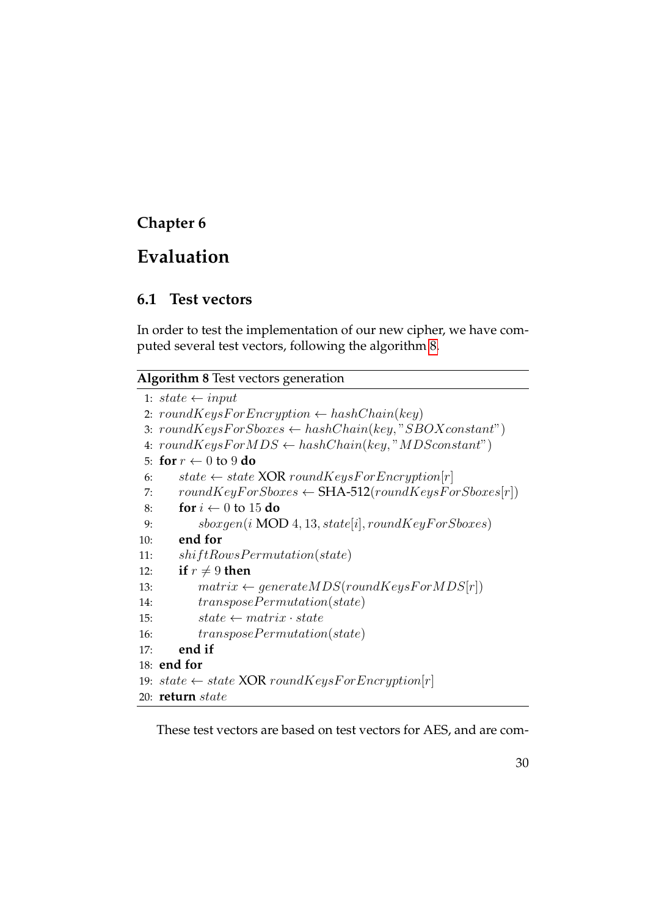# Chapter 6

# Evaluation

## 6.1 Test vectors

In order to test the implementation of our new cipher, we have computed several test vectors, following the algorithm 8.

**Algorithm 8** Test vectors generation

```
1: state ← input
2: roundKeysForEncryption ← hashChain(key)
3: roundKeysForSboxes ← hashChain(key, "SBOXconstant")
4: roundKeysForMDS ← hashChain(key, "MDSconstant")
5: for r ← 0 to 9 do
6:     state ← state XOR roundKeysForEncryption[r]
7:     roundKeyForSboxes ← SHA-512(roundKeysForSboxes[r])
8:     for i ← 0 to 15 do
9:         sboxgen(i MOD 4, 13, state[i], roundKeyForSboxes)
10:    end for
11:    shiftRowsPermutation(state)
12:    if r ≠ 9 then
13:        matrix ← generateMDS(roundKeysForMDS[r])
14:        transposePermutation(state)
15:        state ← matrix · state
16:        transposePermutation(state)
17:    end if
18: end for
19: state ← state XOR roundKeysForEncryption[r]
20: return state
```

These test vectors are based on test vectors for AES, and are com-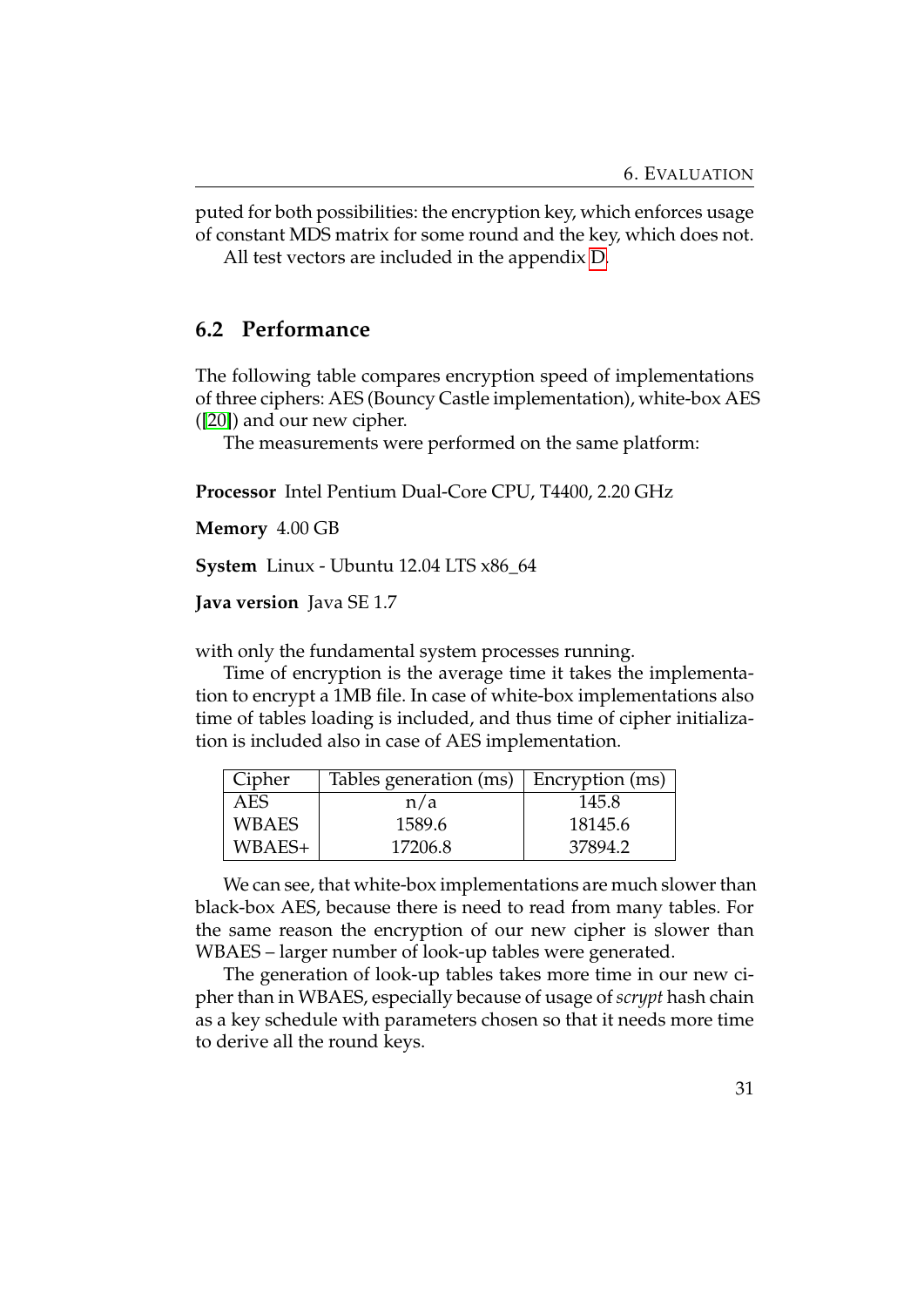puted for both possibilities: the encryption key, which enforces usage of constant MDS matrix for some round and the key, which does not.

All test vectors are included in the appendix D.

## 6.2 Performance

The following table compares encryption speed of implementations of three ciphers: AES (Bouncy Castle implementation), white-box AES ([20]) and our new cipher.

The measurements were performed on the same platform:

**Processor** Intel Pentium Dual-Core CPU, T4400, 2.20 GHz

**Memory** 4.00 GB

**System** Linux - Ubuntu 12.04 LTS x86_64

**Java version** Java SE 1.7

with only the fundamental system processes running.

Time of encryption is the average time it takes the implementation to encrypt a 1MB file. In case of white-box implementations also time of tables loading is included, and thus time of cipher initialization is included also in case of AES implementation.

| Cipher | Tables generation (ms) | Encryption (ms) |
|---|---|---|
| AES | n/a | 145.8 |
| WBAES | 1589.6 | 18145.6 |
| WBAES+ | 17206.8 | 37894.2 |

We can see, that white-box implementations are much slower than black-box AES, because there is need to read from many tables. For the same reason the encryption of our new cipher is slower than WBAES – larger number of look-up tables were generated.

The generation of look-up tables takes more time in our new cipher than in WBAES, especially because of usage of *scrypt* hash chain as a key schedule with parameters chosen so that it needs more time to derive all the round keys.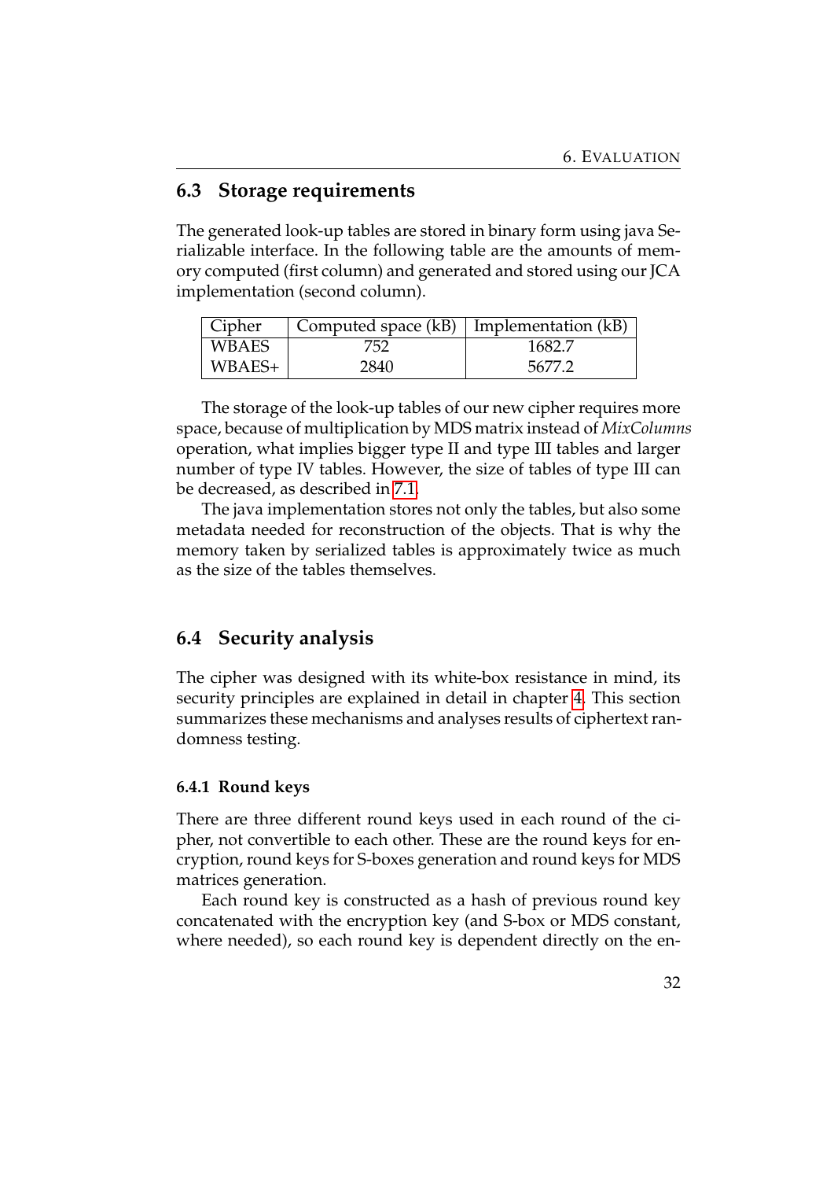## 6.3 Storage requirements

The generated look-up tables are stored in binary form using java Serializable interface. In the following table are the amounts of memory computed (first column) and generated and stored using our JCA implementation (second column).

| Cipher | Computed space (kB) | Implementation (kB) |
|---|---|---|
| WBAES | 752 | 1682.7 |
| WBAES+ | 2840 | 5677.2 |

The storage of the look-up tables of our new cipher requires more space, because of multiplication by MDS matrix instead of *MixColumns* operation, what implies bigger type II and type III tables and larger number of type IV tables. However, the size of tables of type III can be decreased, as described in 7.1.

The java implementation stores not only the tables, but also some metadata needed for reconstruction of the objects. That is why the memory taken by serialized tables is approximately twice as much as the size of the tables themselves.

## 6.4 Security analysis

The cipher was designed with its white-box resistance in mind, its security principles are explained in detail in chapter 4. This section summarizes these mechanisms and analyses results of ciphertext randomness testing.

### 6.4.1 Round keys

There are three different round keys used in each round of the cipher, not convertible to each other. These are the round keys for encryption, round keys for S-boxes generation and round keys for MDS matrices generation.

Each round key is constructed as a hash of previous round key concatenated with the encryption key (and S-box or MDS constant, where needed), so each round key is dependent directly on the en-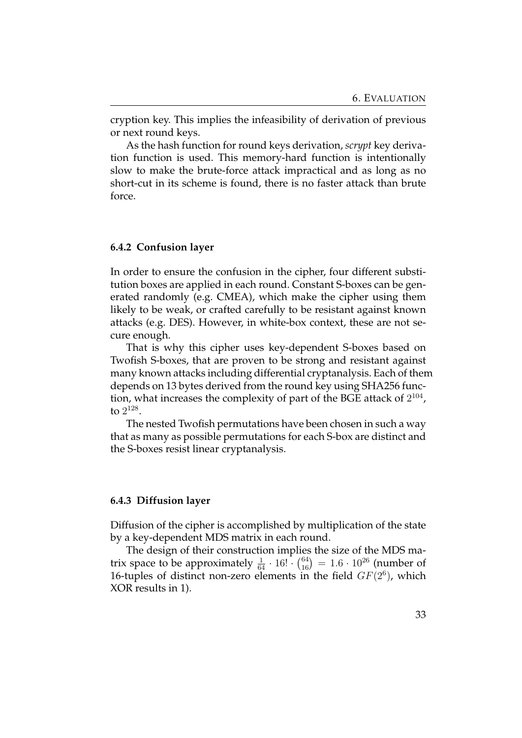cryption key. This implies the infeasibility of derivation of previous or next round keys.

As the hash function for round keys derivation, *scrypt* key derivation function is used. This memory-hard function is intentionally slow to make the brute-force attack impractical and as long as no short-cut in its scheme is found, there is no faster attack than brute force.

### 6.4.2 Confusion layer

In order to ensure the confusion in the cipher, four different substitution boxes are applied in each round. Constant S-boxes can be generated randomly (e.g. CMEA), which make the cipher using them likely to be weak, or crafted carefully to be resistant against known attacks (e.g. DES). However, in white-box context, these are not secure enough.

That is why this cipher uses key-dependent S-boxes based on Twofish S-boxes, that are proven to be strong and resistant against many known attacks including differential cryptanalysis. Each of them depends on 13 bytes derived from the round key using SHA256 function, what increases the complexity of part of the BGE attack of $2^{104}$, to $2^{128}$.

The nested Twofish permutations have been chosen in such a way that as many as possible permutations for each S-box are distinct and the S-boxes resist linear cryptanalysis.

### 6.4.3 Diffusion layer

Diffusion of the cipher is accomplished by multiplication of the state by a key-dependent MDS matrix in each round.

The design of their construction implies the size of the MDS matrix space to be approximately $\frac{1}{64} \cdot 16! \cdot \binom{64}{16} = 1.6 \cdot 10^{26}$ (number of 16-tuples of distinct non-zero elements in the field $GF(2^6)$, which XOR results in 1).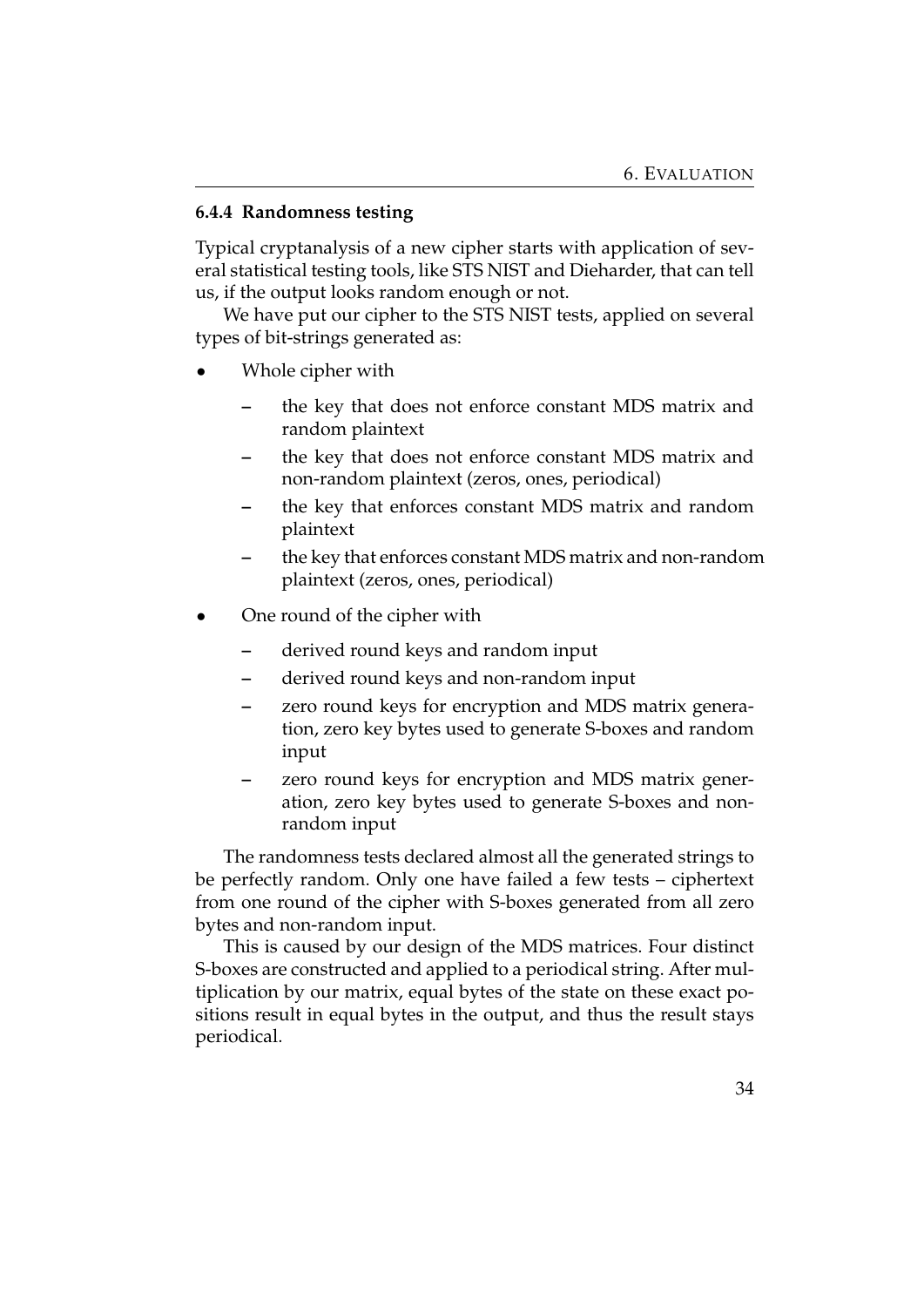### 6.4.4 Randomness testing

Typical cryptanalysis of a new cipher starts with application of several statistical testing tools, like STS NIST and Dieharder, that can tell us, if the output looks random enough or not.

We have put our cipher to the STS NIST tests, applied on several types of bit-strings generated as:

- Whole cipher with
  - the key that does not enforce constant MDS matrix and random plaintext
  - the key that does not enforce constant MDS matrix and non-random plaintext (zeros, ones, periodical)
  - the key that enforces constant MDS matrix and random plaintext
  - the key that enforces constant MDS matrix and non-random plaintext (zeros, ones, periodical)
- One round of the cipher with
  - derived round keys and random input
  - derived round keys and non-random input
  - zero round keys for encryption and MDS matrix generation, zero key bytes used to generate S-boxes and random input
  - zero round keys for encryption and MDS matrix generation, zero key bytes used to generate S-boxes and non-random input

The randomness tests declared almost all the generated strings to be perfectly random. Only one have failed a few tests – ciphertext from one round of the cipher with S-boxes generated from all zero bytes and non-random input.

This is caused by our design of the MDS matrices. Four distinct S-boxes are constructed and applied to a periodical string. After multiplication by our matrix, equal bytes of the state on these exact positions result in equal bytes in the output, and thus the result stays periodical.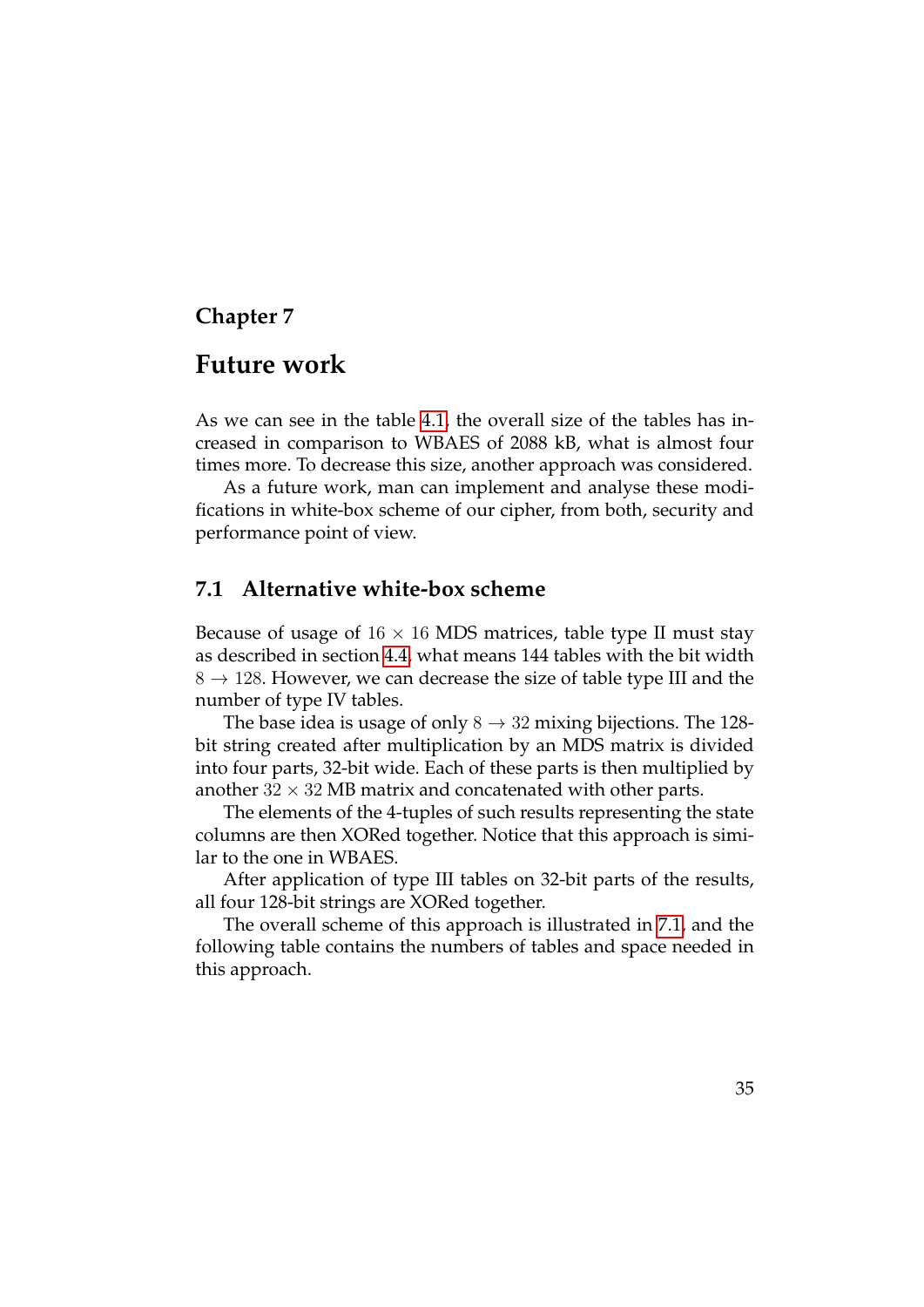# Chapter 7

# Future work

As we can see in the table 4.1, the overall size of the tables has increased in comparison to WBAES of 2088 kB, what is almost four times more. To decrease this size, another approach was considered.

As a future work, man can implement and analyse these modifications in white-box scheme of our cipher, from both, security and performance point of view.

## 7.1 Alternative white-box scheme

Because of usage of $16 \times 16$ MDS matrices, table type II must stay as described in section 4.4, what means 144 tables with the bit width $8 \rightarrow 128$. However, we can decrease the size of table type III and the number of type IV tables.

The base idea is usage of only $8 \rightarrow 32$ mixing bijections. The 128-bit string created after multiplication by an MDS matrix is divided into four parts, 32-bit wide. Each of these parts is then multiplied by another $32 \times 32$ MB matrix and concatenated with other parts.

The elements of the 4-tuples of such results representing the state columns are then XORed together. Notice that this approach is similar to the one in WBAES.

After application of type III tables on 32-bit parts of the results, all four 128-bit strings are XORed together.

The overall scheme of this approach is illustrated in 7.1, and the following table contains the numbers of tables and space needed in this approach.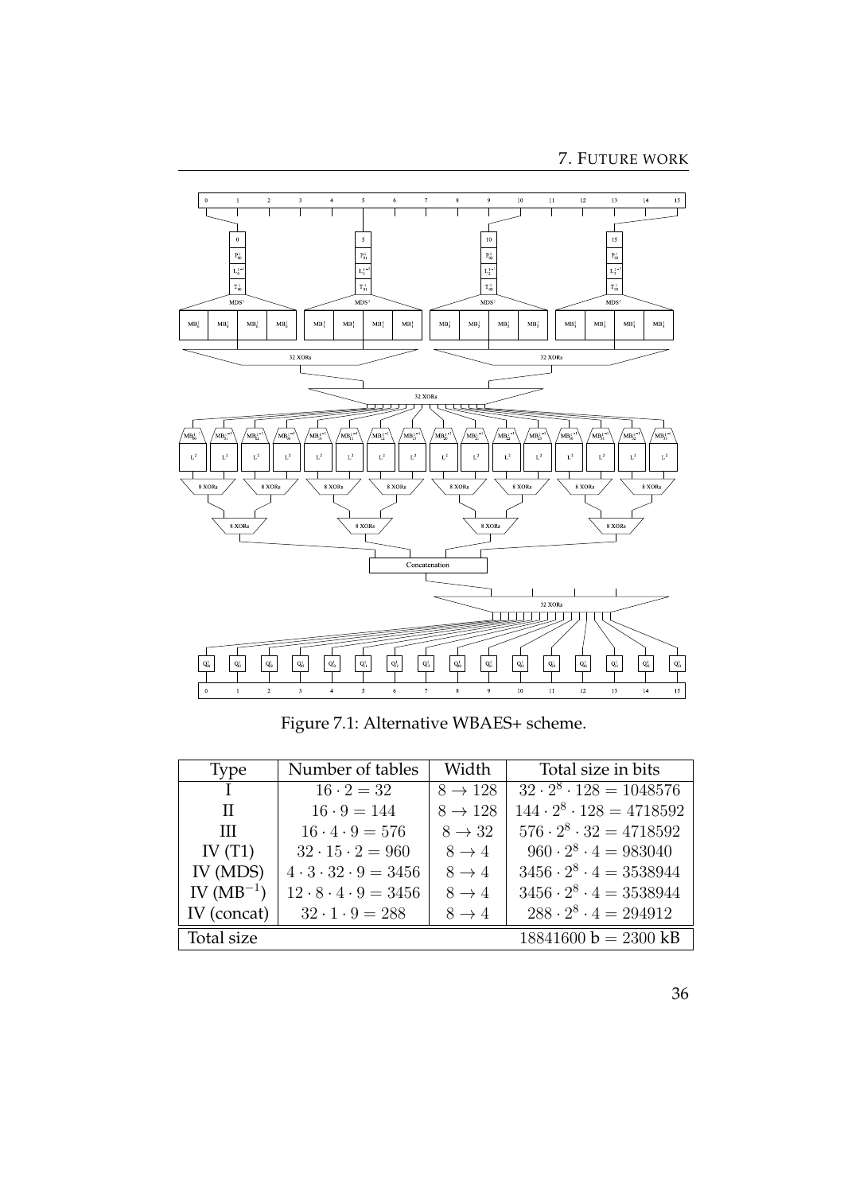Figure 7.1: Alternative WBAES+ scheme.

| Type | Number of tables | Width | Total size in bits |
|---|---|---|---|
| I | $16 \cdot 2 = 32$ | $8 \to 128$ | $32 \cdot 2^8 \cdot 128 = 1048576$ |
| II | $16 \cdot 9 = 144$ | $8 \to 128$ | $144 \cdot 2^8 \cdot 128 = 4718592$ |
| III | $16 \cdot 4 \cdot 9 = 576$ | $8 \to 32$ | $576 \cdot 2^8 \cdot 32 = 4718592$ |
| IV (T1) | $32 \cdot 15 \cdot 2 = 960$ | $8 \to 4$ | $960 \cdot 2^8 \cdot 4 = 983040$ |
| IV (MDS) | $4 \cdot 3 \cdot 32 \cdot 9 = 3456$ | $8 \to 4$ | $3456 \cdot 2^8 \cdot 4 = 3538944$ |
| IV ($\text{MB}^{-1}$) | $12 \cdot 8 \cdot 4 \cdot 9 = 3456$ | $8 \to 4$ | $3456 \cdot 2^8 \cdot 4 = 3538944$ |
| IV (concat) | $32 \cdot 1 \cdot 9 = 288$ | $8 \to 4$ | $288 \cdot 2^8 \cdot 4 = 294912$ |
| Total size | | | $18841600$ b $= 2300$ kB |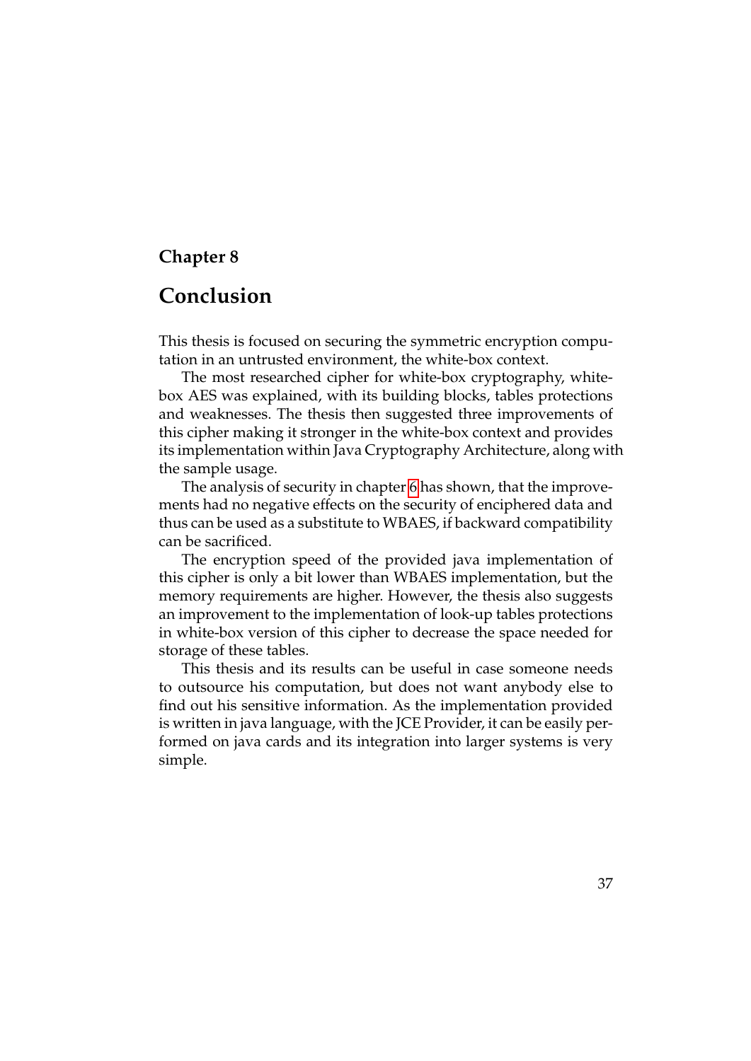# Chapter 8

# Conclusion

This thesis is focused on securing the symmetric encryption computation in an untrusted environment, the white-box context.

The most researched cipher for white-box cryptography, white-box AES was explained, with its building blocks, tables protections and weaknesses. The thesis then suggested three improvements of this cipher making it stronger in the white-box context and provides its implementation within Java Cryptography Architecture, along with the sample usage.

The analysis of security in chapter 6 has shown, that the improvements had no negative effects on the security of enciphered data and thus can be used as a substitute to WBAES, if backward compatibility can be sacrificed.

The encryption speed of the provided java implementation of this cipher is only a bit lower than WBAES implementation, but the memory requirements are higher. However, the thesis also suggests an improvement to the implementation of look-up tables protections in white-box version of this cipher to decrease the space needed for storage of these tables.

This thesis and its results can be useful in case someone needs to outsource his computation, but does not want anybody else to find out his sensitive information. As the implementation provided is written in java language, with the JCE Provider, it can be easily performed on java cards and its integration into larger systems is very simple.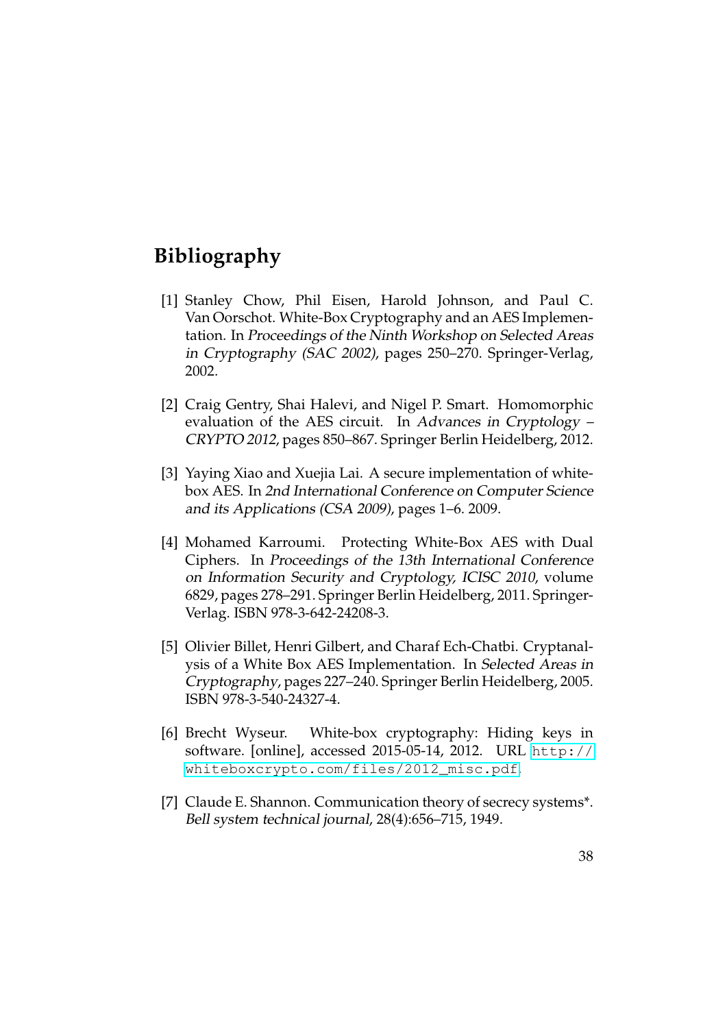# Bibliography

[1] Stanley Chow, Phil Eisen, Harold Johnson, and Paul C. Van Oorschot. White-Box Cryptography and an AES Implementation. In *Proceedings of the Ninth Workshop on Selected Areas in Cryptography (SAC 2002)*, pages 250–270. Springer-Verlag, 2002.

[2] Craig Gentry, Shai Halevi, and Nigel P. Smart. Homomorphic evaluation of the AES circuit. In *Advances in Cryptology – CRYPTO 2012*, pages 850–867. Springer Berlin Heidelberg, 2012.

[3] Yaying Xiao and Xuejia Lai. A secure implementation of white-box AES. In *2nd International Conference on Computer Science and its Applications (CSA 2009)*, pages 1–6. 2009.

[4] Mohamed Karroumi. Protecting White-Box AES with Dual Ciphers. In *Proceedings of the 13th International Conference on Information Security and Cryptology, ICISC 2010*, volume 6829, pages 278–291. Springer Berlin Heidelberg, 2011. Springer-Verlag. ISBN 978-3-642-24208-3.

[5] Olivier Billet, Henri Gilbert, and Charaf Ech-Chatbi. Cryptanalysis of a White Box AES Implementation. In *Selected Areas in Cryptography*, pages 227–240. Springer Berlin Heidelberg, 2005. ISBN 978-3-540-24327-4.

[6] Brecht Wyseur. White-box cryptography: Hiding keys in software. [online], accessed 2015-05-14, 2012. URL `http://whiteboxcrypto.com/files/2012_misc.pdf`.

[7] Claude E. Shannon. Communication theory of secrecy systems*. *Bell system technical journal*, 28(4):656–715, 1949.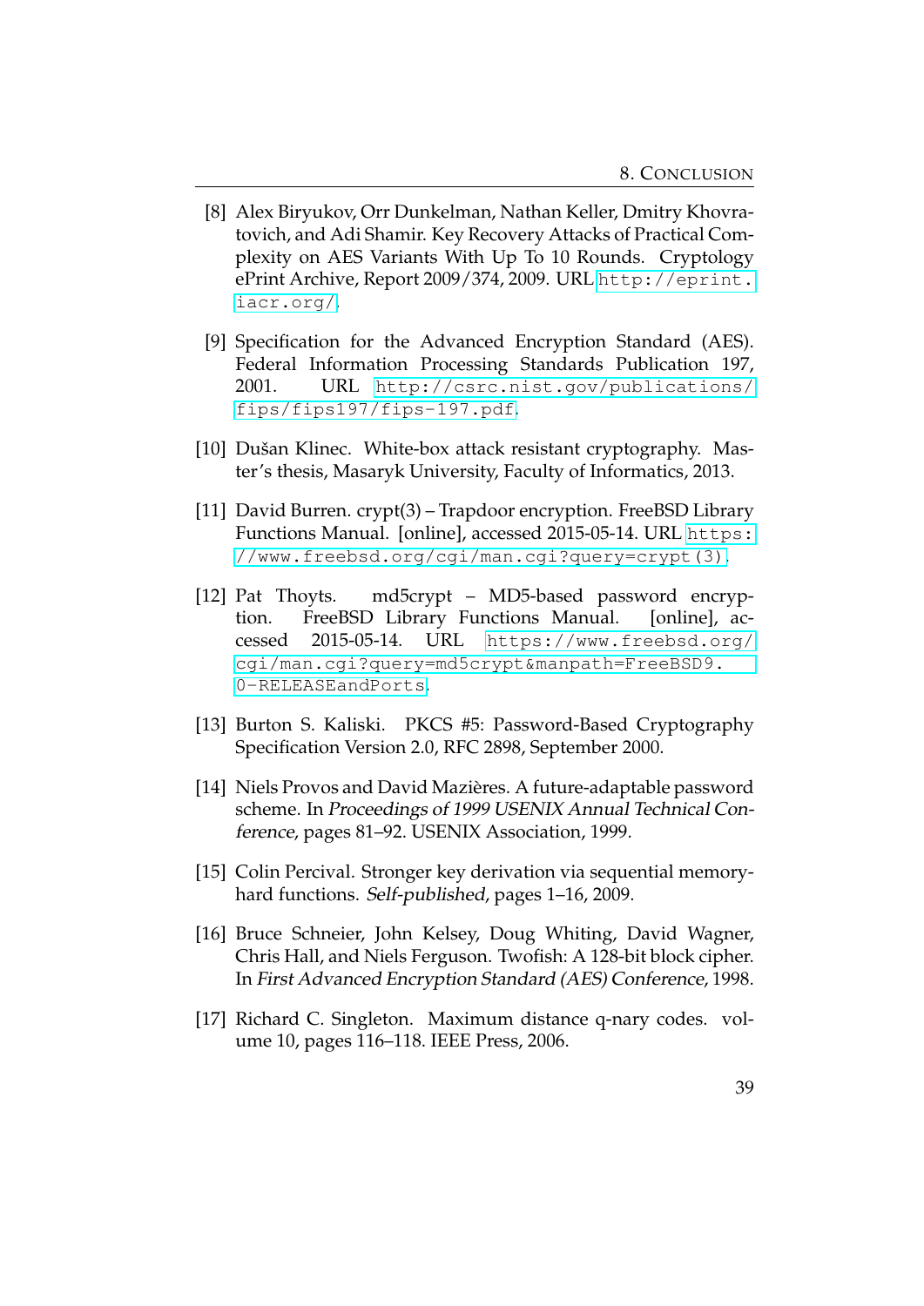[8] Alex Biryukov, Orr Dunkelman, Nathan Keller, Dmitry Khovratovich, and Adi Shamir. Key Recovery Attacks of Practical Complexity on AES Variants With Up To 10 Rounds. Cryptology ePrint Archive, Report 2009/374, 2009. URL http://eprint.iacr.org/.

[9] Specification for the Advanced Encryption Standard (AES). Federal Information Processing Standards Publication 197, 2001. URL http://csrc.nist.gov/publications/fips/fips197/fips-197.pdf.

[10] Dušan Klinec. White-box attack resistant cryptography. Master's thesis, Masaryk University, Faculty of Informatics, 2013.

[11] David Burren. crypt(3) – Trapdoor encryption. FreeBSD Library Functions Manual. [online], accessed 2015-05-14. URL https://www.freebsd.org/cgi/man.cgi?query=crypt(3).

[12] Pat Thoyts. md5crypt – MD5-based password encryption. FreeBSD Library Functions Manual. [online], accessed 2015-05-14. URL https://www.freebsd.org/cgi/man.cgi?query=md5crypt&manpath=FreeBSD9.0-RELEASEandPorts.

[13] Burton S. Kaliski. PKCS #5: Password-Based Cryptography Specification Version 2.0, RFC 2898, September 2000.

[14] Niels Provos and David Mazières. A future-adaptable password scheme. In *Proceedings of 1999 USENIX Annual Technical Conference*, pages 81–92. USENIX Association, 1999.

[15] Colin Percival. Stronger key derivation via sequential memory-hard functions. *Self-published*, pages 1–16, 2009.

[16] Bruce Schneier, John Kelsey, Doug Whiting, David Wagner, Chris Hall, and Niels Ferguson. Twofish: A 128-bit block cipher. In *First Advanced Encryption Standard (AES) Conference*, 1998.

[17] Richard C. Singleton. Maximum distance q-nary codes. volume 10, pages 116–118. IEEE Press, 2006.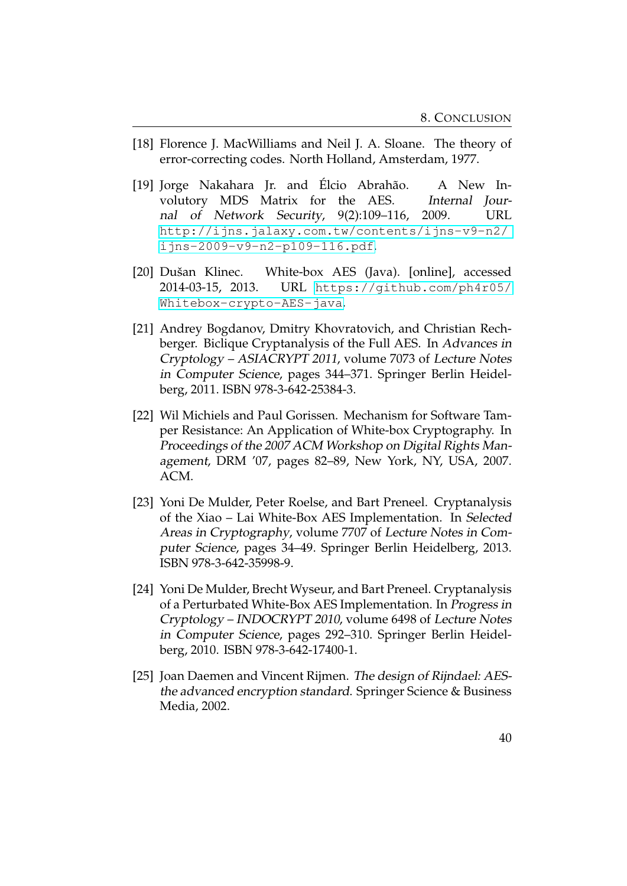[18] Florence J. MacWilliams and Neil J. A. Sloane. The theory of error-correcting codes. North Holland, Amsterdam, 1977.

[19] Jorge Nakahara Jr. and Élcio Abrahão. A New Involutory MDS Matrix for the AES. *Internal Journal of Network Security*, 9(2):109–116, 2009. URL http://ijns.jalaxy.com.tw/contents/ijns-v9-n2/ijns-2009-v9-n2-p109-116.pdf.

[20] Dušan Klinec. White-box AES (Java). [online], accessed 2014-03-15, 2013. URL https://github.com/ph4r05/Whitebox-crypto-AES-java.

[21] Andrey Bogdanov, Dmitry Khovratovich, and Christian Rechberger. Biclique Cryptanalysis of the Full AES. In *Advances in Cryptology – ASIACRYPT 2011*, volume 7073 of *Lecture Notes in Computer Science*, pages 344–371. Springer Berlin Heidelberg, 2011. ISBN 978-3-642-25384-3.

[22] Wil Michiels and Paul Gorissen. Mechanism for Software Tamper Resistance: An Application of White-box Cryptography. In *Proceedings of the 2007 ACM Workshop on Digital Rights Management*, DRM '07, pages 82–89, New York, NY, USA, 2007. ACM.

[23] Yoni De Mulder, Peter Roelse, and Bart Preneel. Cryptanalysis of the Xiao – Lai White-Box AES Implementation. In *Selected Areas in Cryptography*, volume 7707 of *Lecture Notes in Computer Science*, pages 34–49. Springer Berlin Heidelberg, 2013. ISBN 978-3-642-35998-9.

[24] Yoni De Mulder, Brecht Wyseur, and Bart Preneel. Cryptanalysis of a Perturbated White-Box AES Implementation. In *Progress in Cryptology – INDOCRYPT 2010*, volume 6498 of *Lecture Notes in Computer Science*, pages 292–310. Springer Berlin Heidelberg, 2010. ISBN 978-3-642-17400-1.

[25] Joan Daemen and Vincent Rijmen. *The design of Rijndael: AES-the advanced encryption standard*. Springer Science & Business Media, 2002.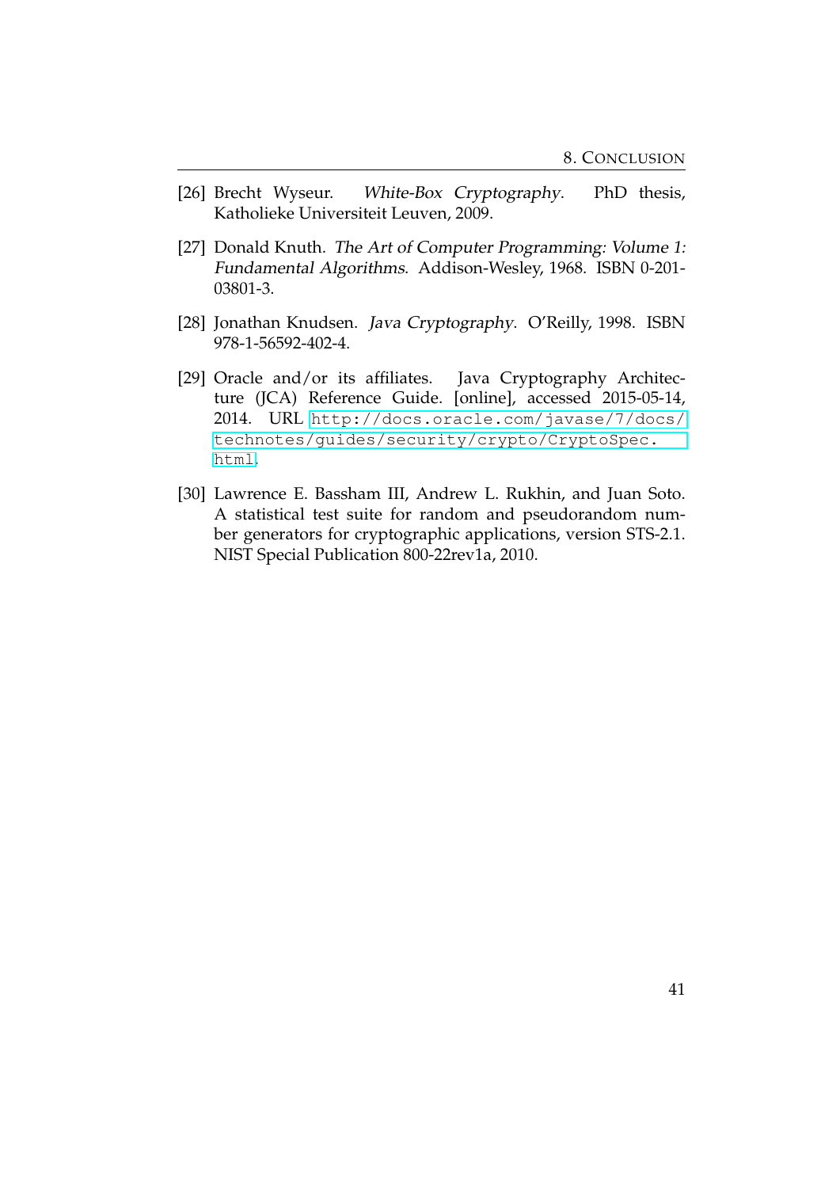[26] Brecht Wyseur. *White-Box Cryptography*. PhD thesis, Katholieke Universiteit Leuven, 2009.

[27] Donald Knuth. *The Art of Computer Programming: Volume 1: Fundamental Algorithms*. Addison-Wesley, 1968. ISBN 0-201-03801-3.

[28] Jonathan Knudsen. *Java Cryptography*. O'Reilly, 1998. ISBN 978-1-56592-402-4.

[29] Oracle and/or its affiliates. Java Cryptography Architecture (JCA) Reference Guide. [online], accessed 2015-05-14, 2014. URL http://docs.oracle.com/javase/7/docs/technotes/guides/security/crypto/CryptoSpec.html.

[30] Lawrence E. Bassham III, Andrew L. Rukhin, and Juan Soto. A statistical test suite for random and pseudorandom number generators for cryptographic applications, version STS-2.1. NIST Special Publication 800-22rev1a, 2010.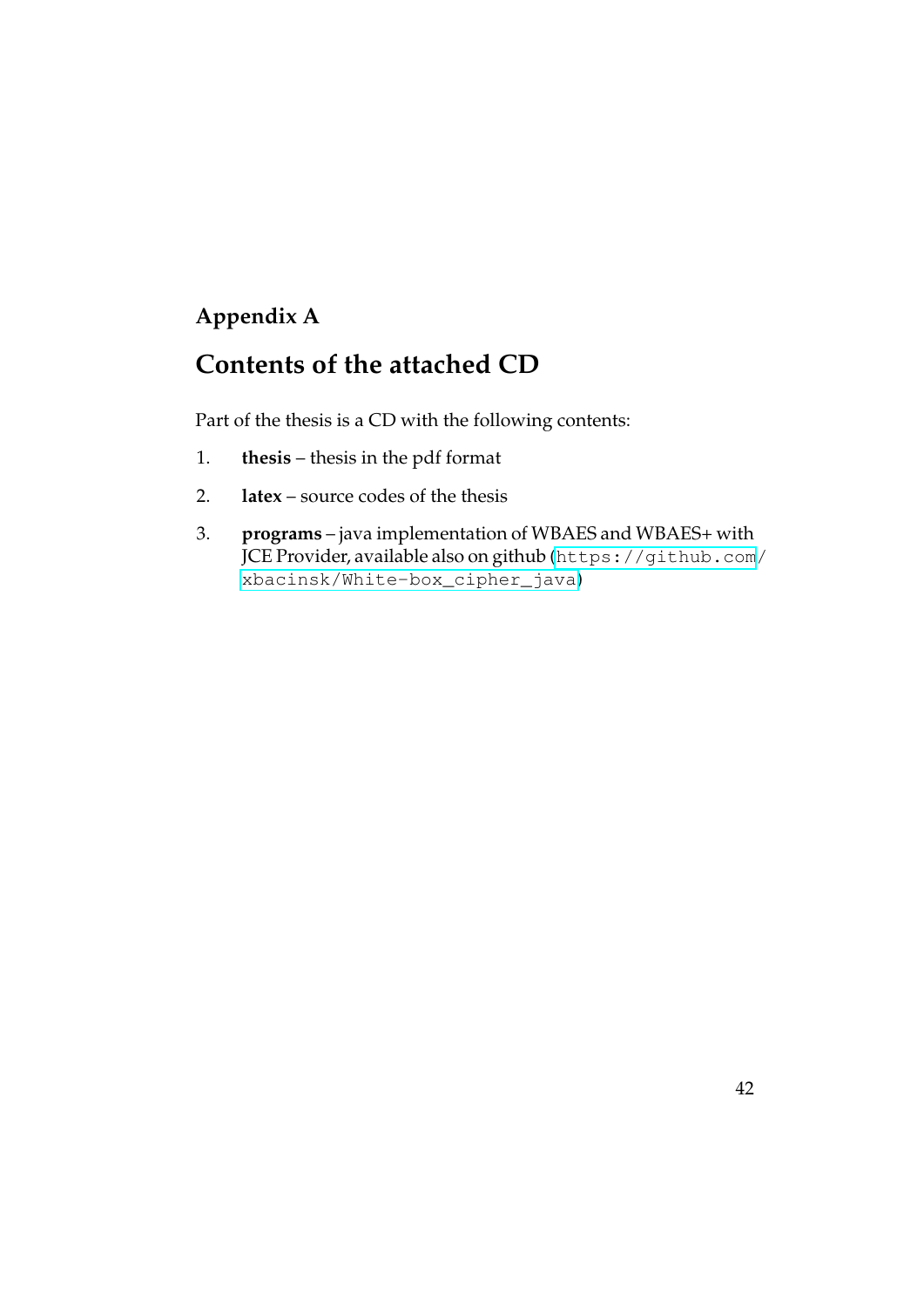# Appendix A

# Contents of the attached CD

Part of the thesis is a CD with the following contents:

1. **thesis** – thesis in the pdf format
2. **latex** – source codes of the thesis
3. **programs** – java implementation of WBAES and WBAES+ with JCE Provider, available also on github (https://github.com/xbacinsk/White-box_cipher_java)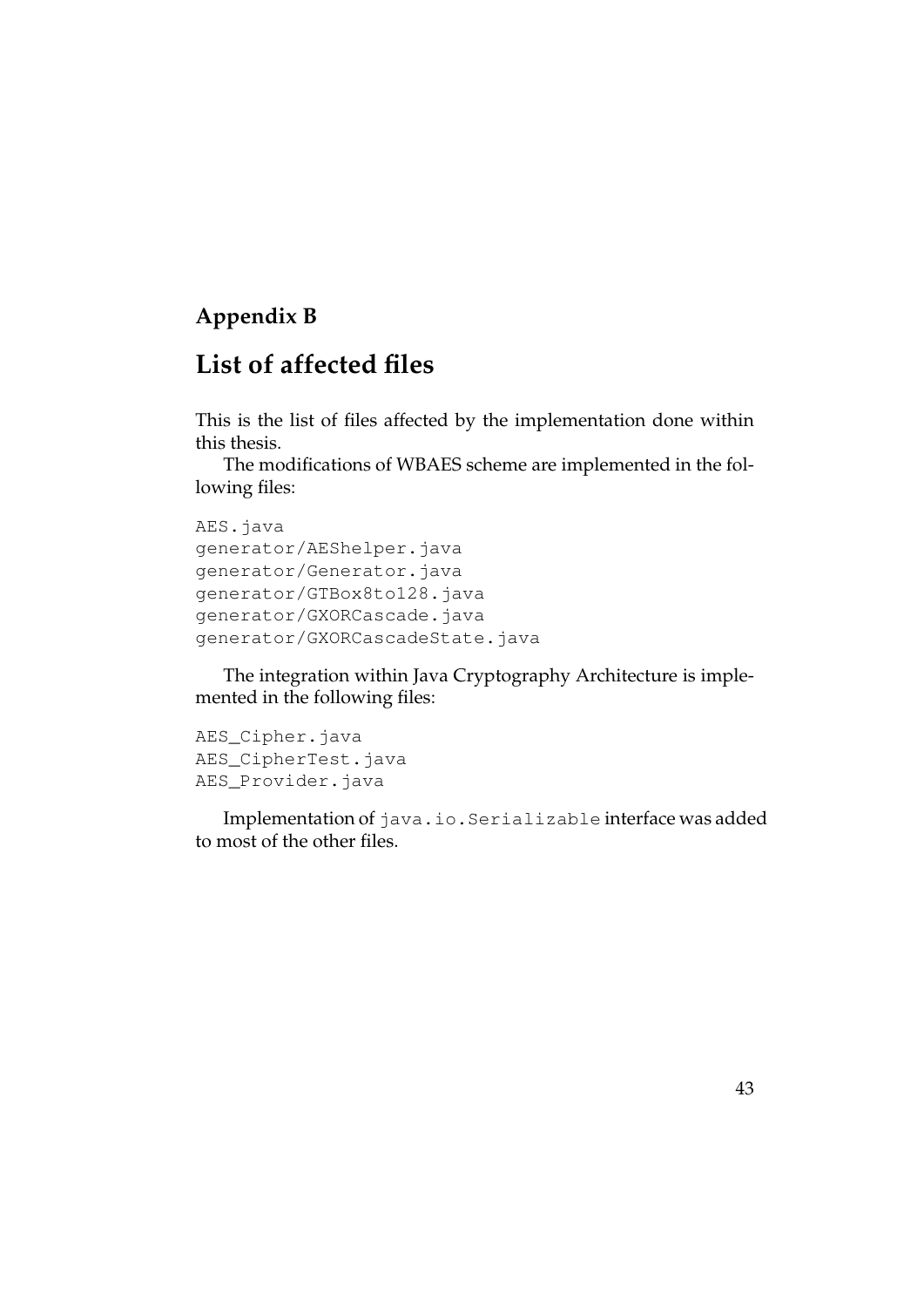# Appendix B

# List of affected files

This is the list of files affected by the implementation done within this thesis.

The modifications of WBAES scheme are implemented in the following files:

```
AES.java
generator/AEShelper.java
generator/Generator.java
generator/GTBox8to128.java
generator/GXORCascade.java
generator/GXORCascadeState.java
```

The integration within Java Cryptography Architecture is implemented in the following files:

```
AES_Cipher.java
AES_CipherTest.java
AES_Provider.java
```

Implementation of `java.io.Serializable` interface was added to most of the other files.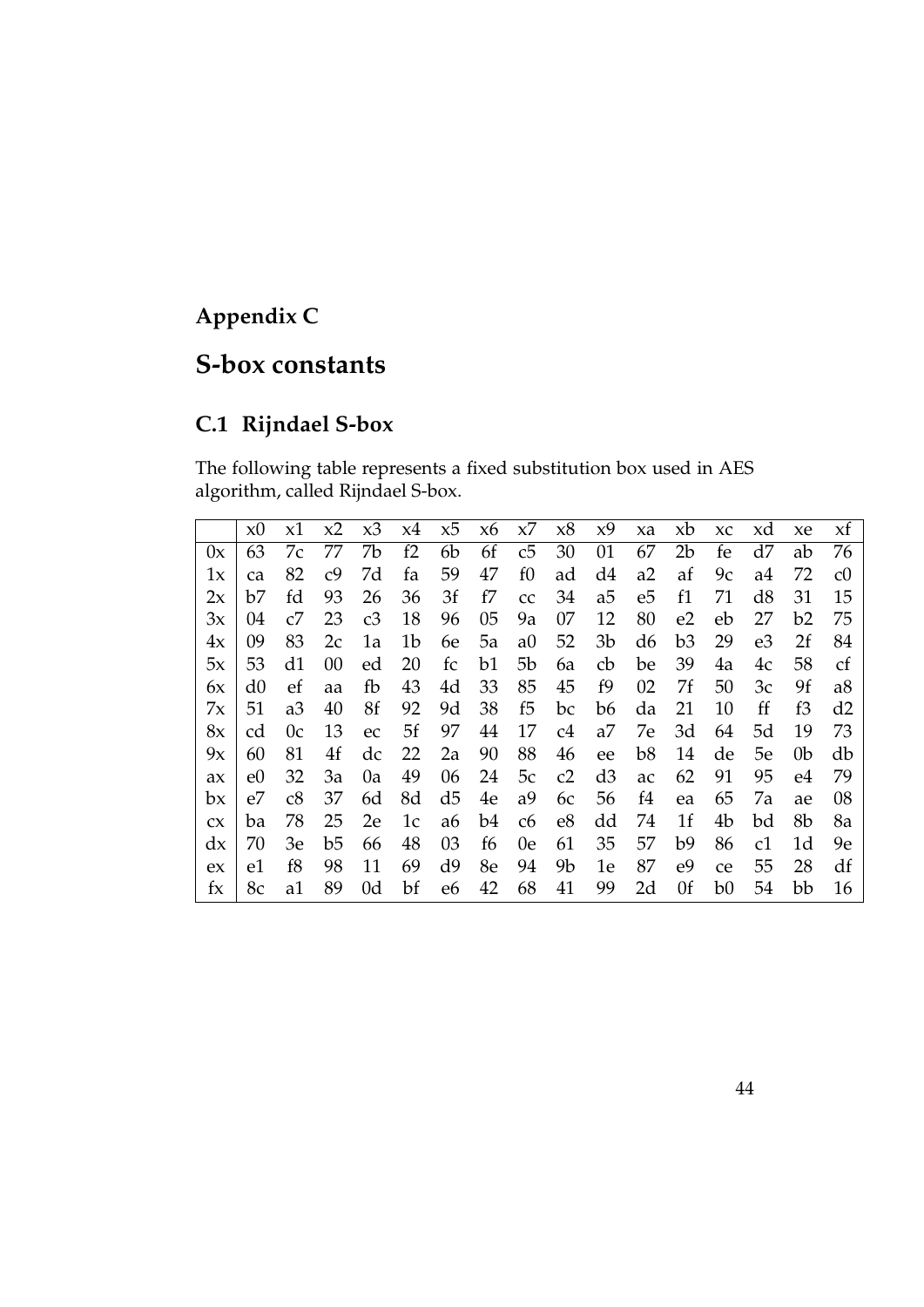# Appendix C

# S-box constants

## C.1 Rijndael S-box

The following table represents a fixed substitution box used in AES algorithm, called Rijndael S-box.

| | x0 | x1 | x2 | x3 | x4 | x5 | x6 | x7 | x8 | x9 | xa | xb | xc | xd | xe | xf |
|---|---|---|---|---|---|---|---|---|---|---|---|---|---|---|---|---|
| 0x | 63 | 7c | 77 | 7b | f2 | 6b | 6f | c5 | 30 | 01 | 67 | 2b | fe | d7 | ab | 76 |
| 1x | ca | 82 | c9 | 7d | fa | 59 | 47 | f0 | ad | d4 | a2 | af | 9c | a4 | 72 | c0 |
| 2x | b7 | fd | 93 | 26 | 36 | 3f | f7 | cc | 34 | a5 | e5 | f1 | 71 | d8 | 31 | 15 |
| 3x | 04 | c7 | 23 | c3 | 18 | 96 | 05 | 9a | 07 | 12 | 80 | e2 | eb | 27 | b2 | 75 |
| 4x | 09 | 83 | 2c | 1a | 1b | 6e | 5a | a0 | 52 | 3b | d6 | b3 | 29 | e3 | 2f | 84 |
| 5x | 53 | d1 | 00 | ed | 20 | fc | b1 | 5b | 6a | cb | be | 39 | 4a | 4c | 58 | cf |
| 6x | d0 | ef | aa | fb | 43 | 4d | 33 | 85 | 45 | f9 | 02 | 7f | 50 | 3c | 9f | a8 |
| 7x | 51 | a3 | 40 | 8f | 92 | 9d | 38 | f5 | bc | b6 | da | 21 | 10 | ff | f3 | d2 |
| 8x | cd | 0c | 13 | ec | 5f | 97 | 44 | 17 | c4 | a7 | 7e | 3d | 64 | 5d | 19 | 73 |
| 9x | 60 | 81 | 4f | dc | 22 | 2a | 90 | 88 | 46 | ee | b8 | 14 | de | 5e | 0b | db |
| ax | e0 | 32 | 3a | 0a | 49 | 06 | 24 | 5c | c2 | d3 | ac | 62 | 91 | 95 | e4 | 79 |
| bx | e7 | c8 | 37 | 6d | 8d | d5 | 4e | a9 | 6c | 56 | f4 | ea | 65 | 7a | ae | 08 |
| cx | ba | 78 | 25 | 2e | 1c | a6 | b4 | c6 | e8 | dd | 74 | 1f | 4b | bd | 8b | 8a |
| dx | 70 | 3e | b5 | 66 | 48 | 03 | f6 | 0e | 61 | 35 | 57 | b9 | 86 | c1 | 1d | 9e |
| ex | e1 | f8 | 98 | 11 | 69 | d9 | 8e | 94 | 9b | 1e | 87 | e9 | ce | 55 | 28 | df |
| fx | 8c | a1 | 89 | 0d | bf | e6 | 42 | 68 | 41 | 99 | 2d | 0f | b0 | 54 | bb | 16 |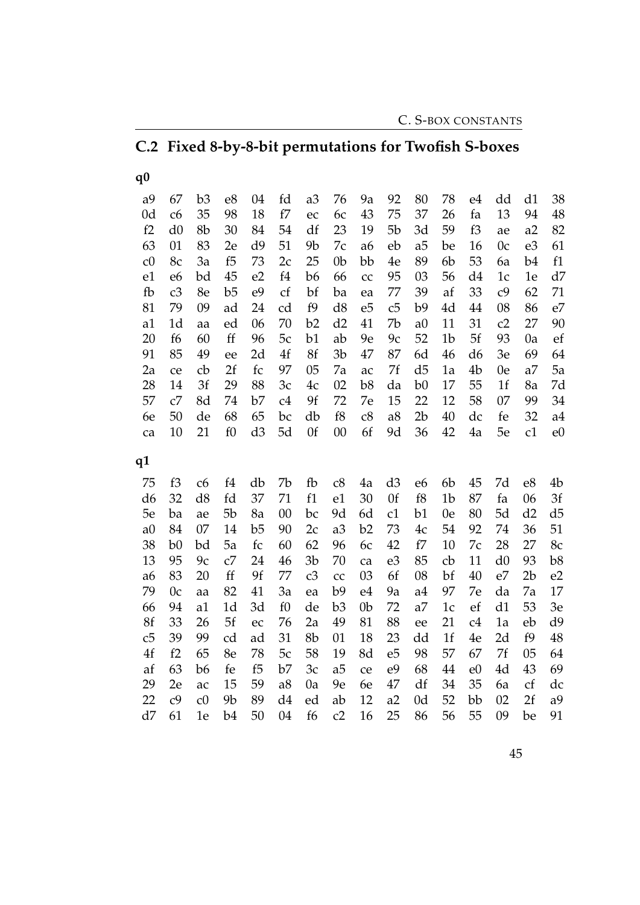## C.2 Fixed 8-by-8-bit permutations for Twofish S-boxes

**q0**

| | | | | | | | | | | | | | | | |
|---|---|---|---|---|---|---|---|---|---|---|---|---|---|---|---|
| a9 | 67 | b3 | e8 | 04 | fd | a3 | 76 | 9a | 92 | 80 | 78 | e4 | dd | d1 | 38 |
| 0d | c6 | 35 | 98 | 18 | f7 | ec | 6c | 43 | 75 | 37 | 26 | fa | 13 | 94 | 48 |
| f2 | d0 | 8b | 30 | 84 | 54 | df | 23 | 19 | 5b | 3d | 59 | f3 | ae | a2 | 82 |
| 63 | 01 | 83 | 2e | d9 | 51 | 9b | 7c | a6 | eb | a5 | be | 16 | 0c | e3 | 61 |
| c0 | 8c | 3a | f5 | 73 | 2c | 25 | 0b | bb | 4e | 89 | 6b | 53 | 6a | b4 | f1 |
| e1 | e6 | bd | 45 | e2 | f4 | b6 | 66 | cc | 95 | 03 | 56 | d4 | 1c | 1e | d7 |
| fb | c3 | 8e | b5 | e9 | cf | bf | ba | ea | 77 | 39 | af | 33 | c9 | 62 | 71 |
| 81 | 79 | 09 | ad | 24 | cd | f9 | d8 | e5 | c5 | b9 | 4d | 44 | 08 | 86 | e7 |
| a1 | 1d | aa | ed | 06 | 70 | b2 | d2 | 41 | 7b | a0 | 11 | 31 | c2 | 27 | 90 |
| 20 | f6 | 60 | ff | 96 | 5c | b1 | ab | 9e | 9c | 52 | 1b | 5f | 93 | 0a | ef |
| 91 | 85 | 49 | ee | 2d | 4f | 8f | 3b | 47 | 87 | 6d | 46 | d6 | 3e | 69 | 64 |
| 2a | ce | cb | 2f | fc | 97 | 05 | 7a | ac | 7f | d5 | 1a | 4b | 0e | a7 | 5a |
| 28 | 14 | 3f | 29 | 88 | 3c | 4c | 02 | b8 | da | b0 | 17 | 55 | 1f | 8a | 7d |
| 57 | c7 | 8d | 74 | b7 | c4 | 9f | 72 | 7e | 15 | 22 | 12 | 58 | 07 | 99 | 34 |
| 6e | 50 | de | 68 | 65 | bc | db | f8 | c8 | a8 | 2b | 40 | dc | fe | 32 | a4 |
| ca | 10 | 21 | f0 | d3 | 5d | 0f | 00 | 6f | 9d | 36 | 42 | 4a | 5e | c1 | e0 |

**q1**

| | | | | | | | | | | | | | | | |
|---|---|---|---|---|---|---|---|---|---|---|---|---|---|---|---|
| 75 | f3 | c6 | f4 | db | 7b | fb | c8 | 4a | d3 | e6 | 6b | 45 | 7d | e8 | 4b |
| d6 | 32 | d8 | fd | 37 | 71 | f1 | e1 | 30 | 0f | f8 | 1b | 87 | fa | 06 | 3f |
| 5e | ba | ae | 5b | 8a | 00 | bc | 9d | 6d | c1 | b1 | 0e | 80 | 5d | d2 | d5 |
| a0 | 84 | 07 | 14 | b5 | 90 | 2c | a3 | b2 | 73 | 4c | 54 | 92 | 74 | 36 | 51 |
| 38 | b0 | bd | 5a | fc | 60 | 62 | 96 | 6c | 42 | f7 | 10 | 7c | 28 | 27 | 8c |
| 13 | 95 | 9c | c7 | 24 | 46 | 3b | 70 | ca | e3 | 85 | cb | 11 | d0 | 93 | b8 |
| a6 | 83 | 20 | ff | 9f | 77 | c3 | cc | 03 | 6f | 08 | bf | 40 | e7 | 2b | e2 |
| 79 | 0c | aa | 82 | 41 | 3a | ea | b9 | e4 | 9a | a4 | 97 | 7e | da | 7a | 17 |
| 66 | 94 | a1 | 1d | 3d | f0 | de | b3 | 0b | 72 | a7 | 1c | ef | d1 | 53 | 3e |
| 8f | 33 | 26 | 5f | ec | 76 | 2a | 49 | 81 | 88 | ee | 21 | c4 | 1a | eb | d9 |
| c5 | 39 | 99 | cd | ad | 31 | 8b | 01 | 18 | 23 | dd | 1f | 4e | 2d | f9 | 48 |
| 4f | f2 | 65 | 8e | 78 | 5c | 58 | 19 | 8d | e5 | 98 | 57 | 67 | 7f | 05 | 64 |
| af | 63 | b6 | fe | f5 | b7 | 3c | a5 | ce | e9 | 68 | 44 | e0 | 4d | 43 | 69 |
| 29 | 2e | ac | 15 | 59 | a8 | 0a | 9e | 6e | 47 | df | 34 | 35 | 6a | cf | dc |
| 22 | c9 | c0 | 9b | 89 | d4 | ed | ab | 12 | a2 | 0d | 52 | bb | 02 | 2f | a9 |
| d7 | 61 | 1e | b4 | 50 | 04 | f6 | c2 | 16 | 25 | 86 | 56 | 55 | 09 | be | 91 |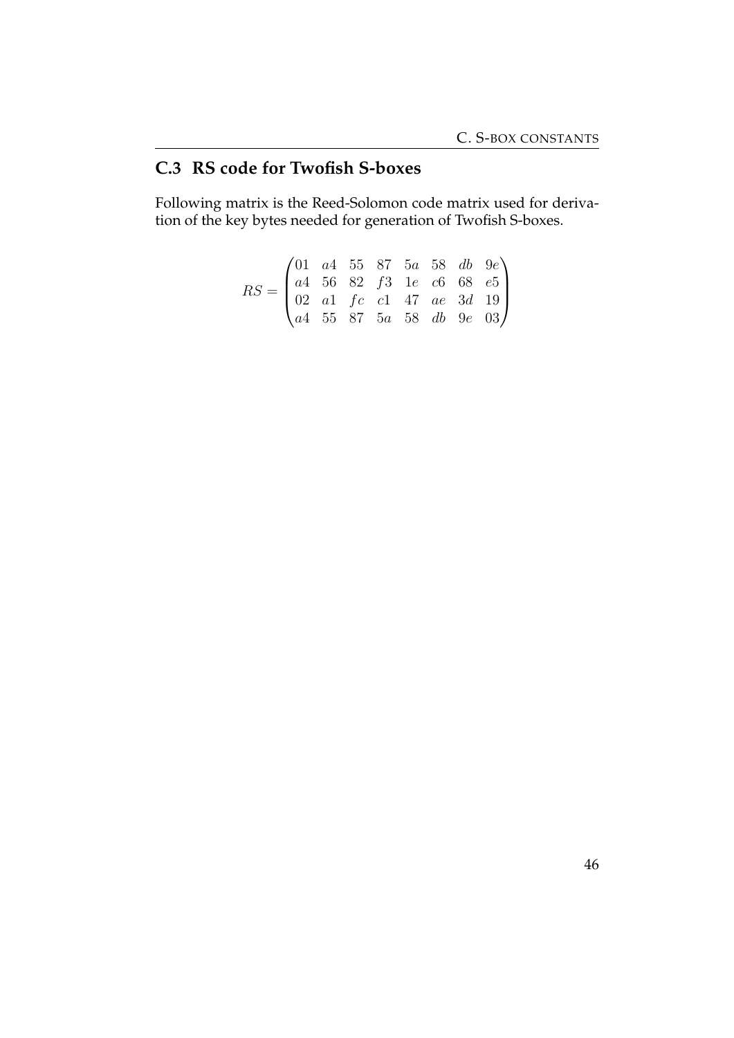## C.3 RS code for Twofish S-boxes

Following matrix is the Reed-Solomon code matrix used for derivation of the key bytes needed for generation of Twofish S-boxes.

$$RS = \begin{pmatrix} 01 & a4 & 55 & 87 & 5a & 58 & db & 9e \\ a4 & 56 & 82 & f3 & 1e & c6 & 68 & e5 \\ 02 & a1 & fc & c1 & 47 & ae & 3d & 19 \\ a4 & 55 & 87 & 5a & 58 & db & 9e & 03 \end{pmatrix}$$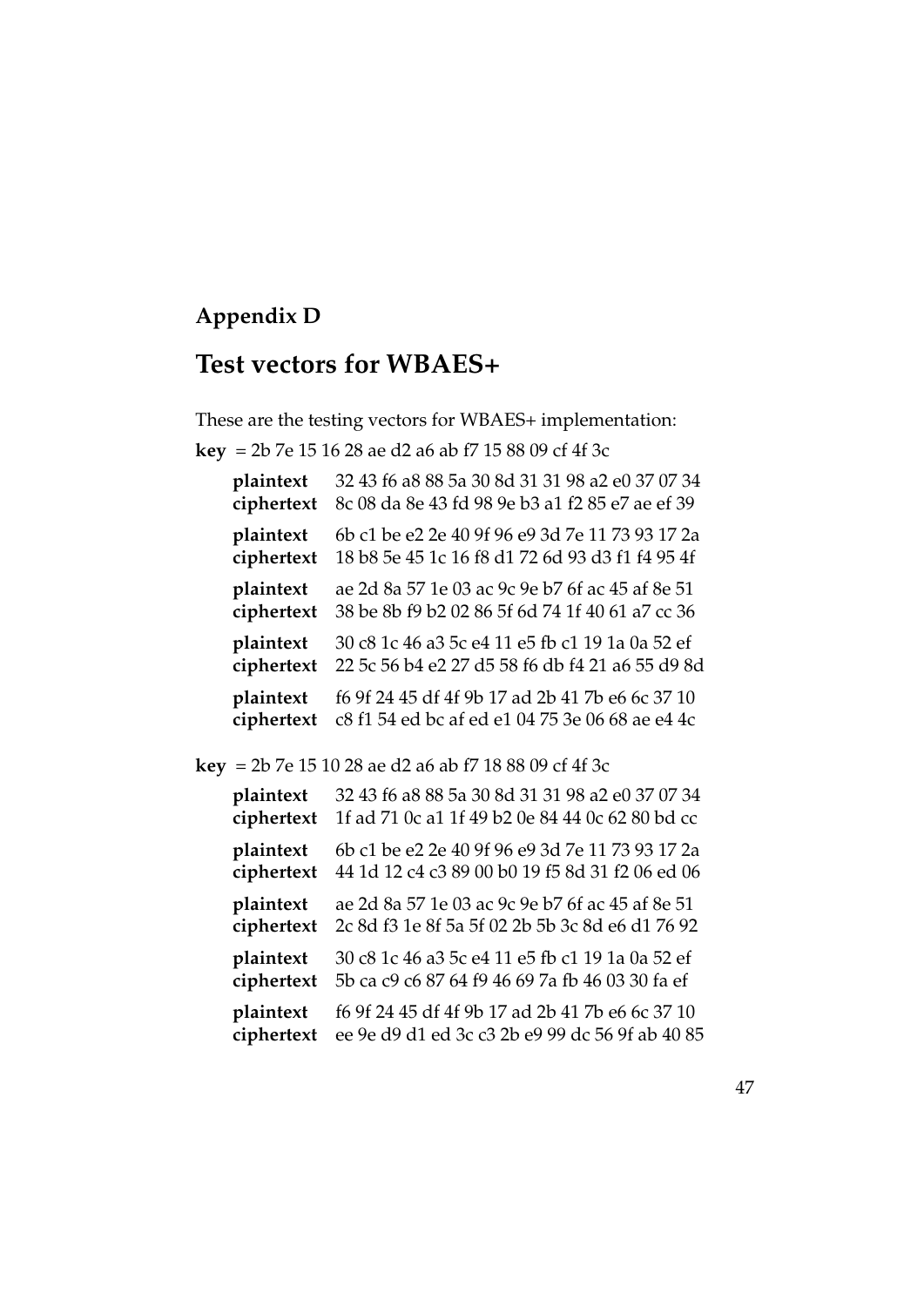# Appendix D

# Test vectors for WBAES+

These are the testing vectors for WBAES+ implementation:

**key** = 2b 7e 15 16 28 ae d2 a6 ab f7 15 88 09 cf 4f 3c

| | |
|---|---|
| **plaintext** | 32 43 f6 a8 88 5a 30 8d 31 31 98 a2 e0 37 07 34 |
| **ciphertext** | 8c 08 da 8e 43 fd 98 9e b3 a1 f2 85 e7 ae ef 39 |
| **plaintext** | 6b c1 be e2 2e 40 9f 96 e9 3d 7e 11 73 93 17 2a |
| **ciphertext** | 18 b8 5e 45 1c 16 f8 d1 72 6d 93 d3 f1 f4 95 4f |
| **plaintext** | ae 2d 8a 57 1e 03 ac 9c 9e b7 6f ac 45 af 8e 51 |
| **ciphertext** | 38 be 8b f9 b2 02 86 5f 6d 74 1f 40 61 a7 cc 36 |
| **plaintext** | 30 c8 1c 46 a3 5c e4 11 e5 fb c1 19 1a 0a 52 ef |
| **ciphertext** | 22 5c 56 b4 e2 27 d5 58 f6 db f4 21 a6 55 d9 8d |
| **plaintext** | f6 9f 24 45 df 4f 9b 17 ad 2b 41 7b e6 6c 37 10 |
| **ciphertext** | c8 f1 54 ed bc af ed e1 04 75 3e 06 68 ae e4 4c |

**key** = 2b 7e 15 10 28 ae d2 a6 ab f7 18 88 09 cf 4f 3c

| | |
|---|---|
| **plaintext** | 32 43 f6 a8 88 5a 30 8d 31 31 98 a2 e0 37 07 34 |
| **ciphertext** | 1f ad 71 0c a1 1f 49 b2 0e 84 44 0c 62 80 bd cc |
| **plaintext** | 6b c1 be e2 2e 40 9f 96 e9 3d 7e 11 73 93 17 2a |
| **ciphertext** | 44 1d 12 c4 c3 89 00 b0 19 f5 8d 31 f2 06 ed 06 |
| **plaintext** | ae 2d 8a 57 1e 03 ac 9c 9e b7 6f ac 45 af 8e 51 |
| **ciphertext** | 2c 8d f3 1e 8f 5a 5f 02 2b 5b 3c 8d e6 d1 76 92 |
| **plaintext** | 30 c8 1c 46 a3 5c e4 11 e5 fb c1 19 1a 0a 52 ef |
| **ciphertext** | 5b ca c9 c6 87 64 f9 46 69 7a fb 46 03 30 fa ef |
| **plaintext** | f6 9f 24 45 df 4f 9b 17 ad 2b 41 7b e6 6c 37 10 |
| **ciphertext** | ee 9e d9 d1 ed 3c c3 2b e9 99 dc 56 9f ab 40 85 |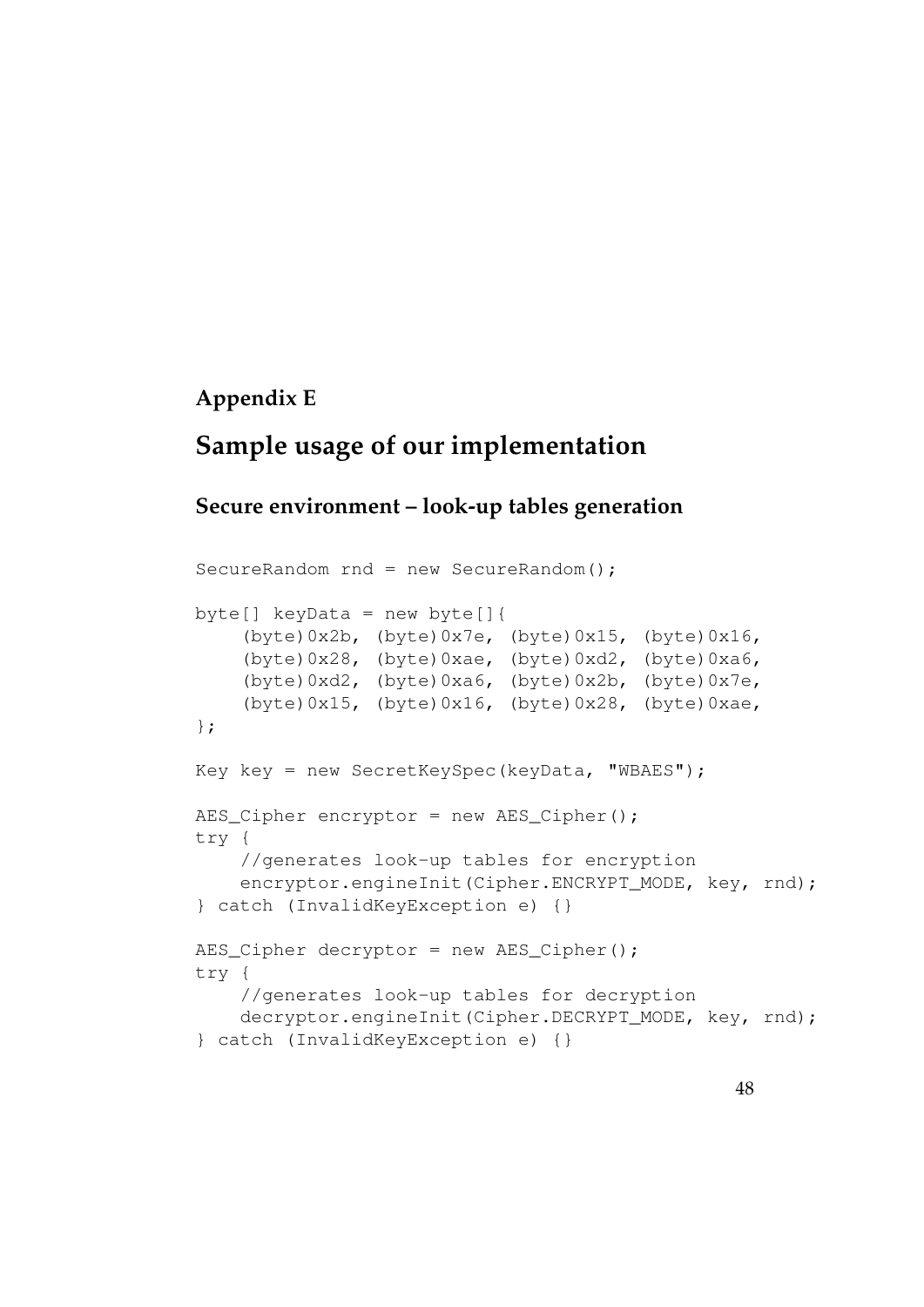# Appendix E

# Sample usage of our implementation

## Secure environment – look-up tables generation

```
SecureRandom rnd = new SecureRandom();

byte[] keyData = new byte[]{
    (byte)0x2b, (byte)0x7e, (byte)0x15, (byte)0x16,
    (byte)0x28, (byte)0xae, (byte)0xd2, (byte)0xa6,
    (byte)0xd2, (byte)0xa6, (byte)0x2b, (byte)0x7e,
    (byte)0x15, (byte)0x16, (byte)0x28, (byte)0xae,
};

Key key = new SecretKeySpec(keyData, "WBAES");

AES_Cipher encryptor = new AES_Cipher();
try {
    //generates look-up tables for encryption
    encryptor.engineInit(Cipher.ENCRYPT_MODE, key, rnd);
} catch (InvalidKeyException e) {}

AES_Cipher decryptor = new AES_Cipher();
try {
    //generates look-up tables for decryption
    decryptor.engineInit(Cipher.DECRYPT_MODE, key, rnd);
} catch (InvalidKeyException e) {}
```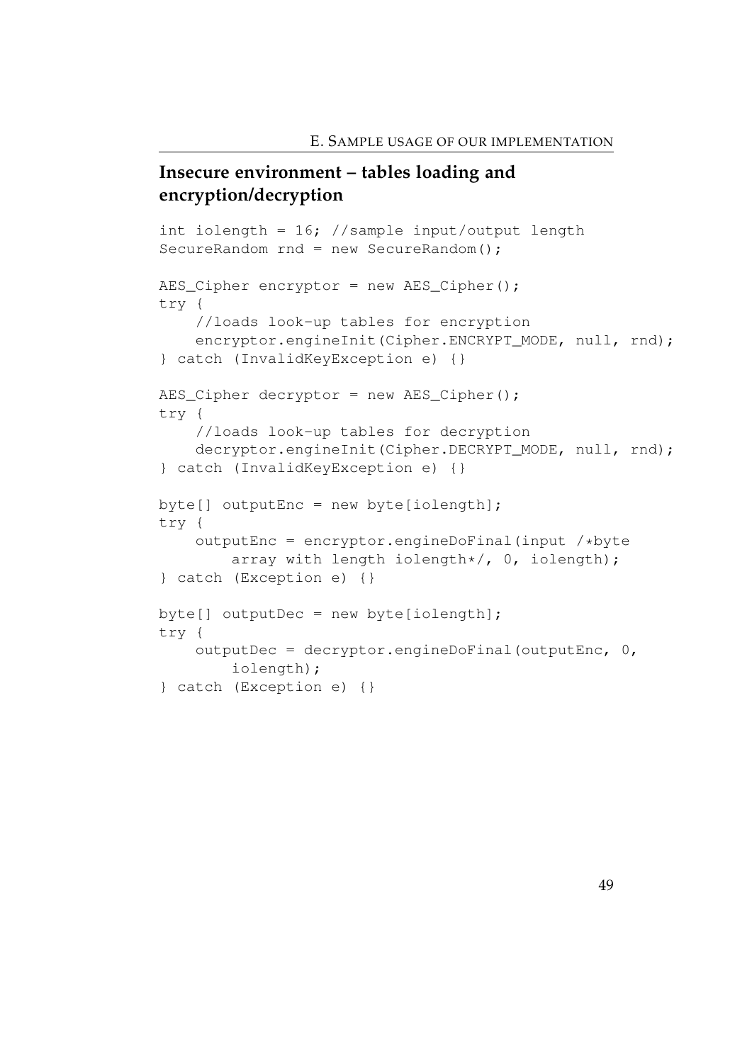## Insecure environment – tables loading and encryption/decryption

```
int iolength = 16; //sample input/output length
SecureRandom rnd = new SecureRandom();

AES_Cipher encryptor = new AES_Cipher();
try {
    //loads look-up tables for encryption
    encryptor.engineInit(Cipher.ENCRYPT_MODE, null, rnd);
} catch (InvalidKeyException e) {}

AES_Cipher decryptor = new AES_Cipher();
try {
    //loads look-up tables for decryption
    decryptor.engineInit(Cipher.DECRYPT_MODE, null, rnd);
} catch (InvalidKeyException e) {}

byte[] outputEnc = new byte[iolength];
try {
    outputEnc = encryptor.engineDoFinal(input /*byte
        array with length iolength*/, 0, iolength);
} catch (Exception e) {}

byte[] outputDec = new byte[iolength];
try {
    outputDec = decryptor.engineDoFinal(outputEnc, 0,
        iolength);
} catch (Exception e) {}
```